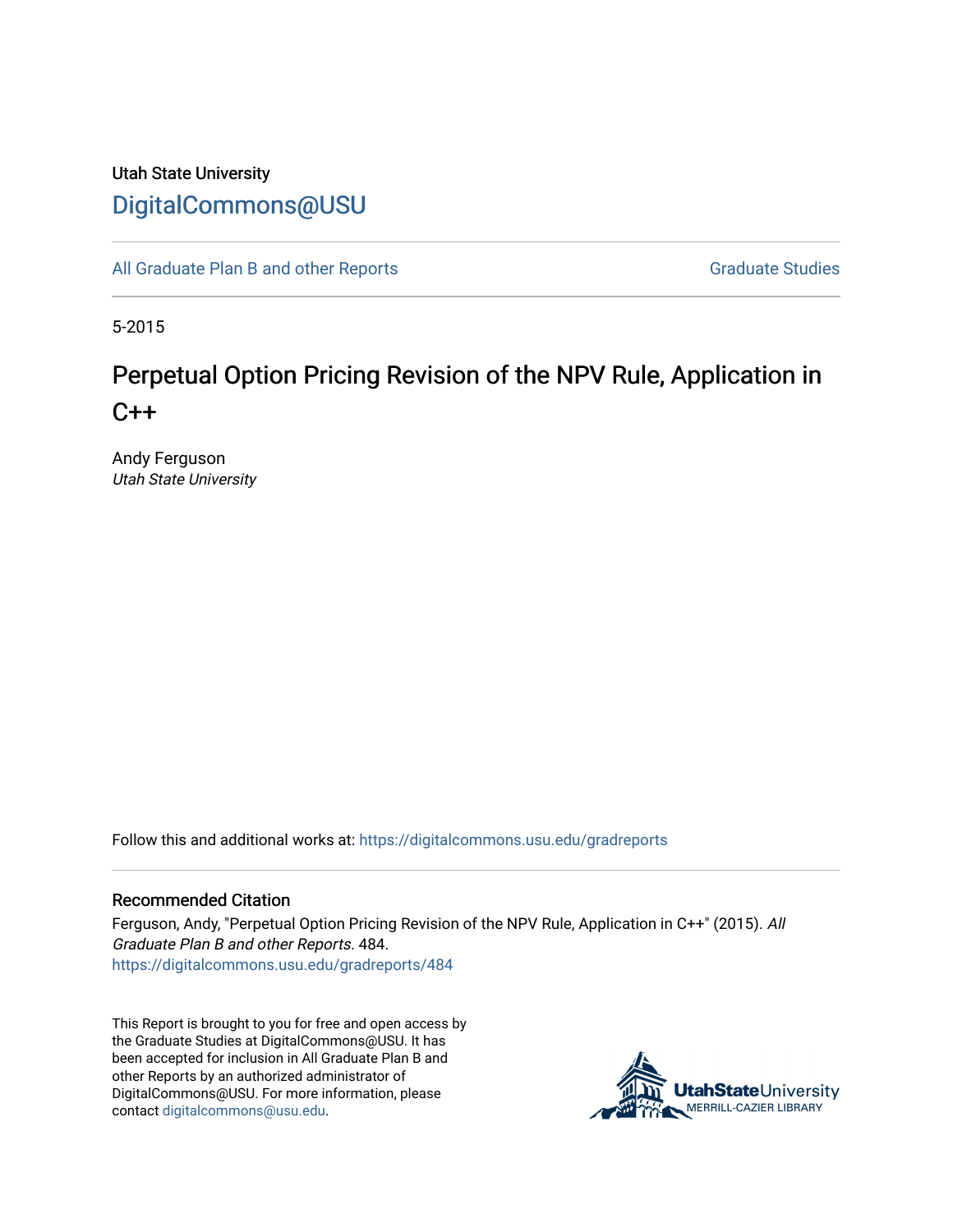Utah State University

DigitalCommons@USU

All Graduate Plan B and other Reports

Graduate Studies

5-2015

# Perpetual Option Pricing Revision of the NPV Rule, Application in C++

Andy Ferguson
*Utah State University*

Follow this and additional works at: https://digitalcommons.usu.edu/gradreports

## Recommended Citation

Ferguson, Andy, "Perpetual Option Pricing Revision of the NPV Rule, Application in C++" (2015). *All Graduate Plan B and other Reports*. 484.
https://digitalcommons.usu.edu/gradreports/484

This Report is brought to you for free and open access by the Graduate Studies at DigitalCommons@USU. It has been accepted for inclusion in All Graduate Plan B and other Reports by an authorized administrator of DigitalCommons@USU. For more information, please contact digitalcommons@usu.edu.

UtahStateUniversity
MERRILL-CAZIER LIBRARY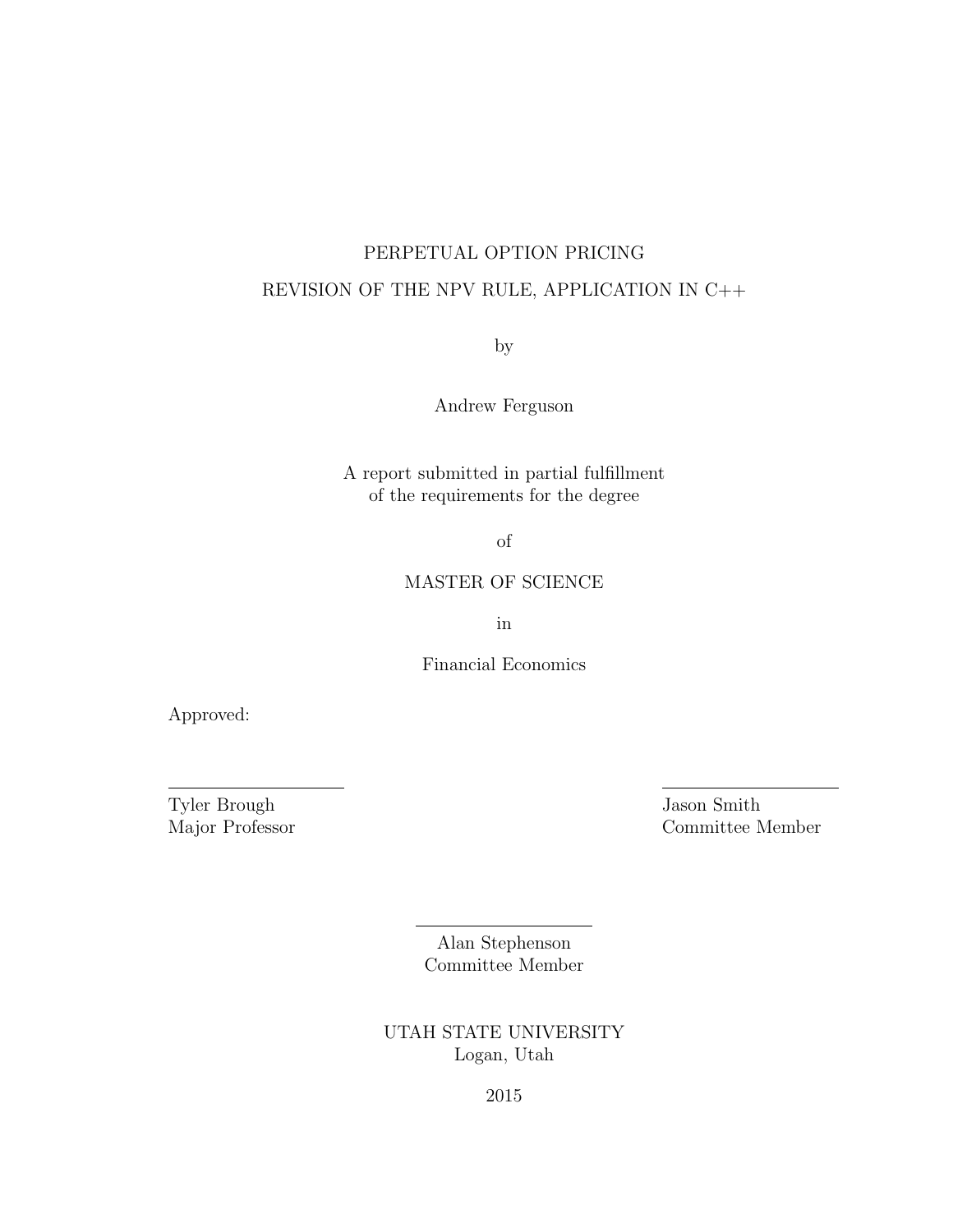PERPETUAL OPTION PRICING

REVISION OF THE NPV RULE, APPLICATION IN C++

by

Andrew Ferguson

A report submitted in partial fulfillment
of the requirements for the degree

of

MASTER OF SCIENCE

in

Financial Economics

Approved:

| | |
|---|---|
| Tyler Brough<br>Major Professor | Jason Smith<br>Committee Member |

Alan Stephenson
Committee Member

UTAH STATE UNIVERSITY
Logan, Utah

2015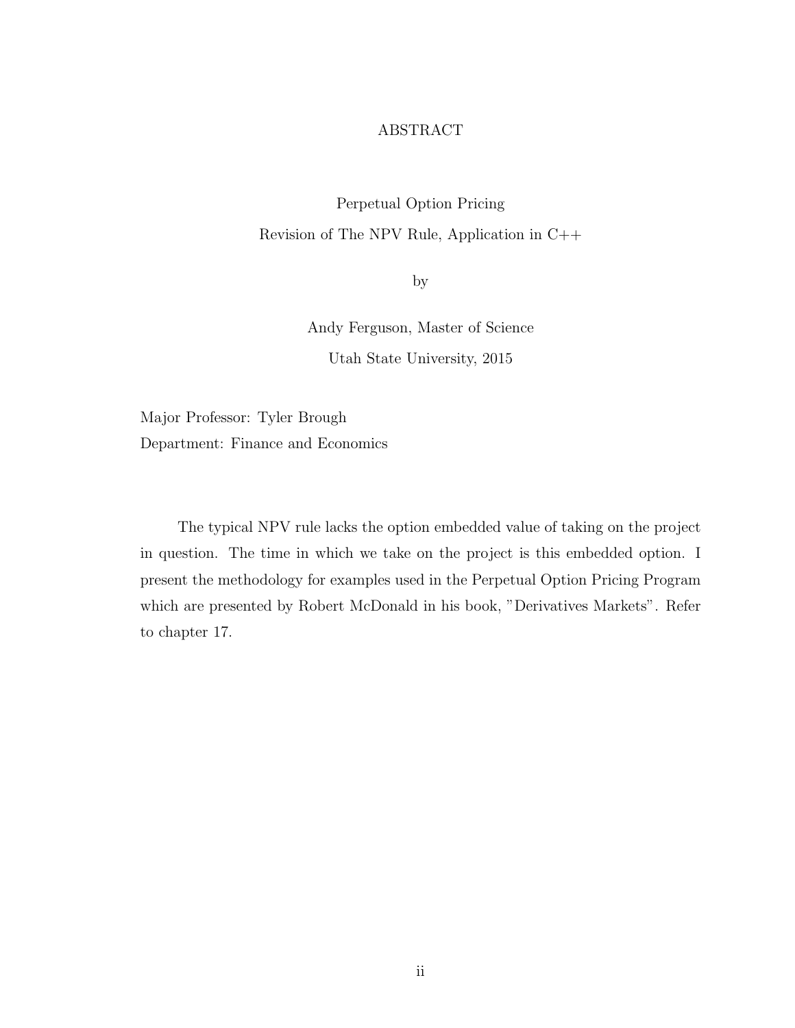# ABSTRACT

Perpetual Option Pricing

Revision of The NPV Rule, Application in C++

by

Andy Ferguson, Master of Science

Utah State University, 2015

Major Professor: Tyler Brough
Department: Finance and Economics

The typical NPV rule lacks the option embedded value of taking on the project in question. The time in which we take on the project is this embedded option. I present the methodology for examples used in the Perpetual Option Pricing Program which are presented by Robert McDonald in his book, "Derivatives Markets". Refer to chapter 17.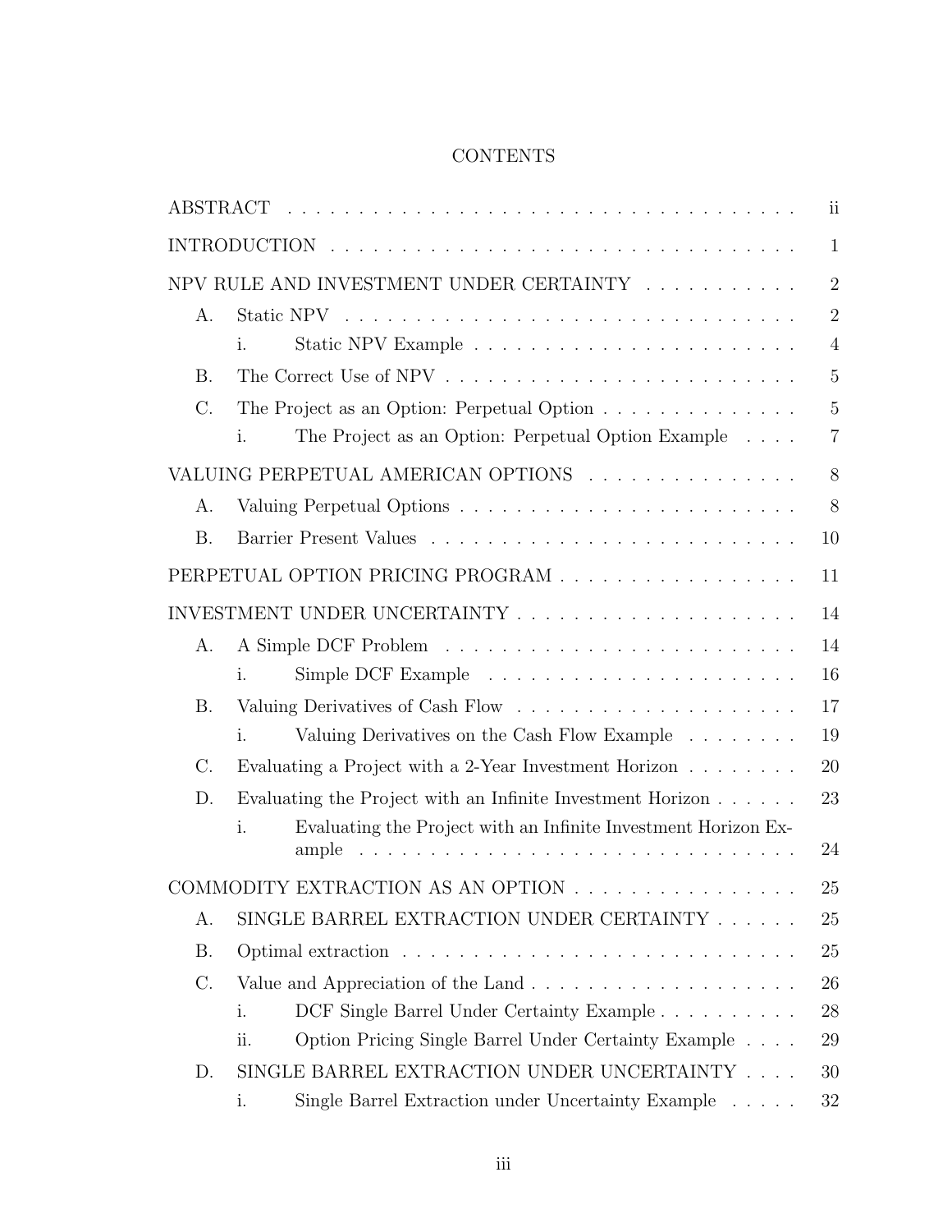# CONTENTS

ABSTRACT . . . . . . . . . . . . . . . . . . . . . . . . . . . . . . . . . . . . . . ii

INTRODUCTION . . . . . . . . . . . . . . . . . . . . . . . . . . . . . . . . . . . 1

NPV RULE AND INVESTMENT UNDER CERTAINTY . . . . . . . . . . . 2

- A. Static NPV . . . . . . . . . . . . . . . . . . . . . . . . . . . . . . . . . 2
  - i. Static NPV Example . . . . . . . . . . . . . . . . . . . . . . . . 4
- B. The Correct Use of NPV . . . . . . . . . . . . . . . . . . . . . . . . . 5
- C. The Project as an Option: Perpetual Option . . . . . . . . . . . . . . 5
  - i. The Project as an Option: Perpetual Option Example . . . . 7

VALUING PERPETUAL AMERICAN OPTIONS . . . . . . . . . . . . . . . . 8

- A. Valuing Perpetual Options . . . . . . . . . . . . . . . . . . . . . . . . 8
- B. Barrier Present Values . . . . . . . . . . . . . . . . . . . . . . . . . . 10

PERPETUAL OPTION PRICING PROGRAM . . . . . . . . . . . . . . . . . 11

INVESTMENT UNDER UNCERTAINTY . . . . . . . . . . . . . . . . . . . . 14

- A. A Simple DCF Problem . . . . . . . . . . . . . . . . . . . . . . . . . . 14
  - i. Simple DCF Example . . . . . . . . . . . . . . . . . . . . . . . 16
- B. Valuing Derivatives of Cash Flow . . . . . . . . . . . . . . . . . . . . 17
  - i. Valuing Derivatives on the Cash Flow Example . . . . . . . . 19
- C. Evaluating a Project with a 2-Year Investment Horizon . . . . . . . . 20
- D. Evaluating the Project with an Infinite Investment Horizon . . . . . . 23
  - i. Evaluating the Project with an Infinite Investment Horizon Example . . . . . . . . . . . . . . . . . . . . . . . . . . . . . . . . 24

COMMODITY EXTRACTION AS AN OPTION . . . . . . . . . . . . . . . . 25

- A. SINGLE BARREL EXTRACTION UNDER CERTAINTY . . . . . . 25
- B. Optimal extraction . . . . . . . . . . . . . . . . . . . . . . . . . . . . 25
- C. Value and Appreciation of the Land . . . . . . . . . . . . . . . . . . . 26
  - i. DCF Single Barrel Under Certainty Example . . . . . . . . . . 28
  - ii. Option Pricing Single Barrel Under Certainty Example . . . . 29
- D. SINGLE BARREL EXTRACTION UNDER UNCERTAINTY . . . . 30
  - i. Single Barrel Extraction under Uncertainty Example . . . . . 32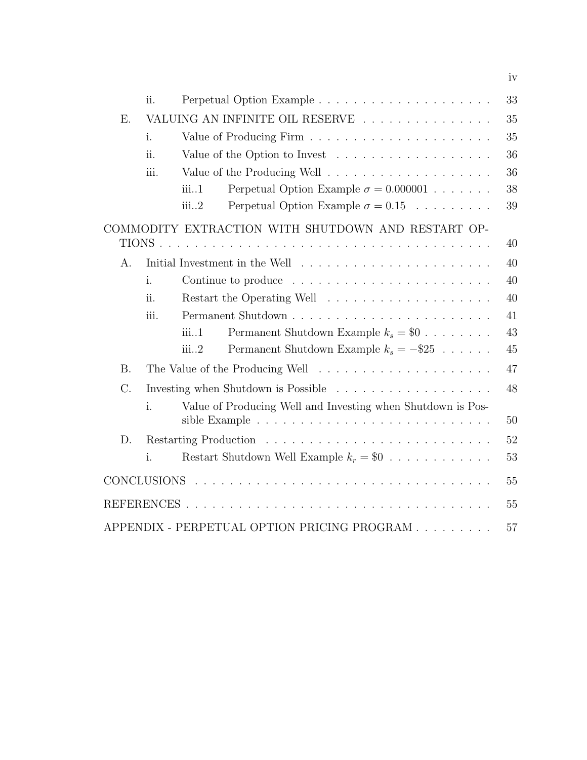- ii. Perpetual Option Example . . . . . . . . . . . . . . . . . . . . 33
- E. VALUING AN INFINITE OIL RESERVE . . . . . . . . . . . . . . . . 35
  - i. Value of Producing Firm . . . . . . . . . . . . . . . . . . . . . . 35
  - ii. Value of the Option to Invest . . . . . . . . . . . . . . . . . . . 36
  - iii. Value of the Producing Well . . . . . . . . . . . . . . . . . . . 36
    - iii..1 Perpetual Option Example $\sigma = 0.000001$ . . . . . . . 38
    - iii..2 Perpetual Option Example $\sigma = 0.15$ . . . . . . . . . 39

COMMODITY EXTRACTION WITH SHUTDOWN AND RESTART OPTIONS . . . . . . . . . . . . . . . . . . . . . . . . . . . . . . . . . . . . . . . 40

- A. Initial Investment in the Well . . . . . . . . . . . . . . . . . . . . . 40
  - i. Continue to produce . . . . . . . . . . . . . . . . . . . . . . . . 40
  - ii. Restart the Operating Well . . . . . . . . . . . . . . . . . . . . 40
  - iii. Permanent Shutdown . . . . . . . . . . . . . . . . . . . . . . . . 41
    - iii..1 Permanent Shutdown Example $k_s = \$0$ . . . . . . . . 43
    - iii..2 Permanent Shutdown Example $k_s = -\$25$ . . . . . . 45
- B. The Value of the Producing Well . . . . . . . . . . . . . . . . . . . 47
- C. Investing when Shutdown is Possible . . . . . . . . . . . . . . . . . 48
  - i. Value of Producing Well and Investing when Shutdown is Possible Example . . . . . . . . . . . . . . . . . . . . . . . . . . . 50
- D. Restarting Production . . . . . . . . . . . . . . . . . . . . . . . . . 52
  - i. Restart Shutdown Well Example $k_r = \$0$ . . . . . . . . . . . . 53

CONCLUSIONS . . . . . . . . . . . . . . . . . . . . . . . . . . . . . . . . . 55

REFERENCES . . . . . . . . . . . . . . . . . . . . . . . . . . . . . . . . . 55

APPENDIX - PERPETUAL OPTION PRICING PROGRAM . . . . . . . . . 57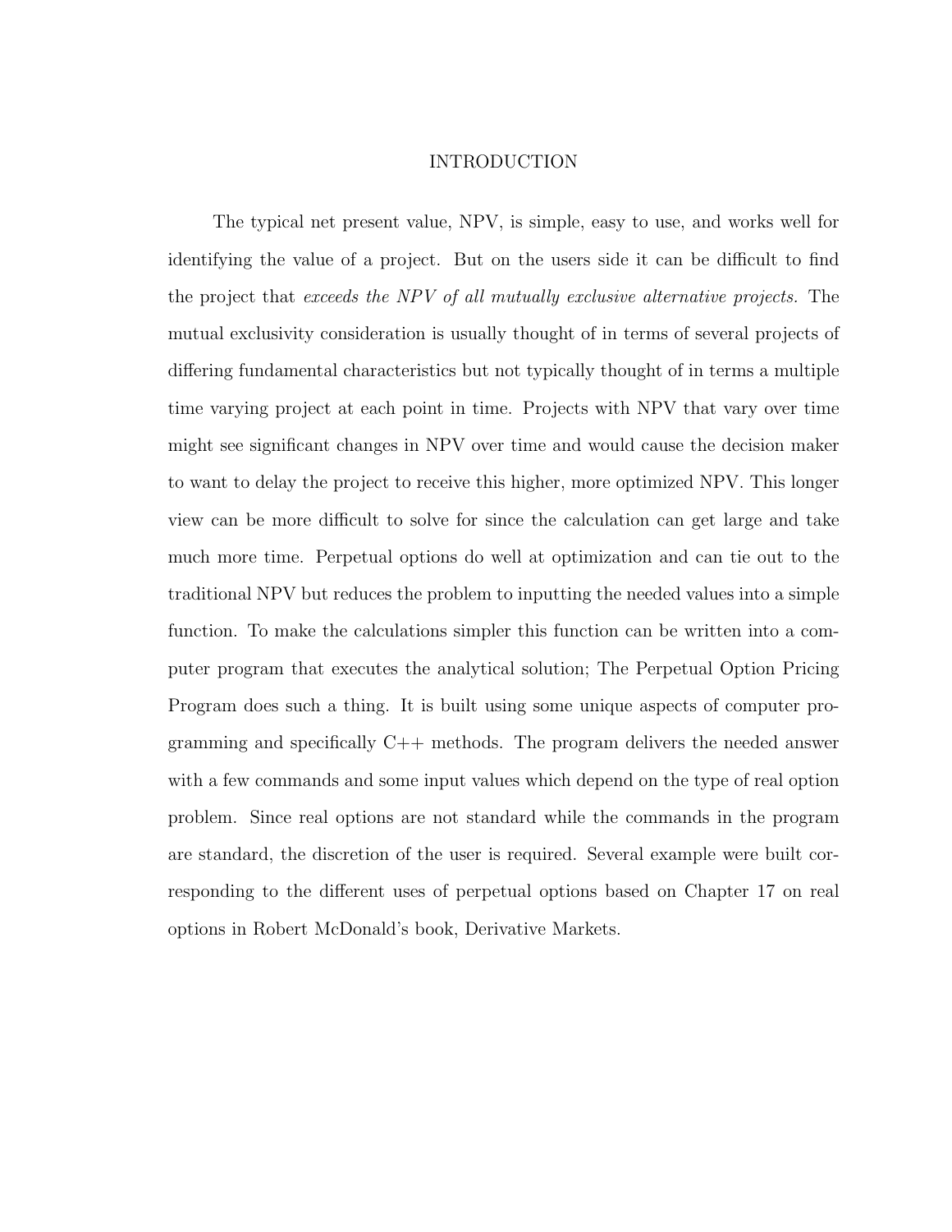# INTRODUCTION

The typical net present value, NPV, is simple, easy to use, and works well for identifying the value of a project. But on the users side it can be difficult to find the project that *exceeds the NPV of all mutually exclusive alternative projects.* The mutual exclusivity consideration is usually thought of in terms of several projects of differing fundamental characteristics but not typically thought of in terms a multiple time varying project at each point in time. Projects with NPV that vary over time might see significant changes in NPV over time and would cause the decision maker to want to delay the project to receive this higher, more optimized NPV. This longer view can be more difficult to solve for since the calculation can get large and take much more time. Perpetual options do well at optimization and can tie out to the traditional NPV but reduces the problem to inputting the needed values into a simple function. To make the calculations simpler this function can be written into a computer program that executes the analytical solution; The Perpetual Option Pricing Program does such a thing. It is built using some unique aspects of computer programming and specifically C++ methods. The program delivers the needed answer with a few commands and some input values which depend on the type of real option problem. Since real options are not standard while the commands in the program are standard, the discretion of the user is required. Several example were built corresponding to the different uses of perpetual options based on Chapter 17 on real options in Robert McDonald's book, Derivative Markets.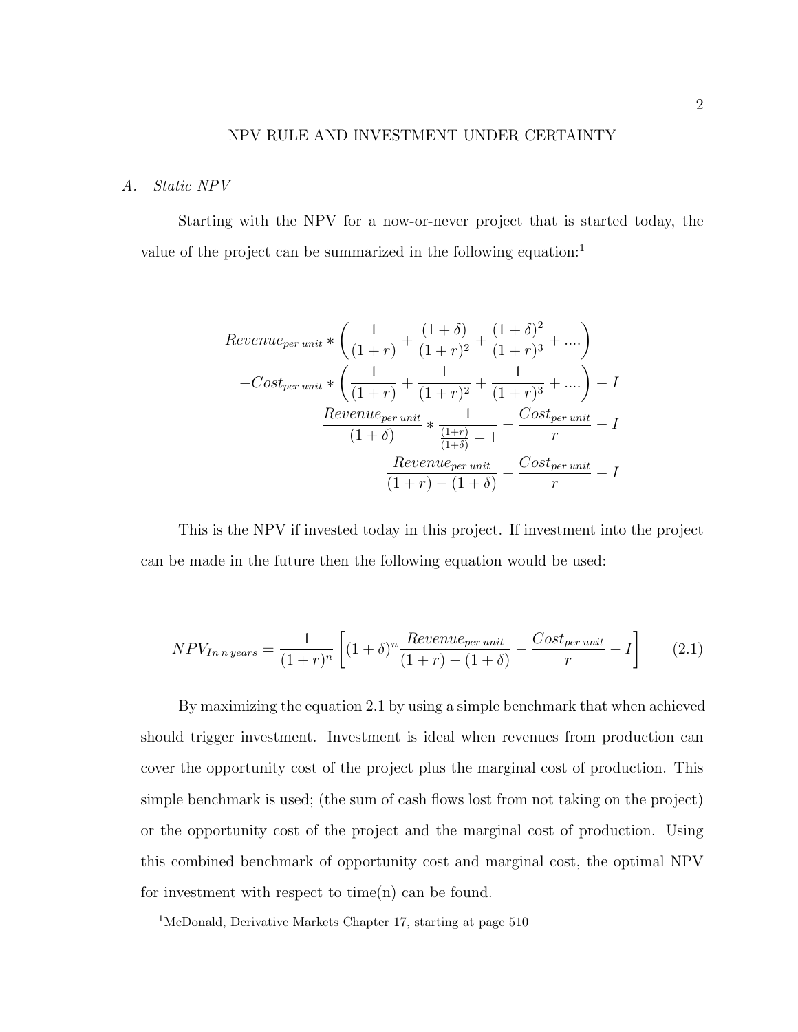## NPV RULE AND INVESTMENT UNDER CERTAINTY

### A. *Static NPV*

Starting with the NPV for a now-or-never project that is started today, the value of the project can be summarized in the following equation:[1]

$$
\begin{aligned}
&Revenue_{per\ unit} * \left( \frac{1}{(1+r)} + \frac{(1+\delta)}{(1+r)^2} + \frac{(1+\delta)^2}{(1+r)^3} + .... \right) \\
&-Cost_{per\ unit} * \left( \frac{1}{(1+r)} + \frac{1}{(1+r)^2} + \frac{1}{(1+r)^3} + .... \right) - I \\
&\frac{Revenue_{per\ unit}}{(1+\delta)} * \frac{1}{\frac{(1+r)}{(1+\delta)} - 1} - \frac{Cost_{per\ unit}}{r} - I \\
&\frac{Revenue_{per\ unit}}{(1+r)-(1+\delta)} - \frac{Cost_{per\ unit}}{r} - I
\end{aligned}
$$

This is the NPV if invested today in this project. If investment into the project can be made in the future then the following equation would be used:

$$
NPV_{In\ n\ years} = \frac{1}{(1+r)^n} \left[ (1+\delta)^n \frac{Revenue_{per\ unit}}{(1+r)-(1+\delta)} - \frac{Cost_{per\ unit}}{r} - I \right] \tag{2.1}
$$

By maximizing the equation 2.1 by using a simple benchmark that when achieved should trigger investment. Investment is ideal when revenues from production can cover the opportunity cost of the project plus the marginal cost of production. This simple benchmark is used; (the sum of cash flows lost from not taking on the project) or the opportunity cost of the project and the marginal cost of production. Using this combined benchmark of opportunity cost and marginal cost, the optimal NPV for investment with respect to time(n) can be found.

[1] McDonald, Derivative Markets Chapter 17, starting at page 510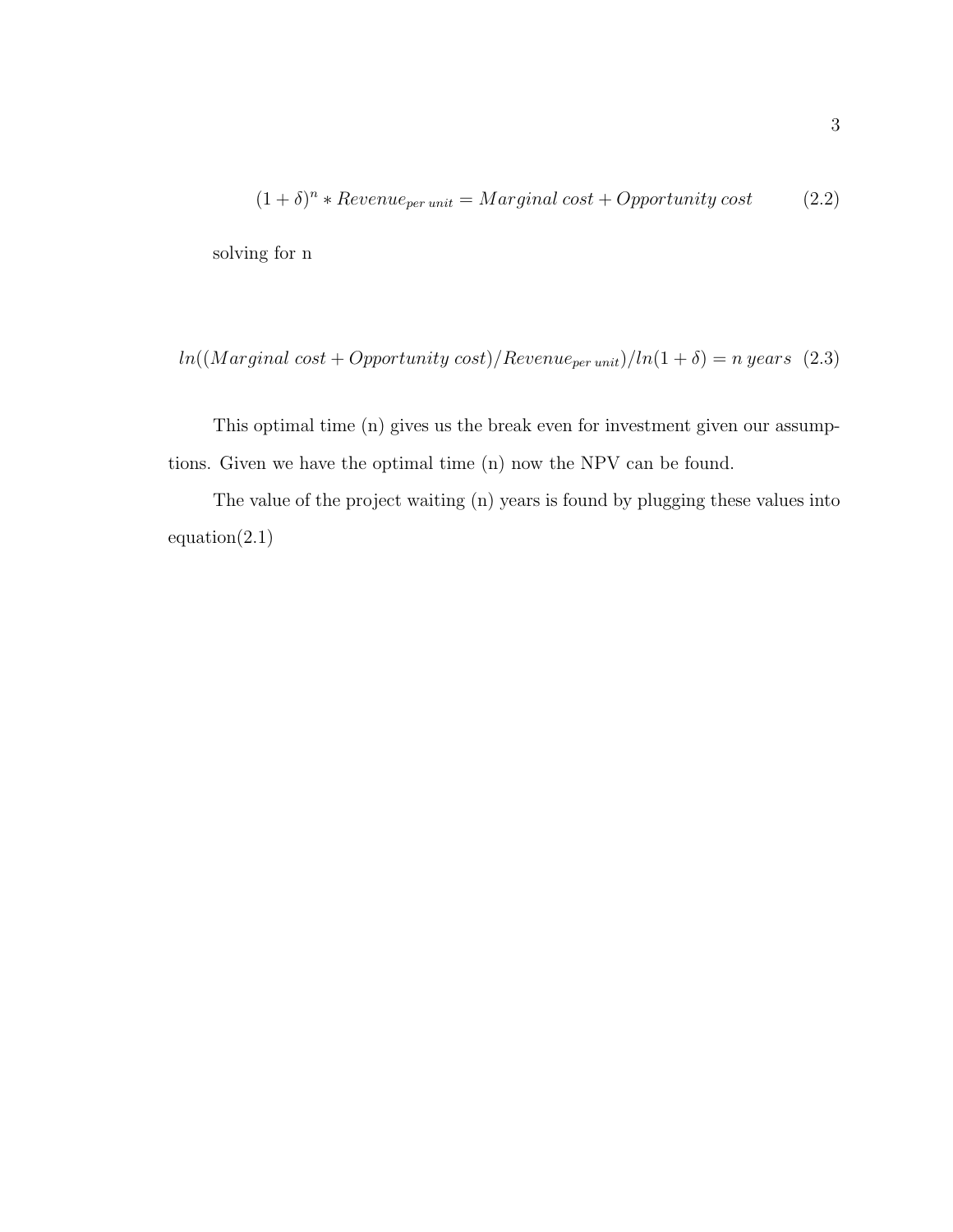$$(1+\delta)^n * Revenue_{per\,unit} = Marginal\,cost + Opportunity\,cost \tag{2.2}$$

solving for n

$$ln((Marginal\,cost + Opportunity\,cost)/Revenue_{per\,unit})/ln(1+\delta) = n\,years \tag{2.3}$$

This optimal time (n) gives us the break even for investment given our assumptions. Given we have the optimal time (n) now the NPV can be found.

The value of the project waiting (n) years is found by plugging these values into equation(2.1)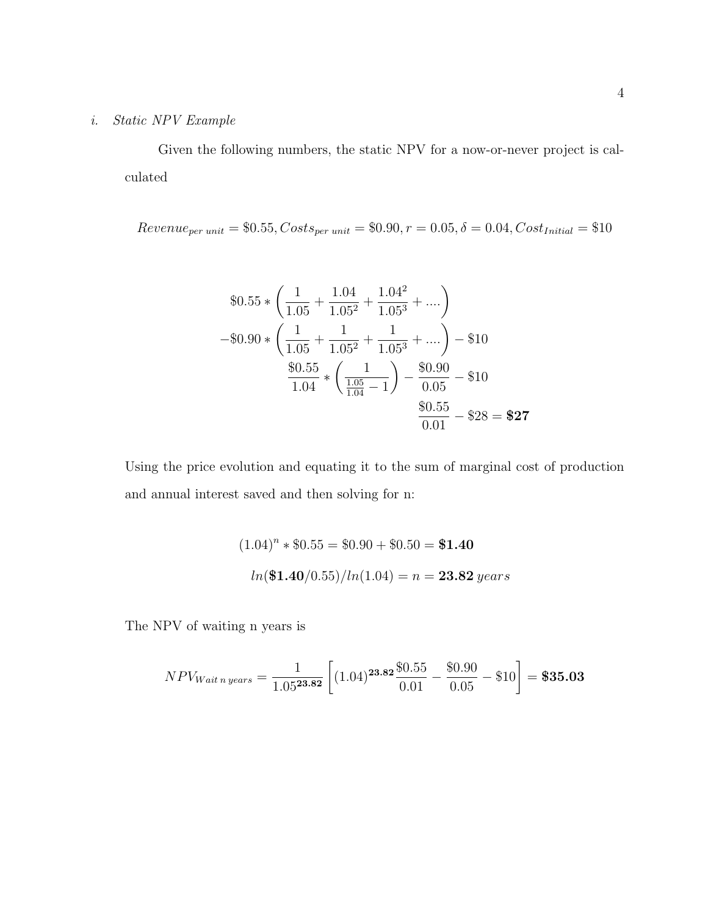### i. *Static NPV Example*

Given the following numbers, the static NPV for a now-or-never project is calculated

$$Revenue_{per\ unit} = \$0.55, Costs_{per\ unit} = \$0.90, r = 0.05, \delta = 0.04, Cost_{Initial} = \$10$$

$$\begin{aligned}
&\$0.55 * \left( \frac{1}{1.05} + \frac{1.04}{1.05^2} + \frac{1.04^2}{1.05^3} + .... \right) \\
&-\$0.90 * \left( \frac{1}{1.05} + \frac{1}{1.05^2} + \frac{1}{1.05^3} + .... \right) - \$10 \\
&\frac{\$0.55}{1.04} * \left( \frac{1}{\frac{1.05}{1.04} - 1} \right) - \frac{\$0.90}{0.05} - \$10 \\
&\frac{\$0.55}{0.01} - \$28 = \mathbf{\$27}
\end{aligned}$$

Using the price evolution and equating it to the sum of marginal cost of production and annual interest saved and then solving for n:

$$(1.04)^n * \$0.55 = \$0.90 + \$0.50 = \mathbf{\$1.40}$$

$$ln(\mathbf{\$1.40}/0.55)/ln(1.04) = n = \mathbf{23.82}\ years$$

The NPV of waiting n years is

$$NPV_{Wait\ n\ years} = \frac{1}{1.05^{\mathbf{23.82}}} \left[ (1.04)^{\mathbf{23.82}} \frac{\$0.55}{0.01} - \frac{\$0.90}{0.05} - \$10 \right] = \mathbf{\$35.03}$$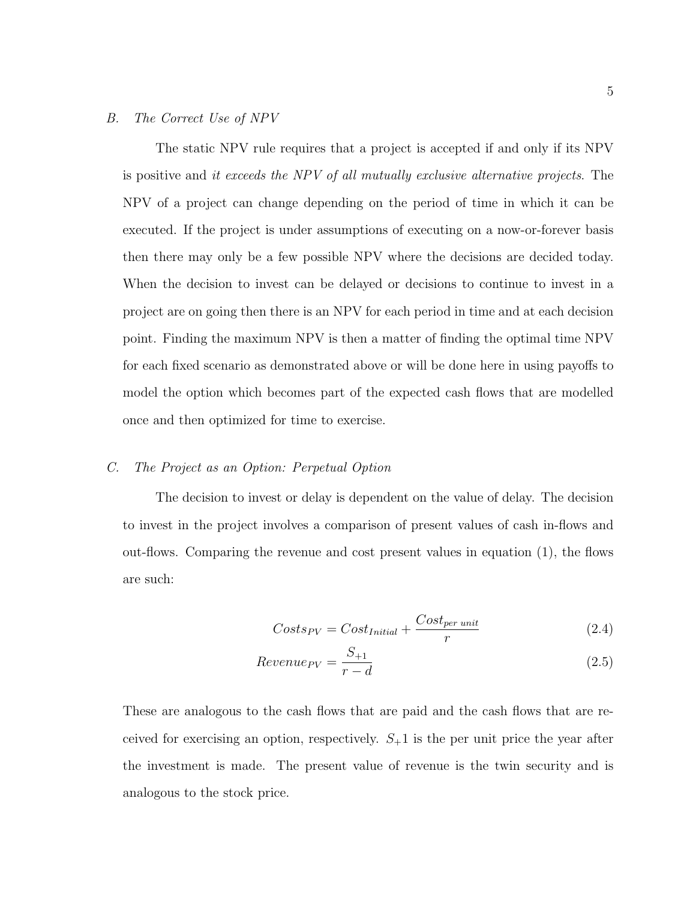### B. *The Correct Use of NPV*

The static NPV rule requires that a project is accepted if and only if its NPV is positive and *it exceeds the NPV of all mutually exclusive alternative projects*. The NPV of a project can change depending on the period of time in which it can be executed. If the project is under assumptions of executing on a now-or-forever basis then there may only be a few possible NPV where the decisions are decided today. When the decision to invest can be delayed or decisions to continue to invest in a project are on going then there is an NPV for each period in time and at each decision point. Finding the maximum NPV is then a matter of finding the optimal time NPV for each fixed scenario as demonstrated above or will be done here in using payoffs to model the option which becomes part of the expected cash flows that are modelled once and then optimized for time to exercise.

### C. *The Project as an Option: Perpetual Option*

The decision to invest or delay is dependent on the value of delay. The decision to invest in the project involves a comparison of present values of cash in-flows and out-flows. Comparing the revenue and cost present values in equation (1), the flows are such:

$$Costs_{PV} = Cost_{Initial} + \frac{Cost_{per\ unit}}{r} \tag{2.4}$$

$$Revenue_{PV} = \frac{S_{+1}}{r-d} \tag{2.5}$$

These are analogous to the cash flows that are paid and the cash flows that are received for exercising an option, respectively. $S_{+}1$ is the per unit price the year after the investment is made. The present value of revenue is the twin security and is analogous to the stock price.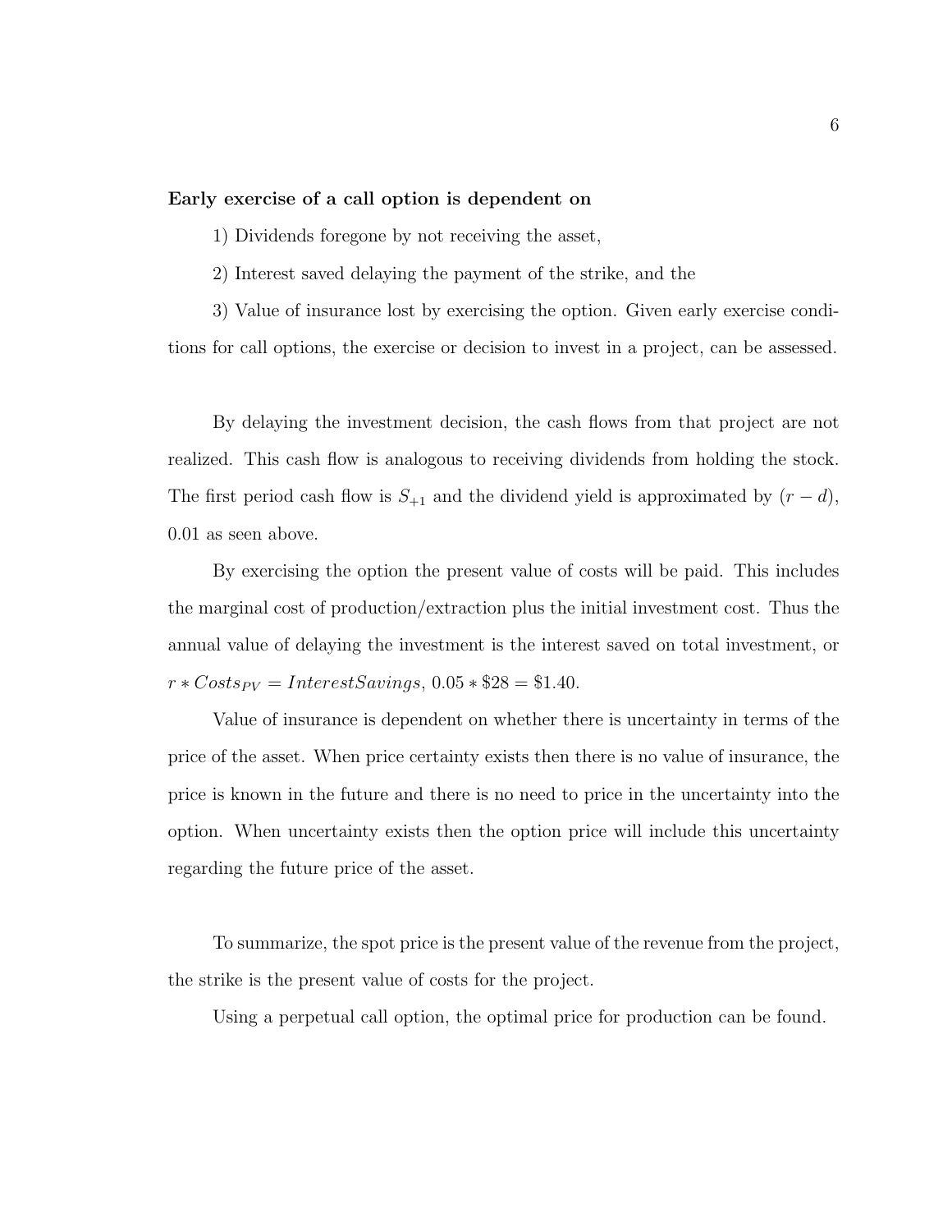**Early exercise of a call option is dependent on**

1) Dividends foregone by not receiving the asset,

2) Interest saved delaying the payment of the strike, and the

3) Value of insurance lost by exercising the option. Given early exercise conditions for call options, the exercise or decision to invest in a project, can be assessed.

By delaying the investment decision, the cash flows from that project are not realized. This cash flow is analogous to receiving dividends from holding the stock. The first period cash flow is $S_{+1}$ and the dividend yield is approximated by $(r - d)$, 0.01 as seen above.

By exercising the option the present value of costs will be paid. This includes the marginal cost of production/extraction plus the initial investment cost. Thus the annual value of delaying the investment is the interest saved on total investment, or $r * Costs_{PV} = InterestSavings$, $0.05 * \$28 = \$1.40$.

Value of insurance is dependent on whether there is uncertainty in terms of the price of the asset. When price certainty exists then there is no value of insurance, the price is known in the future and there is no need to price in the uncertainty into the option. When uncertainty exists then the option price will include this uncertainty regarding the future price of the asset.

To summarize, the spot price is the present value of the revenue from the project, the strike is the present value of costs for the project.

Using a perpetual call option, the optimal price for production can be found.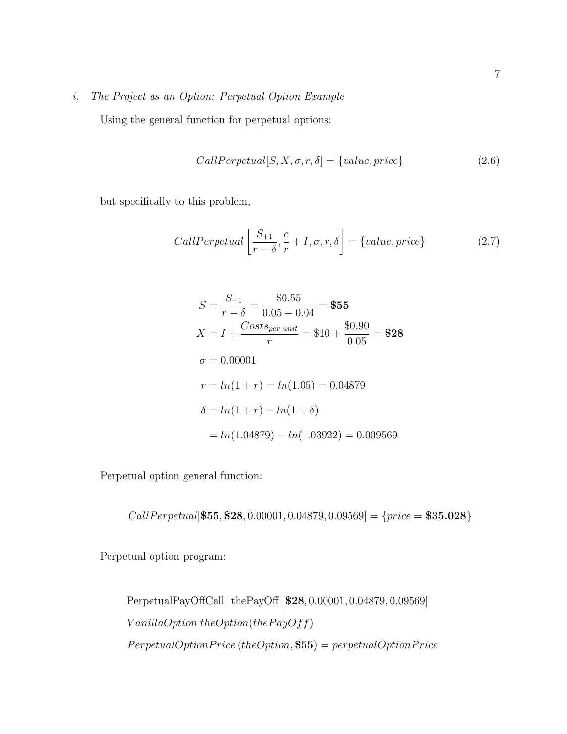*i. The Project as an Option: Perpetual Option Example*

Using the general function for perpetual options:

$$CallPerpetual[S, X, \sigma, r, \delta] = \{value, price\} \tag{2.6}$$

but specifically to this problem,

$$CallPerpetual\left[\frac{S_{+1}}{r-\delta}, \frac{c}{r} + I, \sigma, r, \delta\right] = \{value, price\} \tag{2.7}$$

$$
\begin{aligned}
S &= \frac{S_{+1}}{r-\delta} = \frac{\$0.55}{0.05 - 0.04} = \mathbf{\$55} \\
X &= I + \frac{Costs_{per\_unit}}{r} = \$10 + \frac{\$0.90}{0.05} = \mathbf{\$28} \\
\sigma &= 0.00001 \\
r &= ln(1 + r) = ln(1.05) = 0.04879 \\
\delta &= ln(1 + r) - ln(1 + \delta) \\
&= ln(1.04879) - ln(1.03922) = 0.009569
\end{aligned}
$$

Perpetual option general function:

$$CallPerpetual[\mathbf{\$55}, \mathbf{\$28}, 0.00001, 0.04879, 0.09569] = \{price = \mathbf{\$35.028}\}$$

Perpetual option program:

PerpetualPayOffCall thePayOff [$\mathbf{\$28}$, 0.00001, 0.04879, 0.09569]

$VanillaOption\ theOption(thePayOff)$

$PerpetualOptionPrice\,(theOption, \mathbf{\$55}) = perpetualOptionPrice$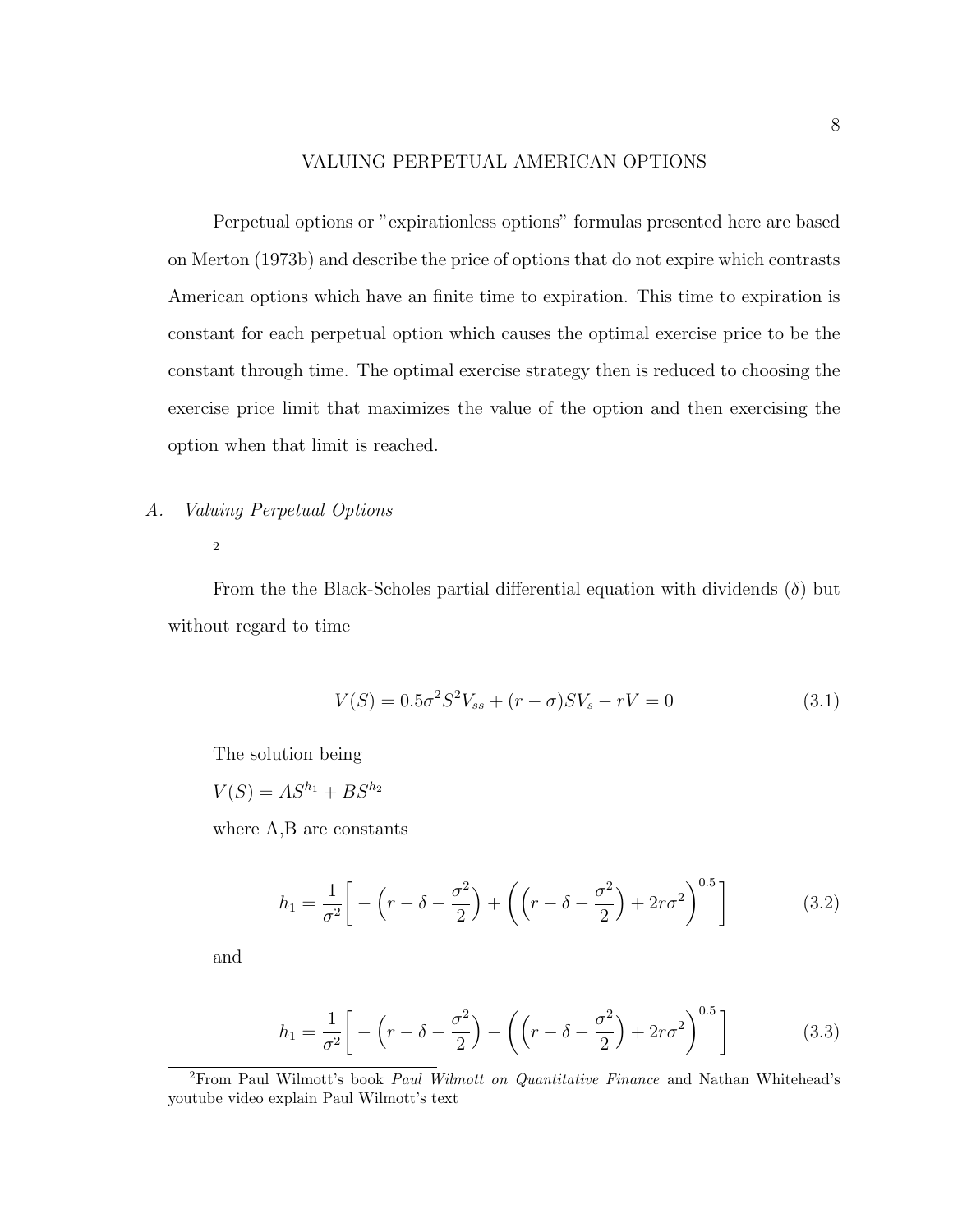# VALUING PERPETUAL AMERICAN OPTIONS

Perpetual options or "expirationless options" formulas presented here are based on Merton (1973b) and describe the price of options that do not expire which contrasts American options which have an finite time to expiration. This time to expiration is constant for each perpetual option which causes the optimal exercise price to be the constant through time. The optimal exercise strategy then is reduced to choosing the exercise price limit that maximizes the value of the option and then exercising the option when that limit is reached.

## A. *Valuing Perpetual Options*

[2]

From the the Black-Scholes partial differential equation with dividends ($\delta$) but without regard to time

$$V(S) = 0.5\sigma^2 S^2 V_{ss} + (r - \sigma)SV_s - rV = 0 \tag{3.1}$$

The solution being

$V(S) = AS^{h_1} + BS^{h_2}$

where A,B are constants

$$h_1 = \frac{1}{\sigma^2}\Bigg[ -\Big(r - \delta - \frac{\sigma^2}{2}\Big) + \bigg(\Big(r - \delta - \frac{\sigma^2}{2}\Big) + 2r\sigma^2\bigg)^{0.5}\Bigg] \tag{3.2}$$

and

$$h_1 = \frac{1}{\sigma^2}\Bigg[ -\Big(r - \delta - \frac{\sigma^2}{2}\Big) - \bigg(\Big(r - \delta - \frac{\sigma^2}{2}\Big) + 2r\sigma^2\bigg)^{0.5}\Bigg] \tag{3.3}$$

---

[2] From Paul Wilmott's book *Paul Wilmott on Quantitative Finance* and Nathan Whitehead's youtube video explain Paul Wilmott's text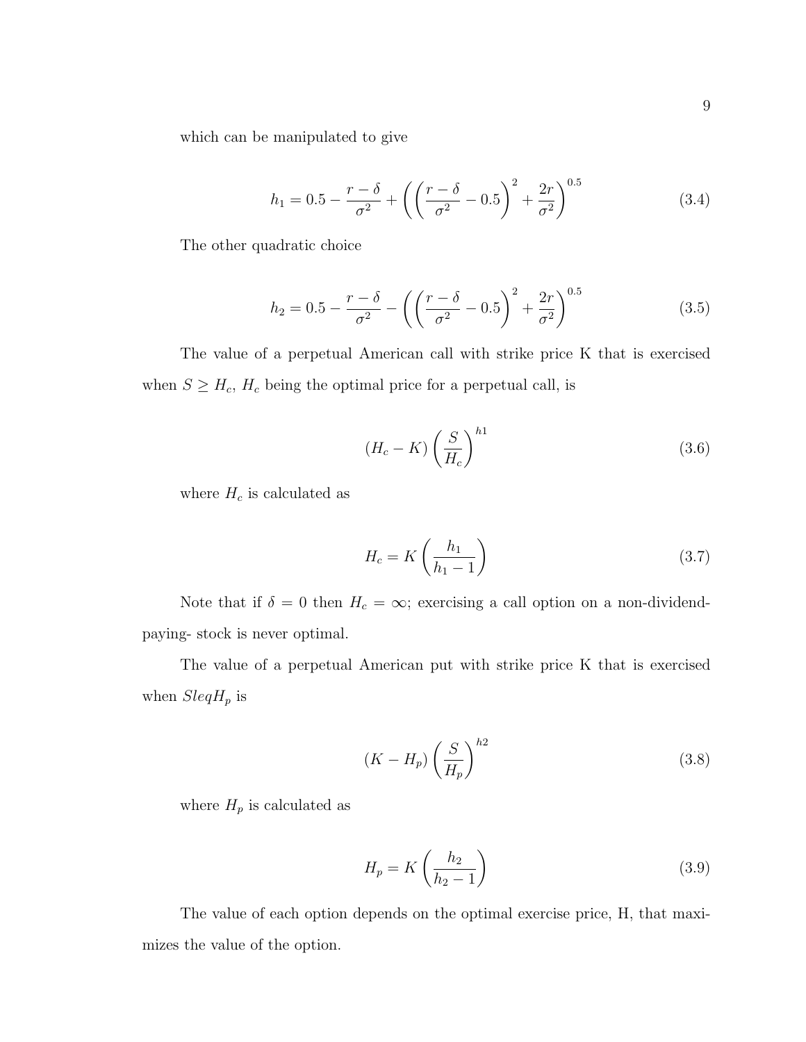which can be manipulated to give

$$h_1 = 0.5 - \frac{r-\delta}{\sigma^2} + \left( \left( \frac{r-\delta}{\sigma^2} - 0.5 \right)^2 + \frac{2r}{\sigma^2} \right)^{0.5} \tag{3.4}$$

The other quadratic choice

$$h_2 = 0.5 - \frac{r-\delta}{\sigma^2} - \left( \left( \frac{r-\delta}{\sigma^2} - 0.5 \right)^2 + \frac{2r}{\sigma^2} \right)^{0.5} \tag{3.5}$$

The value of a perpetual American call with strike price K that is exercised when $S \geq H_c$, $H_c$ being the optimal price for a perpetual call, is

$$(H_c - K) \left( \frac{S}{H_c} \right)^{h1} \tag{3.6}$$

where $H_c$ is calculated as

$$H_c = K \left( \frac{h_1}{h_1 - 1} \right) \tag{3.7}$$

Note that if $\delta = 0$ then $H_c = \infty$; exercising a call option on a non-dividend-paying- stock is never optimal.

The value of a perpetual American put with strike price K that is exercised when $SleqH_p$ is

$$(K - H_p) \left( \frac{S}{H_p} \right)^{h2} \tag{3.8}$$

where $H_p$ is calculated as

$$H_p = K \left( \frac{h_2}{h_2 - 1} \right) \tag{3.9}$$

The value of each option depends on the optimal exercise price, H, that maximizes the value of the option.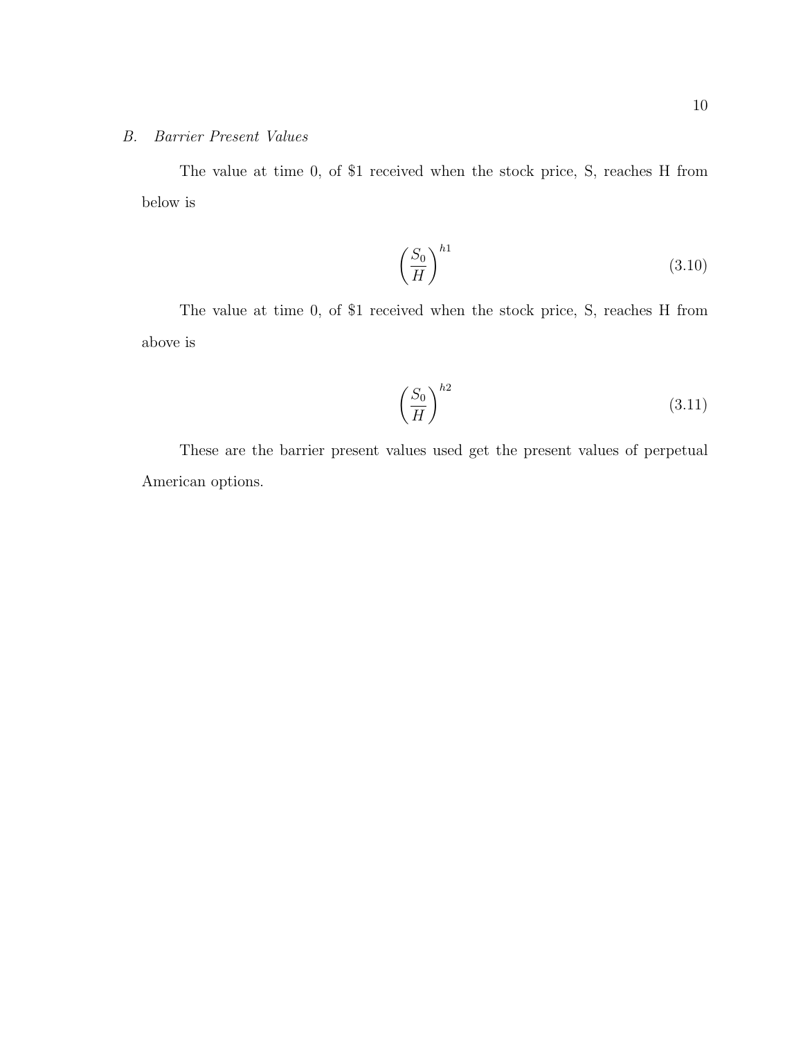### B. *Barrier Present Values*

The value at time 0, of \$1 received when the stock price, S, reaches H from below is

$$\left(\frac{S_0}{H}\right)^{h1} \tag{3.10}$$

The value at time 0, of \$1 received when the stock price, S, reaches H from above is

$$\left(\frac{S_0}{H}\right)^{h2} \tag{3.11}$$

These are the barrier present values used get the present values of perpetual American options.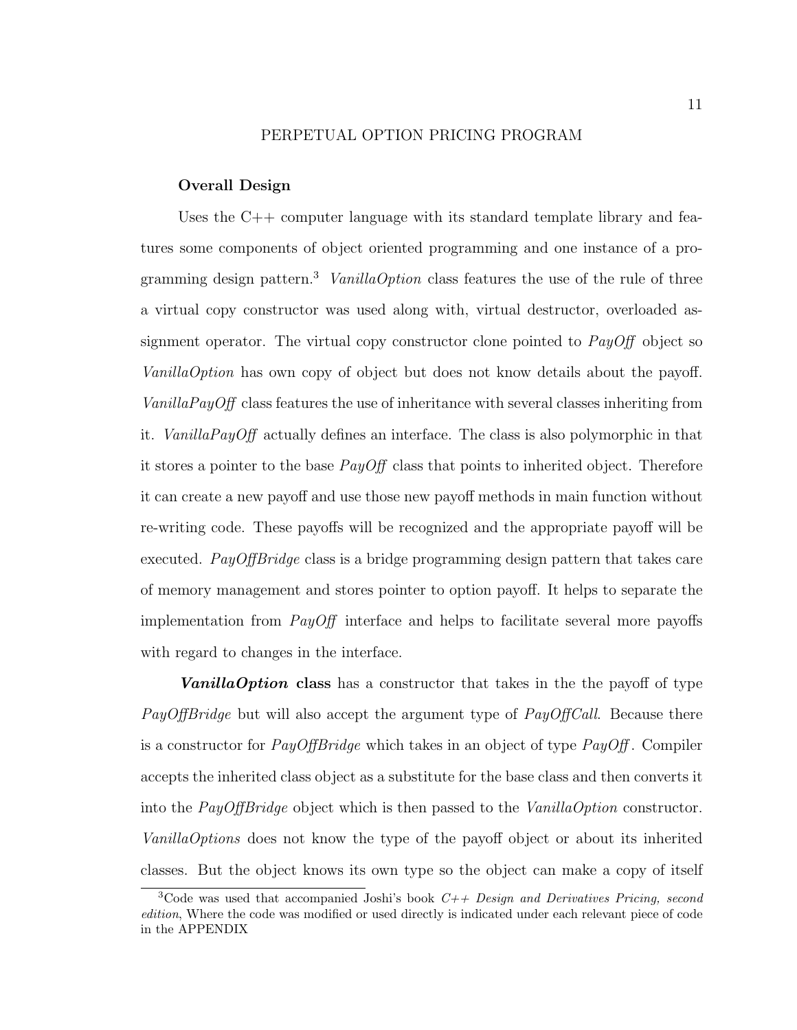# PERPETUAL OPTION PRICING PROGRAM

## Overall Design

Uses the C++ computer language with its standard template library and features some components of object oriented programming and one instance of a programming design pattern.[3] *VanillaOption* class features the use of the rule of three a virtual copy constructor was used along with, virtual destructor, overloaded assignment operator. The virtual copy constructor clone pointed to *PayOff* object so *VanillaOption* has own copy of object but does not know details about the payoff. *VanillaPayOff* class features the use of inheritance with several classes inheriting from it. *VanillaPayOff* actually defines an interface. The class is also polymorphic in that it stores a pointer to the base *PayOff* class that points to inherited object. Therefore it can create a new payoff and use those new payoff methods in main function without re-writing code. These payoffs will be recognized and the appropriate payoff will be executed. *PayOffBridge* class is a bridge programming design pattern that takes care of memory management and stores pointer to option payoff. It helps to separate the implementation from *PayOff* interface and helps to facilitate several more payoffs with regard to changes in the interface.

***VanillaOption* class** has a constructor that takes in the the payoff of type *PayOffBridge* but will also accept the argument type of *PayOffCall*. Because there is a constructor for *PayOffBridge* which takes in an object of type *PayOff*. Compiler accepts the inherited class object as a substitute for the base class and then converts it into the *PayOffBridge* object which is then passed to the *VanillaOption* constructor. *VanillaOptions* does not know the type of the payoff object or about its inherited classes. But the object knows its own type so the object can make a copy of itself

---

[3] Code was used that accompanied Joshi's book *C++ Design and Derivatives Pricing, second edition*, Where the code was modified or used directly is indicated under each relevant piece of code in the APPENDIX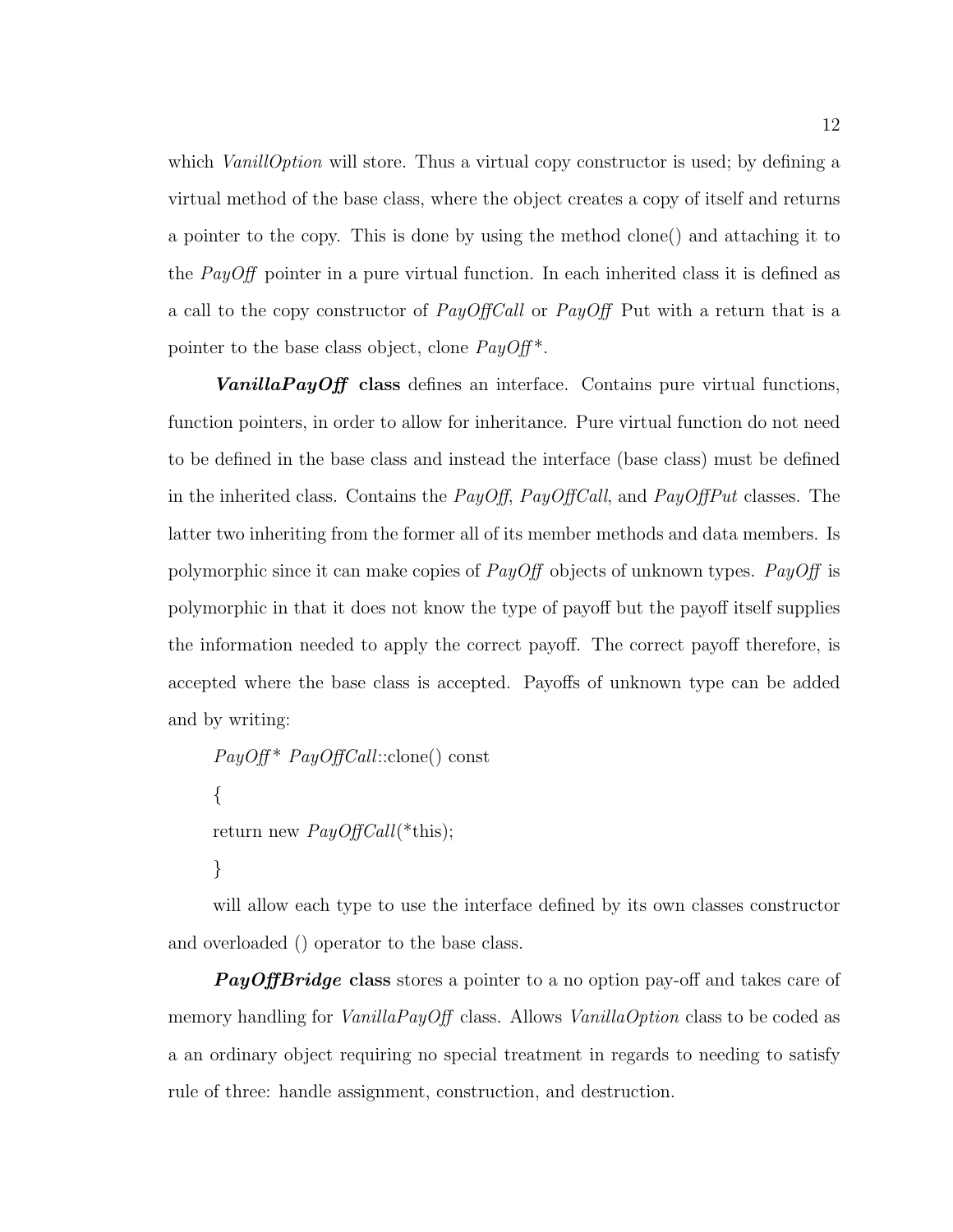which *VanillOption* will store. Thus a virtual copy constructor is used; by defining a virtual method of the base class, where the object creates a copy of itself and returns a pointer to the copy. This is done by using the method clone() and attaching it to the *PayOff* pointer in a pure virtual function. In each inherited class it is defined as a call to the copy constructor of *PayOffCall* or *PayOff* Put with a return that is a pointer to the base class object, clone *PayOff\**.

***VanillaPayOff* class** defines an interface. Contains pure virtual functions, function pointers, in order to allow for inheritance. Pure virtual function do not need to be defined in the base class and instead the interface (base class) must be defined in the inherited class. Contains the *PayOff*, *PayOffCall*, and *PayOffPut* classes. The latter two inheriting from the former all of its member methods and data members. Is polymorphic since it can make copies of *PayOff* objects of unknown types. *PayOff* is polymorphic in that it does not know the type of payoff but the payoff itself supplies the information needed to apply the correct payoff. The correct payoff therefore, is accepted where the base class is accepted. Payoffs of unknown type can be added and by writing:

```
PayOff* PayOffCall::clone() const
{
return new PayOffCall(*this);
}
```

will allow each type to use the interface defined by its own classes constructor and overloaded () operator to the base class.

***PayOffBridge* class** stores a pointer to a no option pay-off and takes care of memory handling for *VanillaPayOff* class. Allows *VanillaOption* class to be coded as a an ordinary object requiring no special treatment in regards to needing to satisfy rule of three: handle assignment, construction, and destruction.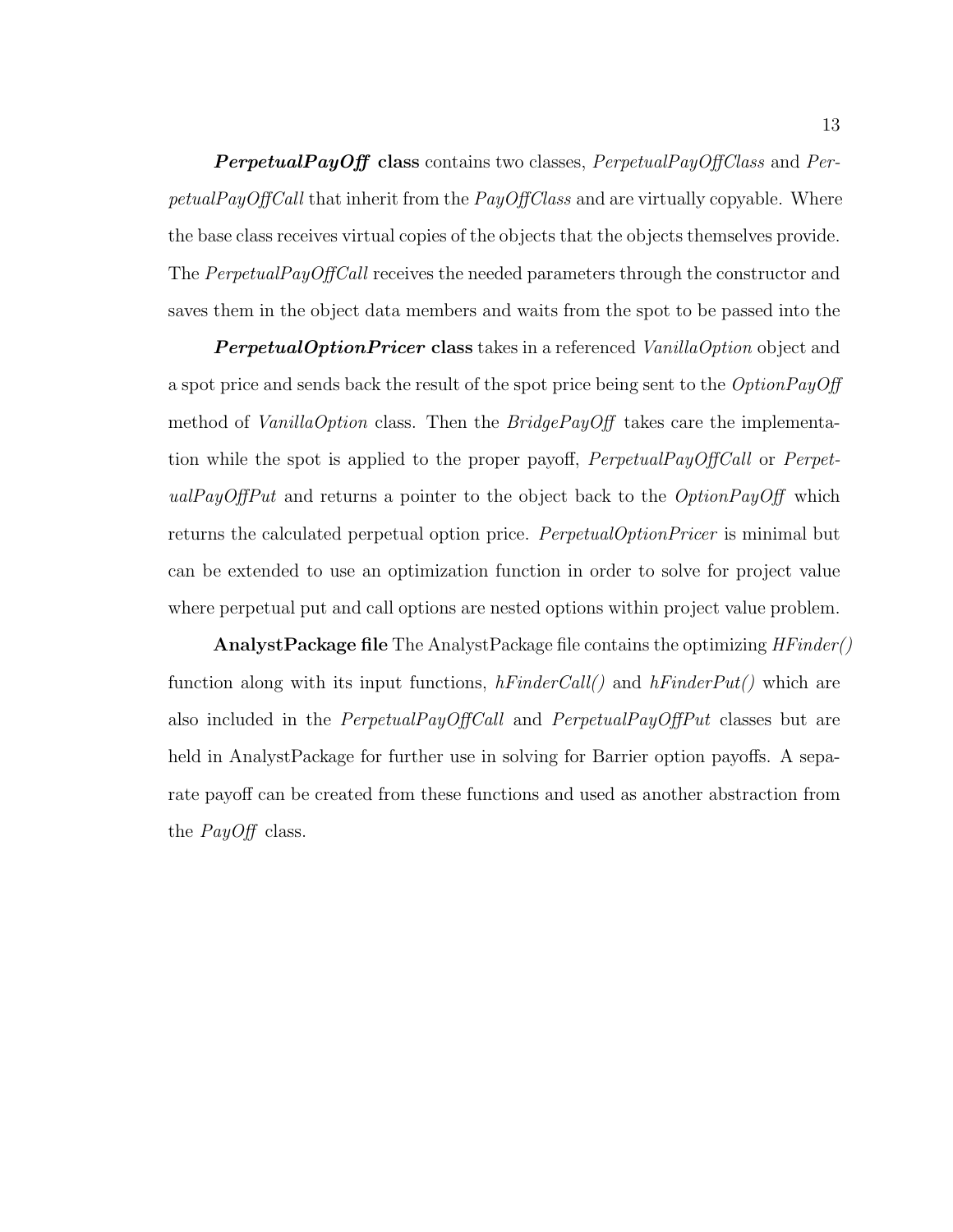***PerpetualPayOff* class** contains two classes, *PerpetualPayOffClass* and *PerpetualPayOffCall* that inherit from the *PayOffClass* and are virtually copyable. Where the base class receives virtual copies of the objects that the objects themselves provide. The *PerpetualPayOffCall* receives the needed parameters through the constructor and saves them in the object data members and waits from the spot to be passed into the

***PerpetualOptionPricer* class** takes in a referenced *VanillaOption* object and a spot price and sends back the result of the spot price being sent to the *OptionPayOff* method of *VanillaOption* class. Then the *BridgePayOff* takes care the implementation while the spot is applied to the proper payoff, *PerpetualPayOffCall* or *PerpetualPayOffPut* and returns a pointer to the object back to the *OptionPayOff* which returns the calculated perpetual option price. *PerpetualOptionPricer* is minimal but can be extended to use an optimization function in order to solve for project value where perpetual put and call options are nested options within project value problem.

**AnalystPackage file** The AnalystPackage file contains the optimizing *HFinder()* function along with its input functions, *hFinderCall()* and *hFinderPut()* which are also included in the *PerpetualPayOffCall* and *PerpetualPayOffPut* classes but are held in AnalystPackage for further use in solving for Barrier option payoffs. A separate payoff can be created from these functions and used as another abstraction from the *PayOff* class.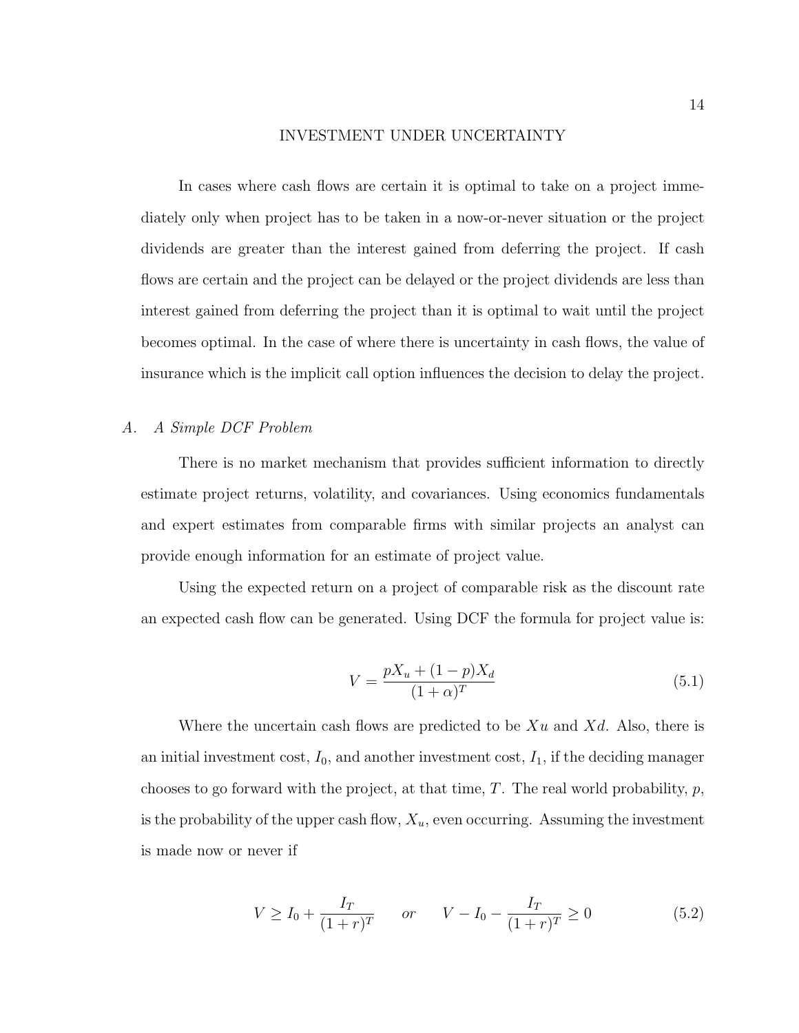# INVESTMENT UNDER UNCERTAINTY

In cases where cash flows are certain it is optimal to take on a project immediately only when project has to be taken in a now-or-never situation or the project dividends are greater than the interest gained from deferring the project. If cash flows are certain and the project can be delayed or the project dividends are less than interest gained from deferring the project than it is optimal to wait until the project becomes optimal. In the case of where there is uncertainty in cash flows, the value of insurance which is the implicit call option influences the decision to delay the project.

## A. *A Simple DCF Problem*

There is no market mechanism that provides sufficient information to directly estimate project returns, volatility, and covariances. Using economics fundamentals and expert estimates from comparable firms with similar projects an analyst can provide enough information for an estimate of project value.

Using the expected return on a project of comparable risk as the discount rate an expected cash flow can be generated. Using DCF the formula for project value is:

$$V = \frac{pX_u + (1-p)X_d}{(1+\alpha)^T} \tag{5.1}$$

Where the uncertain cash flows are predicted to be $Xu$ and $Xd$. Also, there is an initial investment cost, $I_0$, and another investment cost, $I_1$, if the deciding manager chooses to go forward with the project, at that time, $T$. The real world probability, $p$, is the probability of the upper cash flow, $X_u$, even occurring. Assuming the investment is made now or never if

$$V \geq I_0 + \frac{I_T}{(1+r)^T} \qquad or \qquad V - I_0 - \frac{I_T}{(1+r)^T} \geq 0 \tag{5.2}$$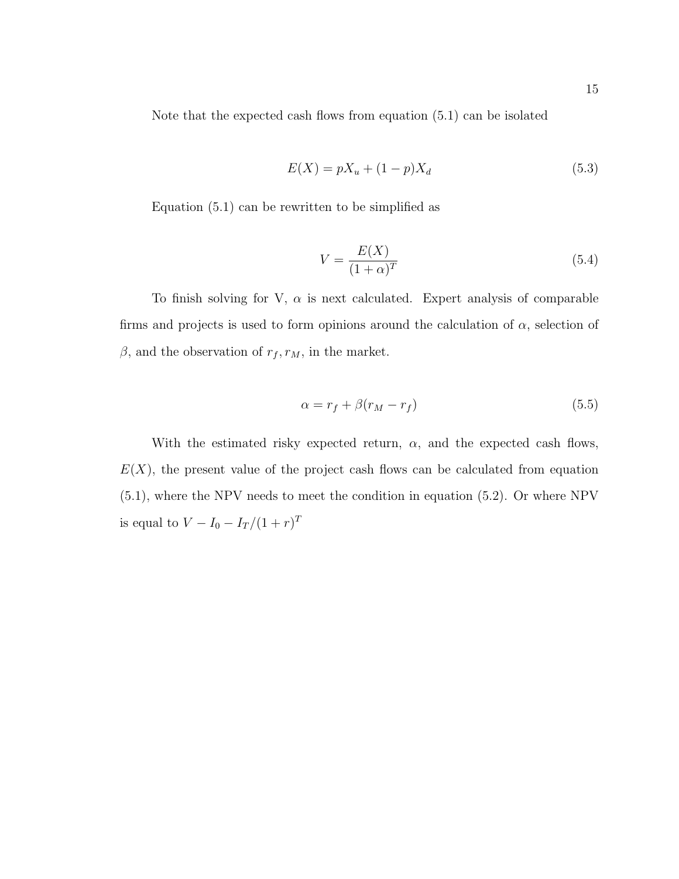Note that the expected cash flows from equation (5.1) can be isolated

$$E(X) = pX_u + (1-p)X_d \tag{5.3}$$

Equation (5.1) can be rewritten to be simplified as

$$V = \frac{E(X)}{(1+\alpha)^T} \tag{5.4}$$

To finish solving for V, $\alpha$ is next calculated. Expert analysis of comparable firms and projects is used to form opinions around the calculation of $\alpha$, selection of $\beta$, and the observation of $r_f, r_M$, in the market.

$$\alpha = r_f + \beta(r_M - r_f) \tag{5.5}$$

With the estimated risky expected return, $\alpha$, and the expected cash flows, $E(X)$, the present value of the project cash flows can be calculated from equation (5.1), where the NPV needs to meet the condition in equation (5.2). Or where NPV is equal to $V - I_0 - I_T/(1+r)^T$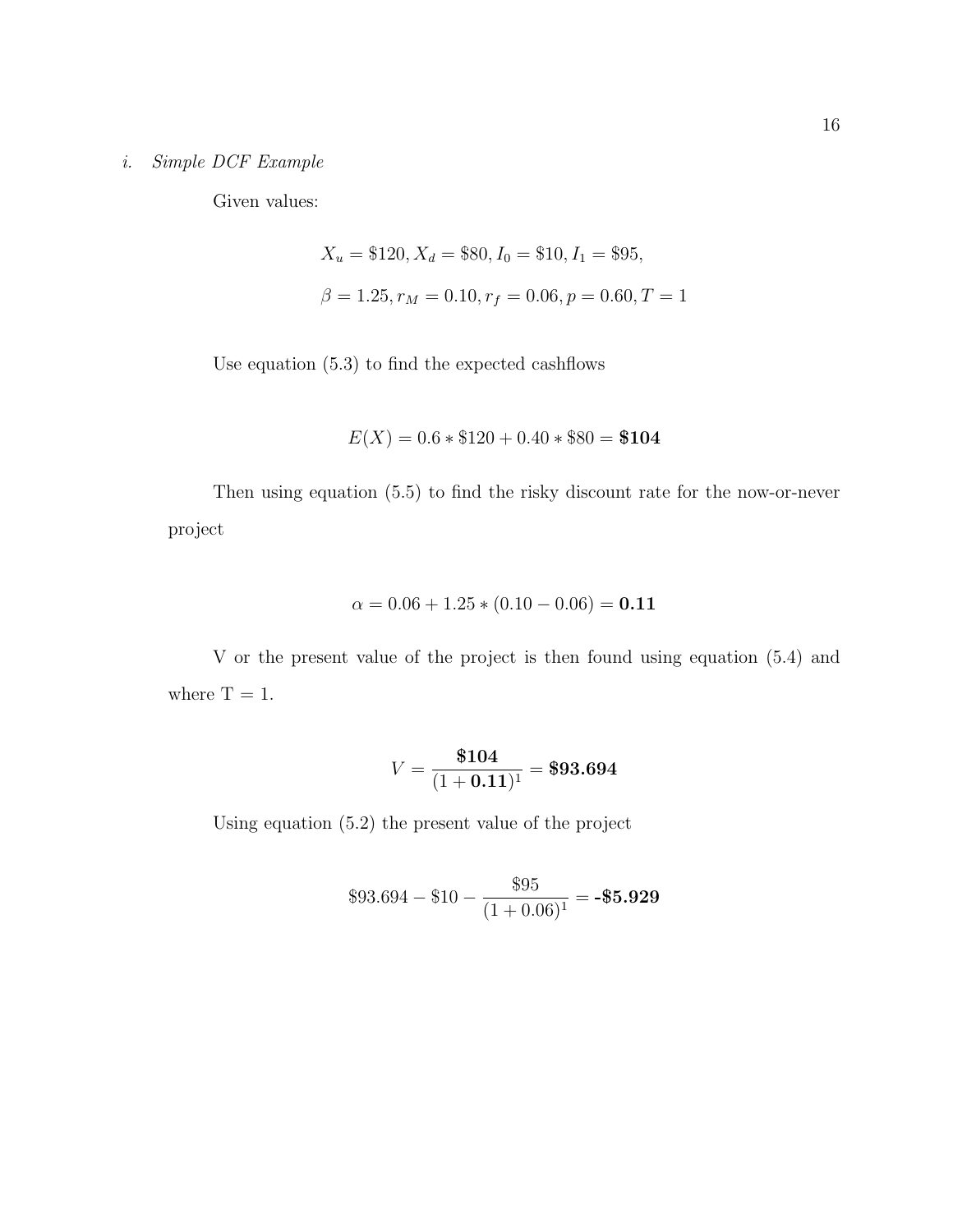*i. Simple DCF Example*

Given values:

$$X_u = \$120, X_d = \$80, I_0 = \$10, I_1 = \$95,$$

$$\beta = 1.25, r_M = 0.10, r_f = 0.06, p = 0.60, T = 1$$

Use equation (5.3) to find the expected cashflows

$$E(X) = 0.6 * \$120 + 0.40 * \$80 = \mathbf{\$104}$$

Then using equation (5.5) to find the risky discount rate for the now-or-never project

$$\alpha = 0.06 + 1.25 * (0.10 - 0.06) = \mathbf{0.11}$$

V or the present value of the project is then found using equation (5.4) and where T = 1.

$$V = \frac{\mathbf{\$104}}{(1 + \mathbf{0.11})^1} = \mathbf{\$93.694}$$

Using equation (5.2) the present value of the project

$$\$93.694 - \$10 - \frac{\$95}{(1 + 0.06)^1} = \mathbf{-\$5.929}$$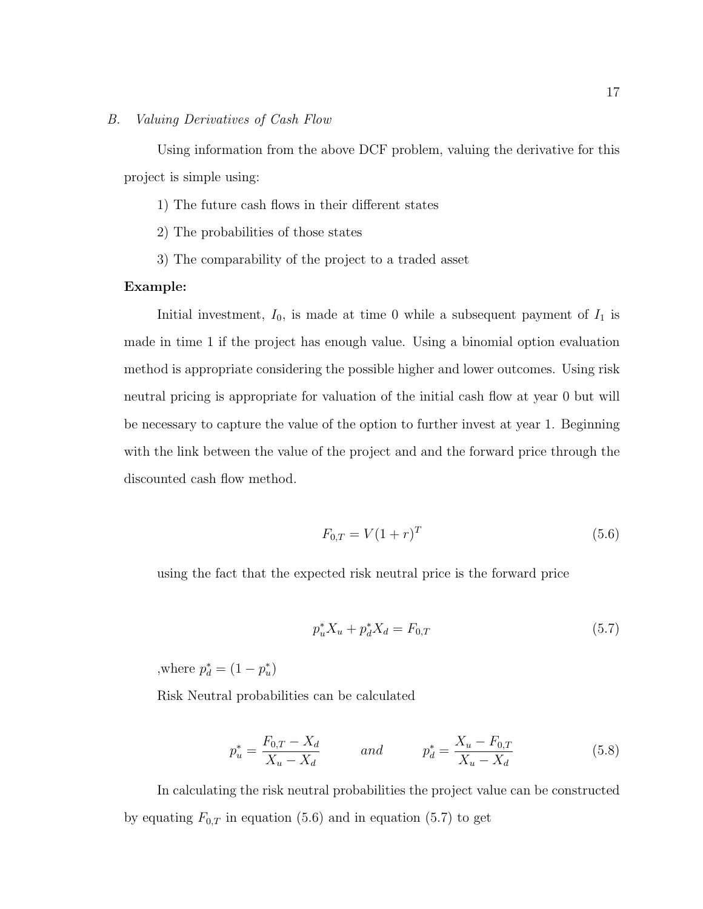### B. *Valuing Derivatives of Cash Flow*

Using information from the above DCF problem, valuing the derivative for this project is simple using:

1) The future cash flows in their different states

2) The probabilities of those states

3) The comparability of the project to a traded asset

**Example:**

Initial investment, $I_0$, is made at time 0 while a subsequent payment of $I_1$ is made in time 1 if the project has enough value. Using a binomial option evaluation method is appropriate considering the possible higher and lower outcomes. Using risk neutral pricing is appropriate for valuation of the initial cash flow at year 0 but will be necessary to capture the value of the option to further invest at year 1. Beginning with the link between the value of the project and and the forward price through the discounted cash flow method.

$$F_{0,T} = V(1+r)^T \tag{5.6}$$

using the fact that the expected risk neutral price is the forward price

$$p_u^* X_u + p_d^* X_d = F_{0,T} \tag{5.7}$$

,where $p_d^* = (1 - p_u^*)$

Risk Neutral probabilities can be calculated

$$p_u^* = \frac{F_{0,T} - X_d}{X_u - X_d} \qquad and \qquad p_d^* = \frac{X_u - F_{0,T}}{X_u - X_d} \tag{5.8}$$

In calculating the risk neutral probabilities the project value can be constructed by equating $F_{0,T}$ in equation (5.6) and in equation (5.7) to get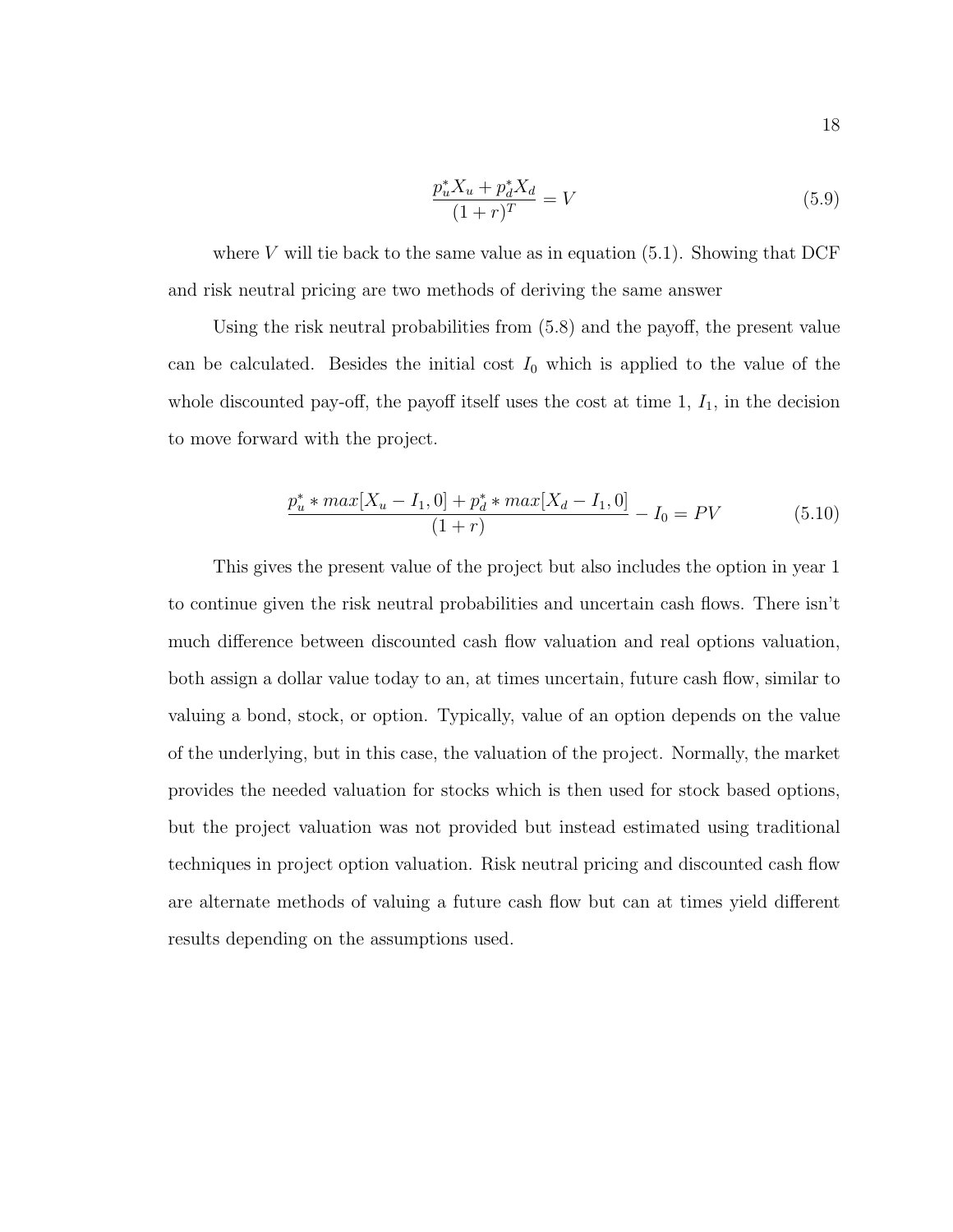$$\frac{p_u^* X_u + p_d^* X_d}{(1+r)^T} = V \tag{5.9}$$

where $V$ will tie back to the same value as in equation (5.1). Showing that DCF and risk neutral pricing are two methods of deriving the same answer

Using the risk neutral probabilities from (5.8) and the payoff, the present value can be calculated. Besides the initial cost $I_0$ which is applied to the value of the whole discounted pay-off, the payoff itself uses the cost at time 1, $I_1$, in the decision to move forward with the project.

$$\frac{p_u^* * max[X_u - I_1, 0] + p_d^* * max[X_d - I_1, 0]}{(1+r)} - I_0 = PV \tag{5.10}$$

This gives the present value of the project but also includes the option in year 1 to continue given the risk neutral probabilities and uncertain cash flows. There isn't much difference between discounted cash flow valuation and real options valuation, both assign a dollar value today to an, at times uncertain, future cash flow, similar to valuing a bond, stock, or option. Typically, value of an option depends on the value of the underlying, but in this case, the valuation of the project. Normally, the market provides the needed valuation for stocks which is then used for stock based options, but the project valuation was not provided but instead estimated using traditional techniques in project option valuation. Risk neutral pricing and discounted cash flow are alternate methods of valuing a future cash flow but can at times yield different results depending on the assumptions used.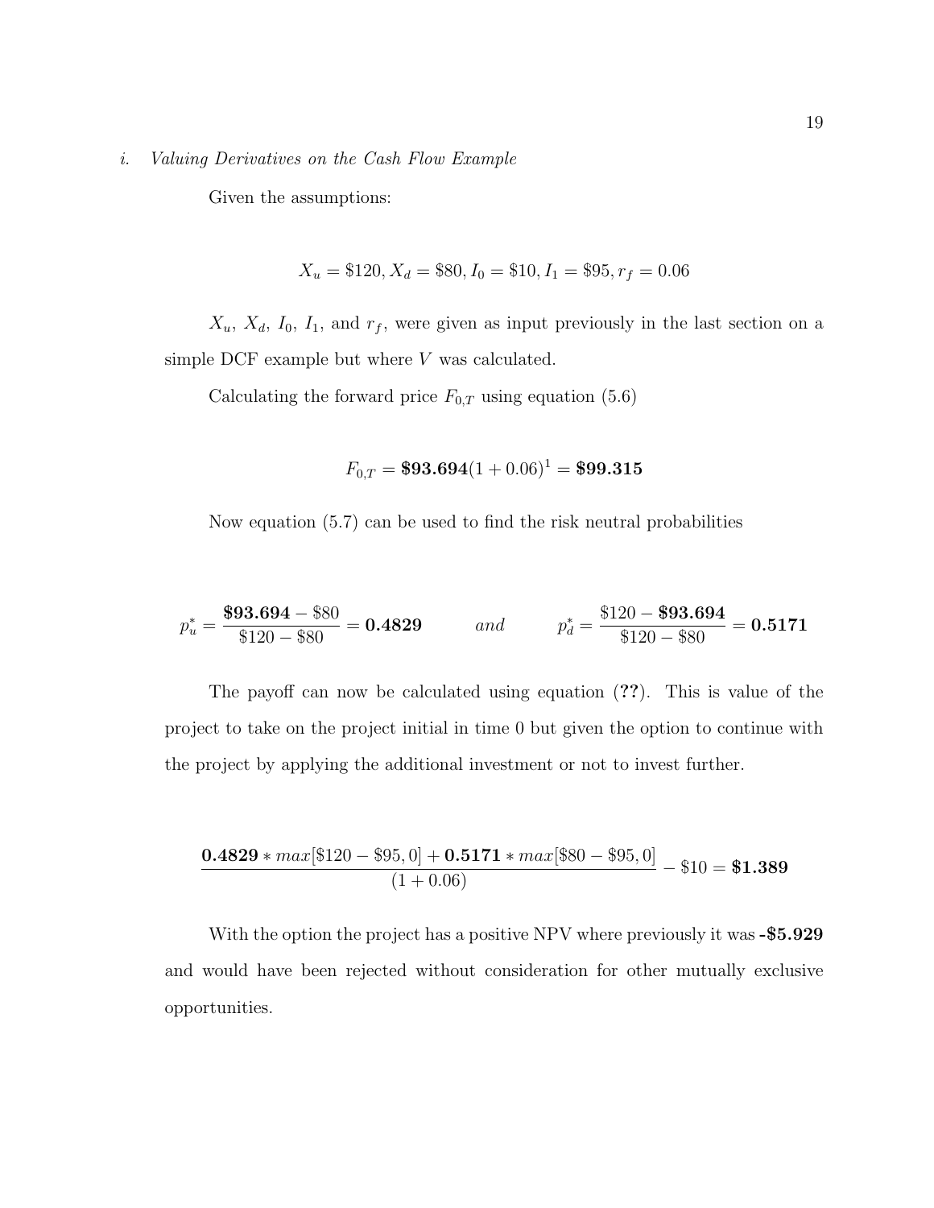*i. Valuing Derivatives on the Cash Flow Example*

Given the assumptions:

$$X_u = \$120, X_d = \$80, I_0 = \$10, I_1 = \$95, r_f = 0.06$$

$X_u$, $X_d$, $I_0$, $I_1$, and $r_f$, were given as input previously in the last section on a simple DCF example but where $V$ was calculated.

Calculating the forward price $F_{0,T}$ using equation (5.6)

$$F_{0,T} = \mathbf{\$93.694}(1 + 0.06)^1 = \mathbf{\$99.315}$$

Now equation (5.7) can be used to find the risk neutral probabilities

$$p_u^* = \frac{\mathbf{\$93.694} - \$80}{\$120 - \$80} = \mathbf{0.4829} \qquad and \qquad p_d^* = \frac{\$120 - \mathbf{\$93.694}}{\$120 - \$80} = \mathbf{0.5171}$$

The payoff can now be calculated using equation (**??**). This is value of the project to take on the project initial in time 0 but given the option to continue with the project by applying the additional investment or not to invest further.

$$\frac{\mathbf{0.4829} * max[\$120 - \$95, 0] + \mathbf{0.5171} * max[\$80 - \$95, 0]}{(1 + 0.06)} - \$10 = \mathbf{\$1.389}$$

With the option the project has a positive NPV where previously it was **-\$5.929** and would have been rejected without consideration for other mutually exclusive opportunities.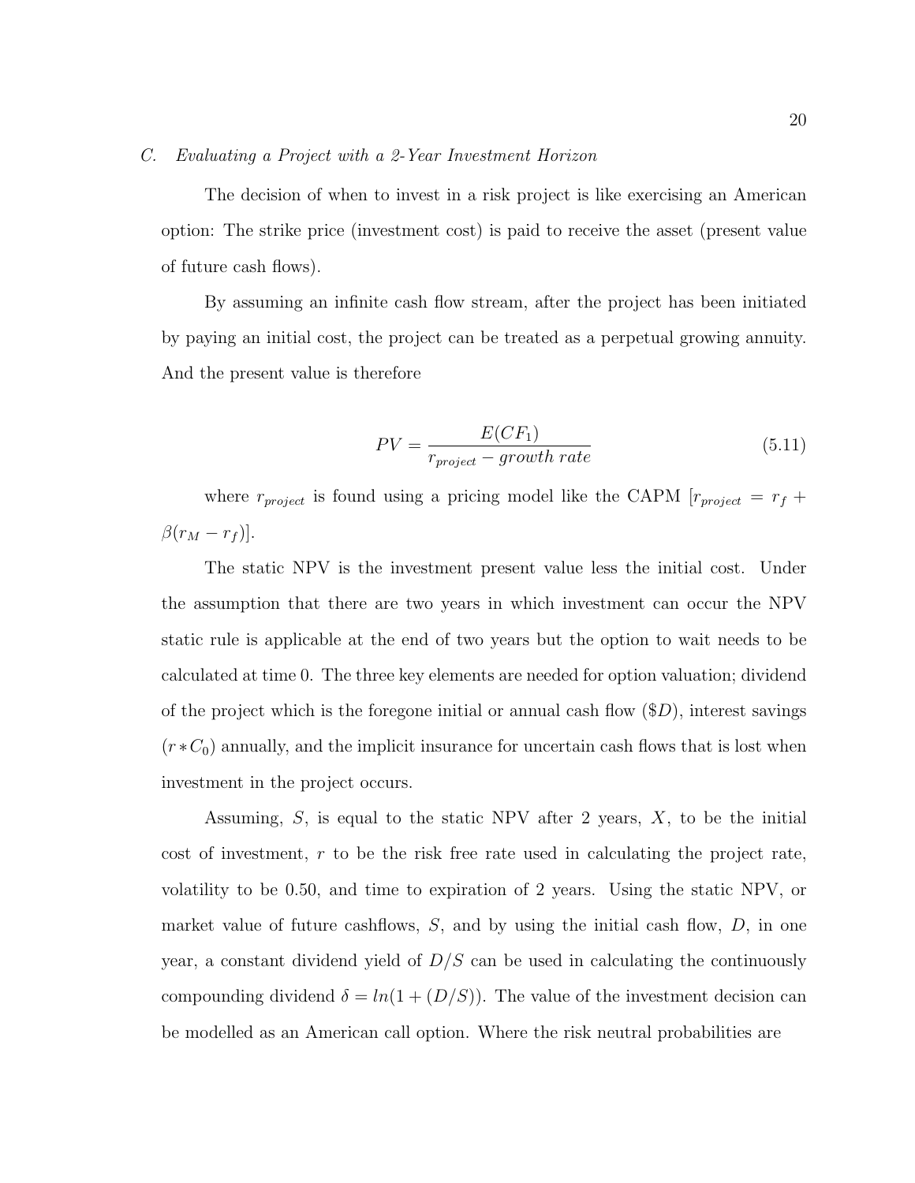### C. *Evaluating a Project with a 2-Year Investment Horizon*

The decision of when to invest in a risk project is like exercising an American option: The strike price (investment cost) is paid to receive the asset (present value of future cash flows).

By assuming an infinite cash flow stream, after the project has been initiated by paying an initial cost, the project can be treated as a perpetual growing annuity. And the present value is therefore

$$PV = \frac{E(CF_1)}{r_{project} - growth\ rate} \tag{5.11}$$

where $r_{project}$ is found using a pricing model like the CAPM [$r_{project} = r_f + \beta(r_M - r_f)$].

The static NPV is the investment present value less the initial cost. Under the assumption that there are two years in which investment can occur the NPV static rule is applicable at the end of two years but the option to wait needs to be calculated at time 0. The three key elements are needed for option valuation; dividend of the project which is the foregone initial or annual cash flow (\$$D$), interest savings ($r * C_0$) annually, and the implicit insurance for uncertain cash flows that is lost when investment in the project occurs.

Assuming, $S$, is equal to the static NPV after 2 years, $X$, to be the initial cost of investment, $r$ to be the risk free rate used in calculating the project rate, volatility to be 0.50, and time to expiration of 2 years. Using the static NPV, or market value of future cashflows, $S$, and by using the initial cash flow, $D$, in one year, a constant dividend yield of $D/S$ can be used in calculating the continuously compounding dividend $\delta = ln(1 + (D/S))$. The value of the investment decision can be modelled as an American call option. Where the risk neutral probabilities are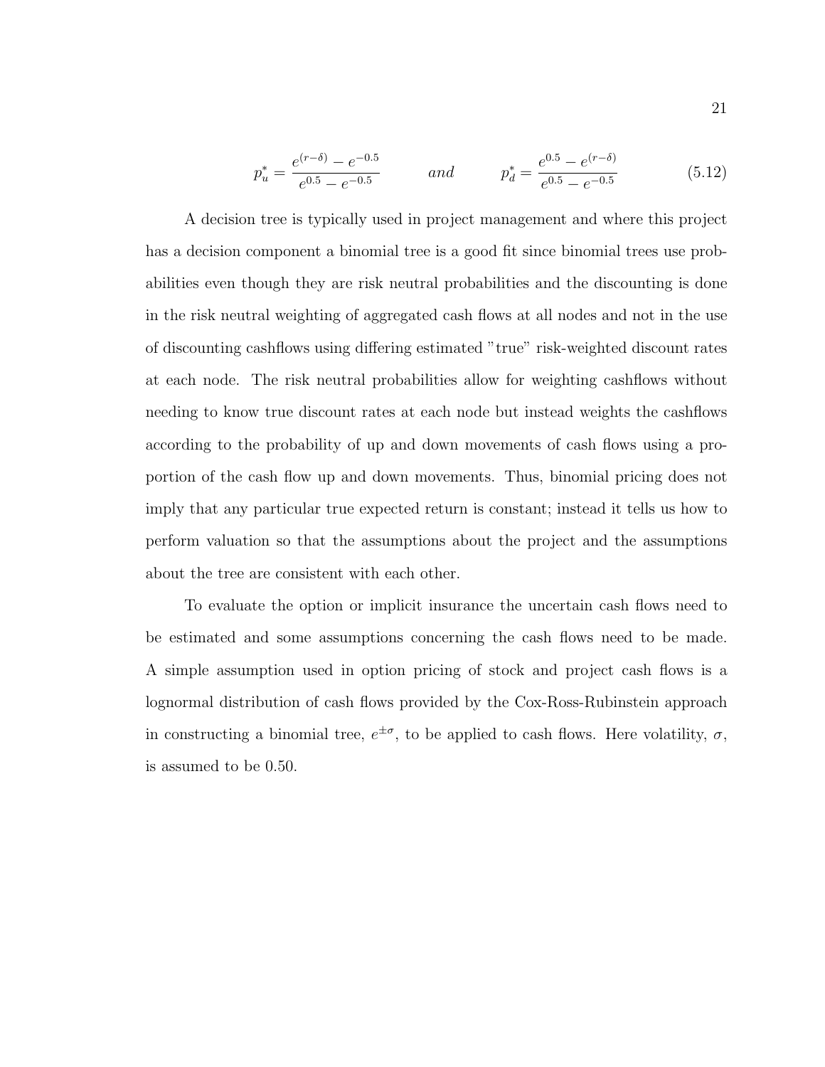$$p_u^* = \frac{e^{(r-\delta)} - e^{-0.5}}{e^{0.5} - e^{-0.5}} \qquad and \qquad p_d^* = \frac{e^{0.5} - e^{(r-\delta)}}{e^{0.5} - e^{-0.5}} \tag{5.12}$$

A decision tree is typically used in project management and where this project has a decision component a binomial tree is a good fit since binomial trees use probabilities even though they are risk neutral probabilities and the discounting is done in the risk neutral weighting of aggregated cash flows at all nodes and not in the use of discounting cashflows using differing estimated "true" risk-weighted discount rates at each node. The risk neutral probabilities allow for weighting cashflows without needing to know true discount rates at each node but instead weights the cashflows according to the probability of up and down movements of cash flows using a proportion of the cash flow up and down movements. Thus, binomial pricing does not imply that any particular true expected return is constant; instead it tells us how to perform valuation so that the assumptions about the project and the assumptions about the tree are consistent with each other.

To evaluate the option or implicit insurance the uncertain cash flows need to be estimated and some assumptions concerning the cash flows need to be made. A simple assumption used in option pricing of stock and project cash flows is a lognormal distribution of cash flows provided by the Cox-Ross-Rubinstein approach in constructing a binomial tree, $e^{\pm\sigma}$, to be applied to cash flows. Here volatility, $\sigma$, is assumed to be 0.50.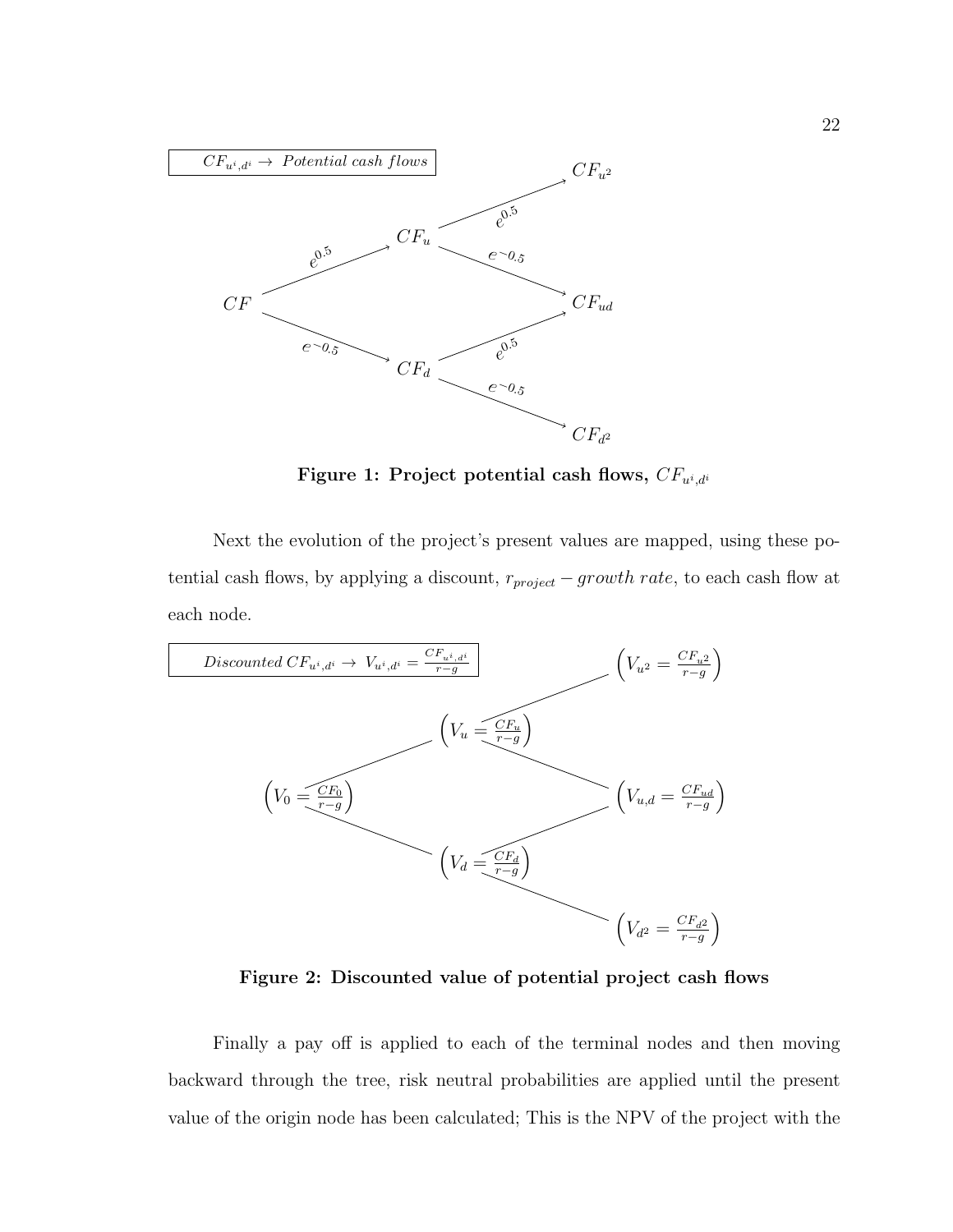$CF_{u^i,d^i} \rightarrow$ *Potential cash flows*

$CF$ → ($e^{0.5}$) → $CF_u$ → ($e^{0.5}$) → $CF_{u^2}$

$CF_u$ → ($e^{-0.5}$) → $CF_{ud}$

$CF$ → ($e^{-0.5}$) → $CF_d$ → ($e^{0.5}$) → $CF_{ud}$

$CF_d$ → ($e^{-0.5}$) → $CF_{d^2}$

**Figure 1: Project potential cash flows, $CF_{u^i,d^i}$**

Next the evolution of the project's present values are mapped, using these potential cash flows, by applying a discount, $r_{project} - growth\ rate$, to each cash flow at each node.

$Discounted\ CF_{u^i,d^i} \rightarrow V_{u^i,d^i} = \frac{CF_{u^i,d^i}}{r-g}$

$\left(V_0 = \frac{CF_0}{r-g}\right)$ → $\left(V_u = \frac{CF_u}{r-g}\right)$ → $\left(V_{u^2} = \frac{CF_{u^2}}{r-g}\right)$

$\left(V_u = \frac{CF_u}{r-g}\right)$ → $\left(V_{u,d} = \frac{CF_{ud}}{r-g}\right)$

$\left(V_0 = \frac{CF_0}{r-g}\right)$ → $\left(V_d = \frac{CF_d}{r-g}\right)$ → $\left(V_{u,d} = \frac{CF_{ud}}{r-g}\right)$

$\left(V_d = \frac{CF_d}{r-g}\right)$ → $\left(V_{d^2} = \frac{CF_{d^2}}{r-g}\right)$

**Figure 2: Discounted value of potential project cash flows**

Finally a pay off is applied to each of the terminal nodes and then moving backward through the tree, risk neutral probabilities are applied until the present value of the origin node has been calculated; This is the NPV of the project with the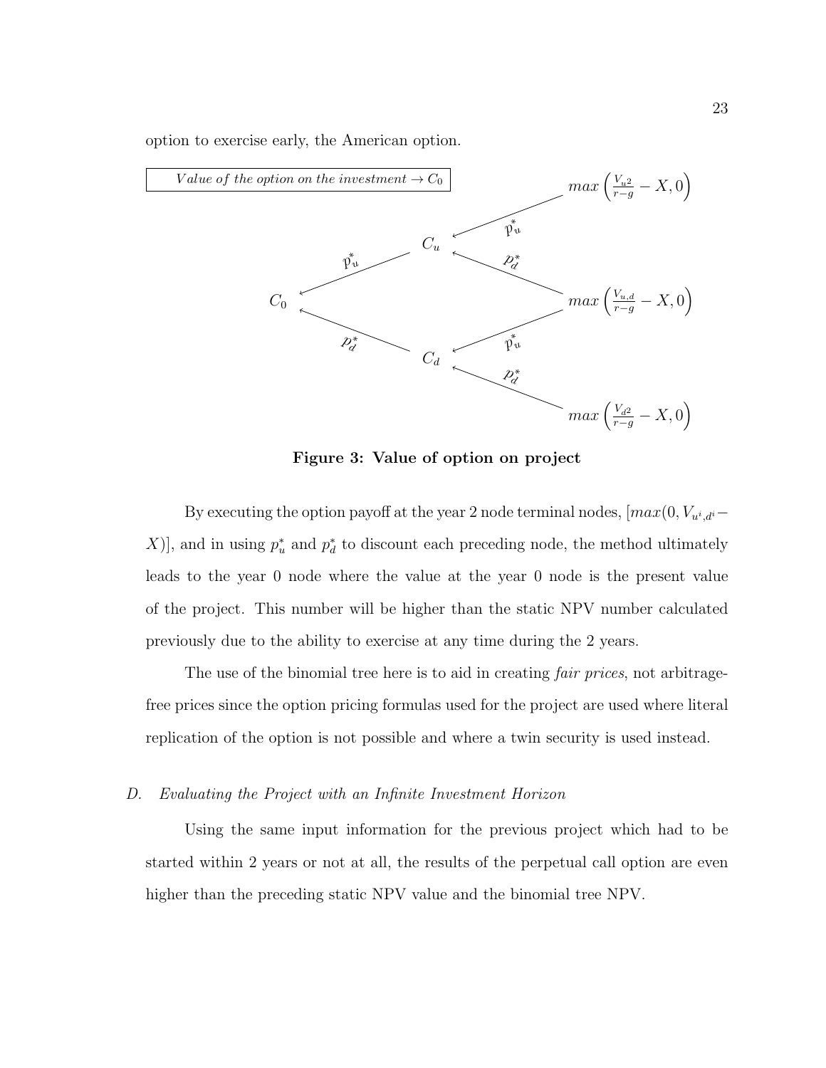option to exercise early, the American option.

*Value of the option on the investment* $\rightarrow C_0$

$$max\left(\frac{V_{u2}}{r-g} - X, 0\right)$$

$p_u^*$ $C_u$ $p_d^*$

$C_0$ $p_u^*$ $p_d^*$ $max\left(\frac{V_{u,d}}{r-g} - X, 0\right)$

$p_u^*$ $C_d$ $p_d^*$

$$max\left(\frac{V_{d2}}{r-g} - X, 0\right)$$

**Figure 3: Value of option on project**

By executing the option payoff at the year 2 node terminal nodes, $[max(0, V_{u^i,d^i} - X)]$, and in using $p_u^*$ and $p_d^*$ to discount each preceding node, the method ultimately leads to the year 0 node where the value at the year 0 node is the present value of the project. This number will be higher than the static NPV number calculated previously due to the ability to exercise at any time during the 2 years.

The use of the binomial tree here is to aid in creating *fair prices*, not arbitrage-free prices since the option pricing formulas used for the project are used where literal replication of the option is not possible and where a twin security is used instead.

### D. *Evaluating the Project with an Infinite Investment Horizon*

Using the same input information for the previous project which had to be started within 2 years or not at all, the results of the perpetual call option are even higher than the preceding static NPV value and the binomial tree NPV.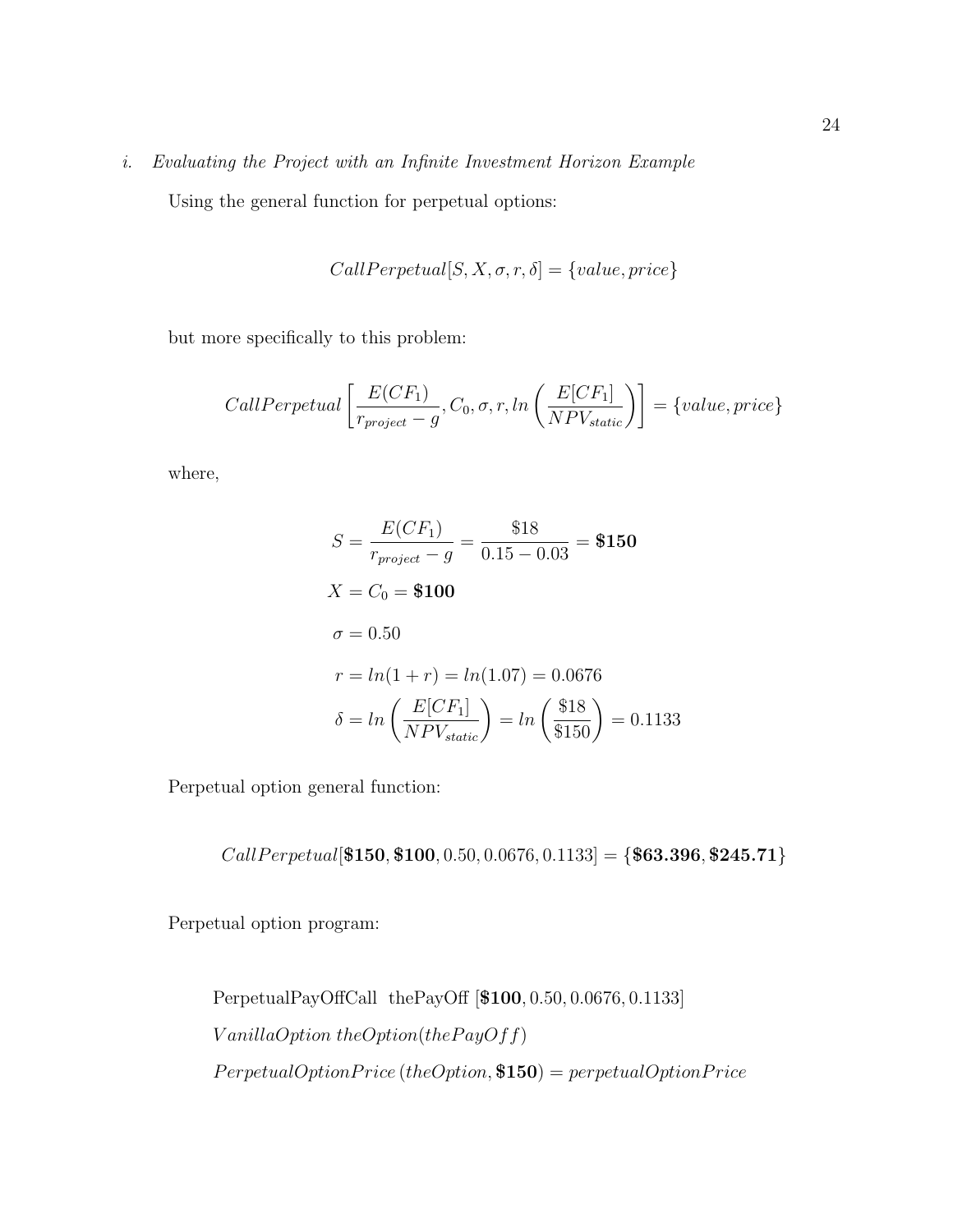*i. Evaluating the Project with an Infinite Investment Horizon Example*

Using the general function for perpetual options:

$$CallPerpetual[S, X, \sigma, r, \delta] = \{value, price\}$$

but more specifically to this problem:

$$CallPerpetual\left[\frac{E(CF_1)}{r_{project} - g}, C_0, \sigma, r, ln\left(\frac{E[CF_1]}{NPV_{static}}\right)\right] = \{value, price\}$$

where,

$$S = \frac{E(CF_1)}{r_{project} - g} = \frac{\$18}{0.15 - 0.03} = \mathbf{\$150}$$

$$X = C_0 = \mathbf{\$100}$$

$$\sigma = 0.50$$

$$r = ln(1 + r) = ln(1.07) = 0.0676$$

$$\delta = ln\left(\frac{E[CF_1]}{NPV_{static}}\right) = ln\left(\frac{\$18}{\$150}\right) = 0.1133$$

Perpetual option general function:

$$CallPerpetual[\mathbf{\$150}, \mathbf{\$100}, 0.50, 0.0676, 0.1133] = \{\mathbf{\$63.396}, \mathbf{\$245.71}\}$$

Perpetual option program:

PerpetualPayOffCall thePayOff [**$100**, 0.50, 0.0676, 0.1133]

*VanillaOption theOption(thePayOff)*

*PerpetualOptionPrice* (*theOption*, **$150**) = *perpetualOptionPrice*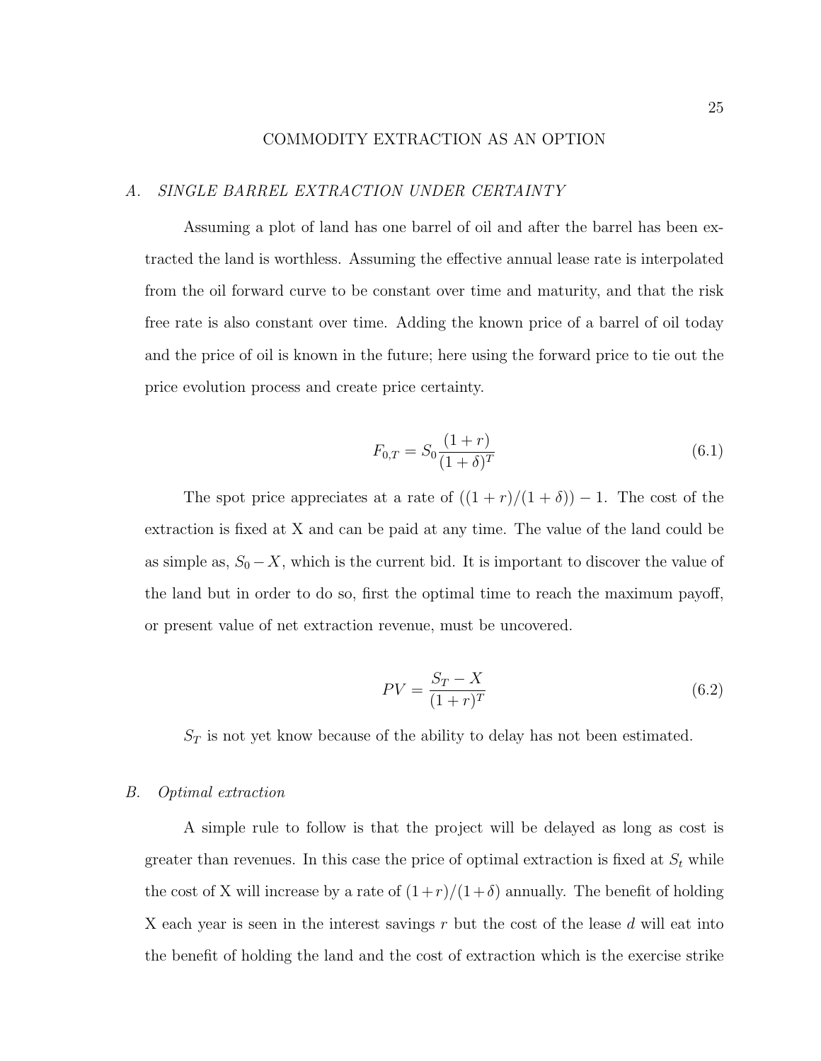# COMMODITY EXTRACTION AS AN OPTION

## A. *SINGLE BARREL EXTRACTION UNDER CERTAINTY*

Assuming a plot of land has one barrel of oil and after the barrel has been extracted the land is worthless. Assuming the effective annual lease rate is interpolated from the oil forward curve to be constant over time and maturity, and that the risk free rate is also constant over time. Adding the known price of a barrel of oil today and the price of oil is known in the future; here using the forward price to tie out the price evolution process and create price certainty.

$$F_{0,T} = S_0 \frac{(1+r)}{(1+\delta)^T} \tag{6.1}$$

The spot price appreciates at a rate of $((1+r)/(1+\delta)) - 1$. The cost of the extraction is fixed at X and can be paid at any time. The value of the land could be as simple as, $S_0 - X$, which is the current bid. It is important to discover the value of the land but in order to do so, first the optimal time to reach the maximum payoff, or present value of net extraction revenue, must be uncovered.

$$PV = \frac{S_T - X}{(1+r)^T} \tag{6.2}$$

$S_T$ is not yet know because of the ability to delay has not been estimated.

## B. *Optimal extraction*

A simple rule to follow is that the project will be delayed as long as cost is greater than revenues. In this case the price of optimal extraction is fixed at $S_t$ while the cost of X will increase by a rate of $(1+r)/(1+\delta)$ annually. The benefit of holding X each year is seen in the interest savings $r$ but the cost of the lease $d$ will eat into the benefit of holding the land and the cost of extraction which is the exercise strike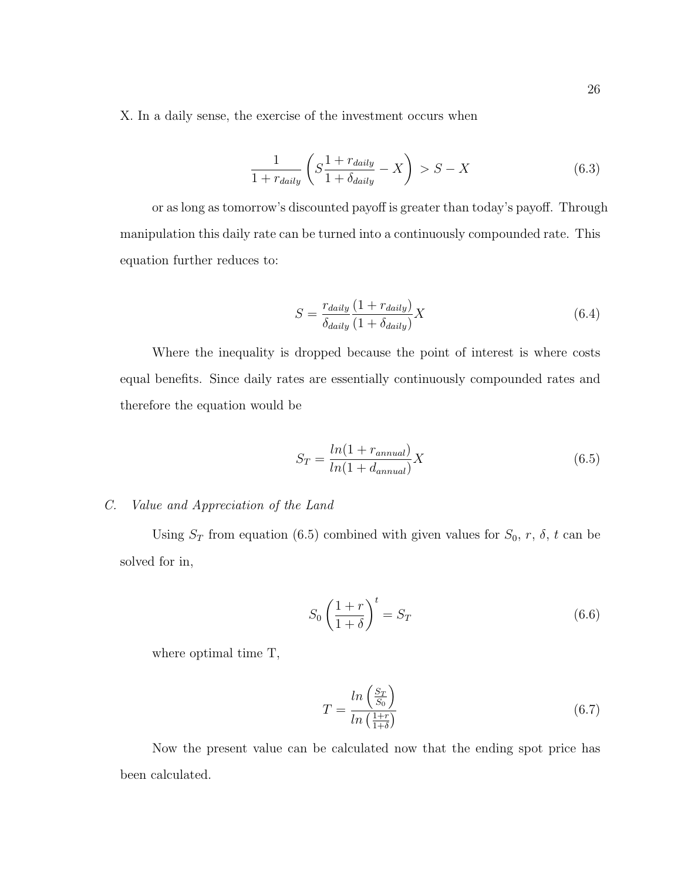X. In a daily sense, the exercise of the investment occurs when

$$\frac{1}{1+r_{daily}}\left(S\frac{1+r_{daily}}{1+\delta_{daily}}-X\right) > S-X \tag{6.3}$$

or as long as tomorrow's discounted payoff is greater than today's payoff. Through manipulation this daily rate can be turned into a continuously compounded rate. This equation further reduces to:

$$S = \frac{r_{daily}}{\delta_{daily}}\frac{(1+r_{daily})}{(1+\delta_{daily})}X \tag{6.4}$$

Where the inequality is dropped because the point of interest is where costs equal benefits. Since daily rates are essentially continuously compounded rates and therefore the equation would be

$$S_T = \frac{ln(1+r_{annual})}{ln(1+d_{annual})}X \tag{6.5}$$

### C. *Value and Appreciation of the Land*

Using $S_T$ from equation (6.5) combined with given values for $S_0$, $r$, $\delta$, $t$ can be solved for in,

$$S_0\left(\frac{1+r}{1+\delta}\right)^t = S_T \tag{6.6}$$

where optimal time T,

$$T = \frac{ln\left(\frac{S_T}{S_0}\right)}{ln\left(\frac{1+r}{1+\delta}\right)} \tag{6.7}$$

Now the present value can be calculated now that the ending spot price has been calculated.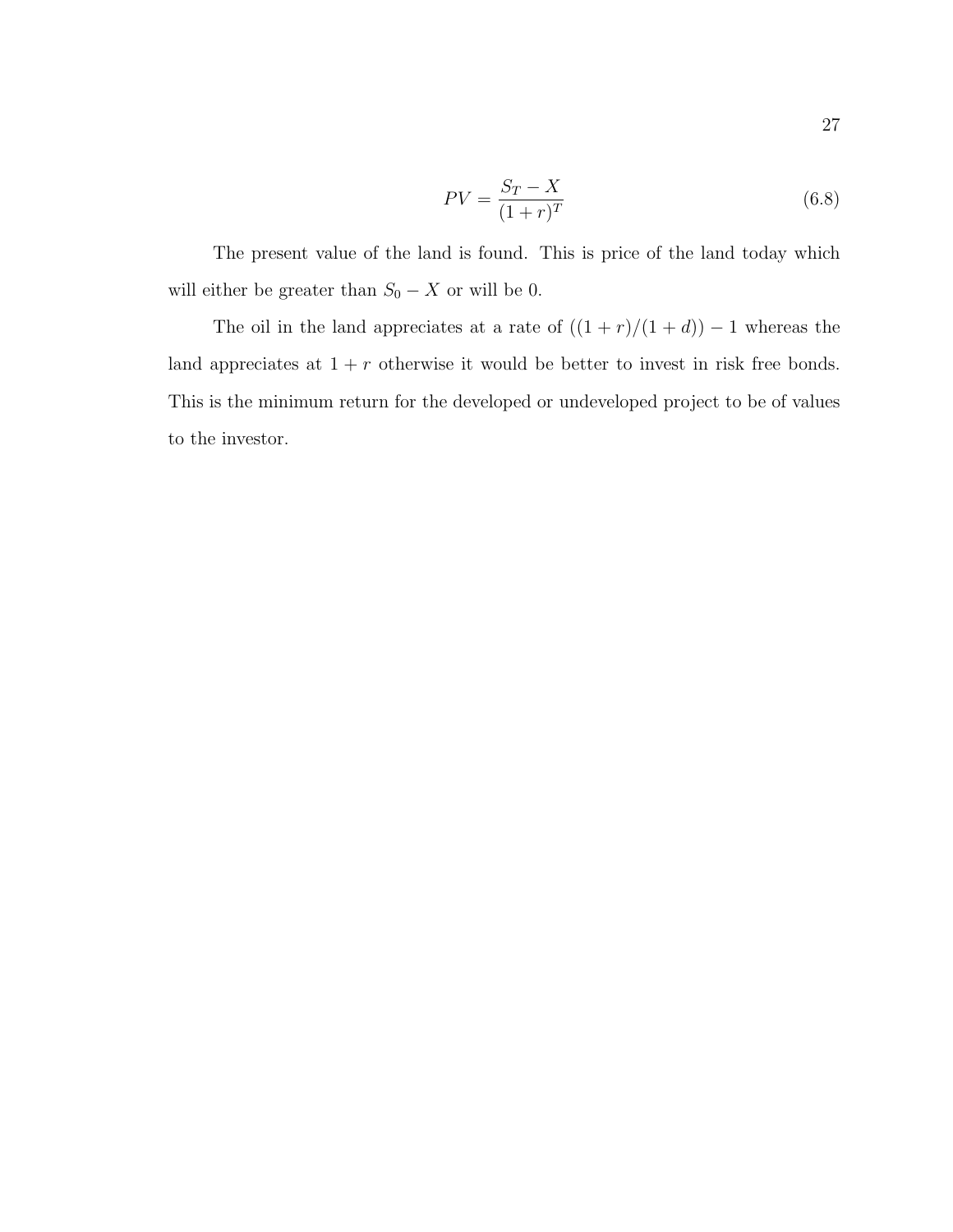$$PV = \frac{S_T - X}{(1+r)^T} \tag{6.8}$$

The present value of the land is found. This is price of the land today which will either be greater than $S_0 - X$ or will be 0.

The oil in the land appreciates at a rate of $((1+r)/(1+d)) - 1$ whereas the land appreciates at $1+r$ otherwise it would be better to invest in risk free bonds. This is the minimum return for the developed or undeveloped project to be of values to the investor.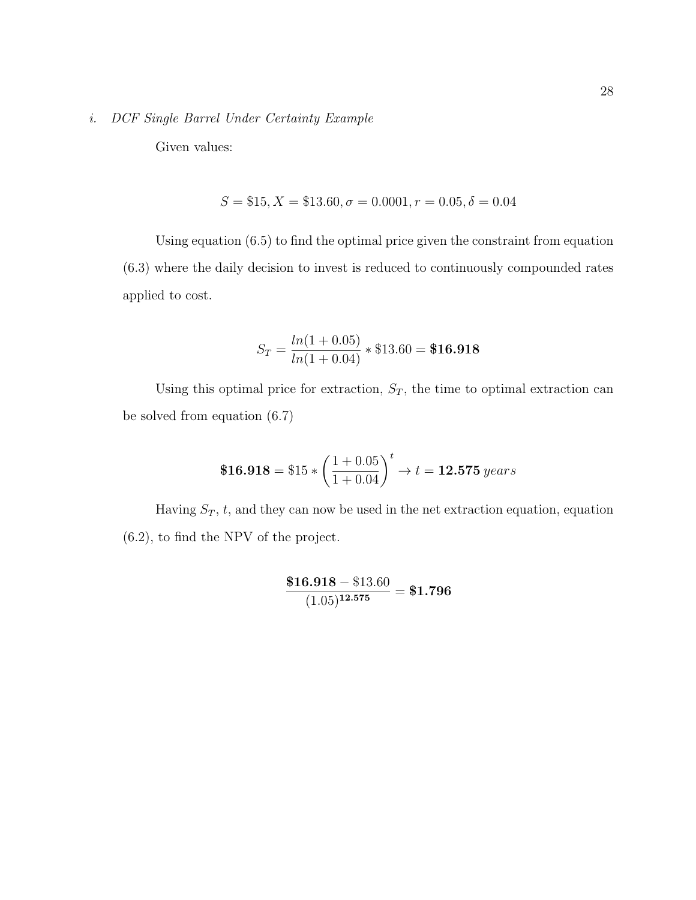*i. DCF Single Barrel Under Certainty Example*

Given values:

$$S = \$15, X = \$13.60, \sigma = 0.0001, r = 0.05, \delta = 0.04$$

Using equation (6.5) to find the optimal price given the constraint from equation (6.3) where the daily decision to invest is reduced to continuously compounded rates applied to cost.

$$S_T = \frac{ln(1 + 0.05)}{ln(1 + 0.04)} * \$13.60 = \mathbf{\$16.918}$$

Using this optimal price for extraction, $S_T$, the time to optimal extraction can be solved from equation (6.7)

$$\mathbf{\$16.918} = \$15 * \left(\frac{1 + 0.05}{1 + 0.04}\right)^t \rightarrow t = \mathbf{12.575}\ years$$

Having $S_T$, $t$, and they can now be used in the net extraction equation, equation (6.2), to find the NPV of the project.

$$\frac{\mathbf{\$16.918} - \$13.60}{(1.05)^{\mathbf{12.575}}} = \mathbf{\$1.796}$$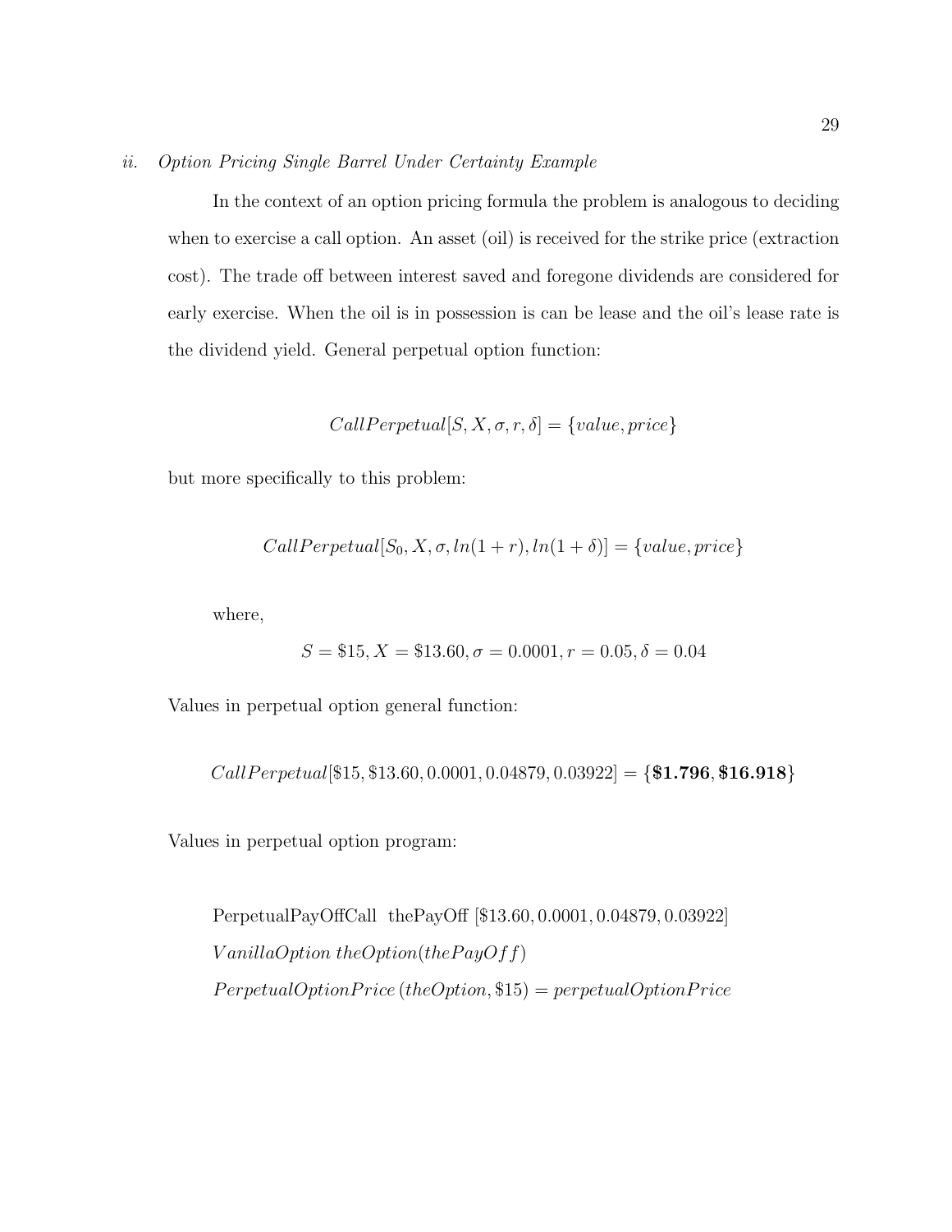*ii. Option Pricing Single Barrel Under Certainty Example*

In the context of an option pricing formula the problem is analogous to deciding when to exercise a call option. An asset (oil) is received for the strike price (extraction cost). The trade off between interest saved and foregone dividends are considered for early exercise. When the oil is in possession is can be lease and the oil's lease rate is the dividend yield. General perpetual option function:

$$CallPerpetual[S, X, \sigma, r, \delta] = \{value, price\}$$

but more specifically to this problem:

$$CallPerpetual[S_0, X, \sigma, ln(1+r), ln(1+\delta)] = \{value, price\}$$

where,

$$S = \$15, X = \$13.60, \sigma = 0.0001, r = 0.05, \delta = 0.04$$

Values in perpetual option general function:

$$CallPerpetual[\$15, \$13.60, 0.0001, 0.04879, 0.03922] = \{\mathbf{\$1.796}, \mathbf{\$16.918}\}$$

Values in perpetual option program:

PerpetualPayOffCall thePayOff [$13.60, 0.0001, 0.04879, 0.03922]

$VanillaOption\ theOption(thePayOff)$

$PerpetualOptionPrice\,(theOption, \$15) = perpetualOptionPrice$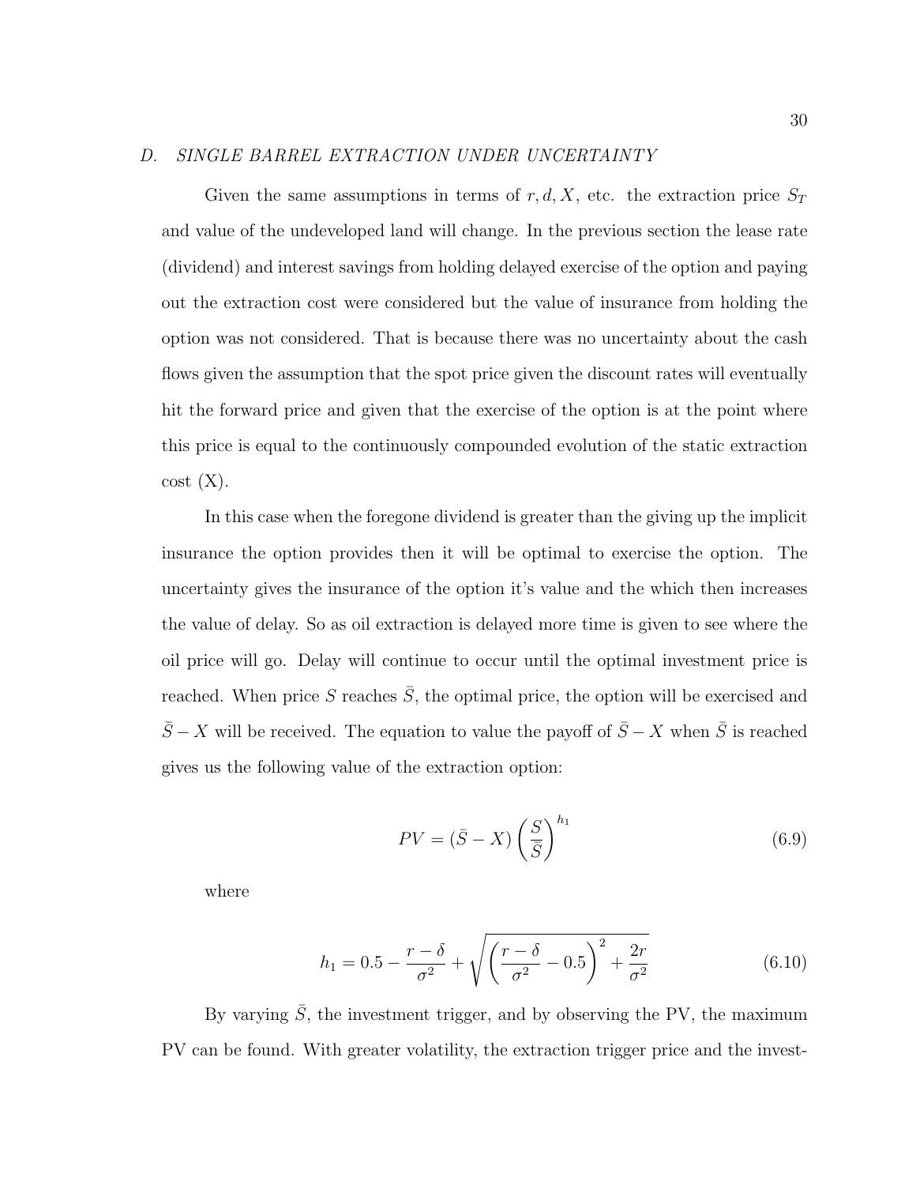### D. SINGLE BARREL EXTRACTION UNDER UNCERTAINTY

Given the same assumptions in terms of $r, d, X$, etc. the extraction price $S_T$ and value of the undeveloped land will change. In the previous section the lease rate (dividend) and interest savings from holding delayed exercise of the option and paying out the extraction cost were considered but the value of insurance from holding the option was not considered. That is because there was no uncertainty about the cash flows given the assumption that the spot price given the discount rates will eventually hit the forward price and given that the exercise of the option is at the point where this price is equal to the continuously compounded evolution of the static extraction cost (X).

In this case when the foregone dividend is greater than the giving up the implicit insurance the option provides then it will be optimal to exercise the option. The uncertainty gives the insurance of the option it's value and the which then increases the value of delay. So as oil extraction is delayed more time is given to see where the oil price will go. Delay will continue to occur until the optimal investment price is reached. When price $S$ reaches $\bar{S}$, the optimal price, the option will be exercised and $\bar{S} - X$ will be received. The equation to value the payoff of $\bar{S} - X$ when $\bar{S}$ is reached gives us the following value of the extraction option:

$$PV = (\bar{S} - X)\left(\frac{S}{\bar{\bar{S}}}\right)^{h_1} \tag{6.9}$$

where

$$h_1 = 0.5 - \frac{r - \delta}{\sigma^2} + \sqrt{\left(\frac{r - \delta}{\sigma^2} - 0.5\right)^2 + \frac{2r}{\sigma^2}} \tag{6.10}$$

By varying $\bar{S}$, the investment trigger, and by observing the PV, the maximum PV can be found. With greater volatility, the extraction trigger price and the invest-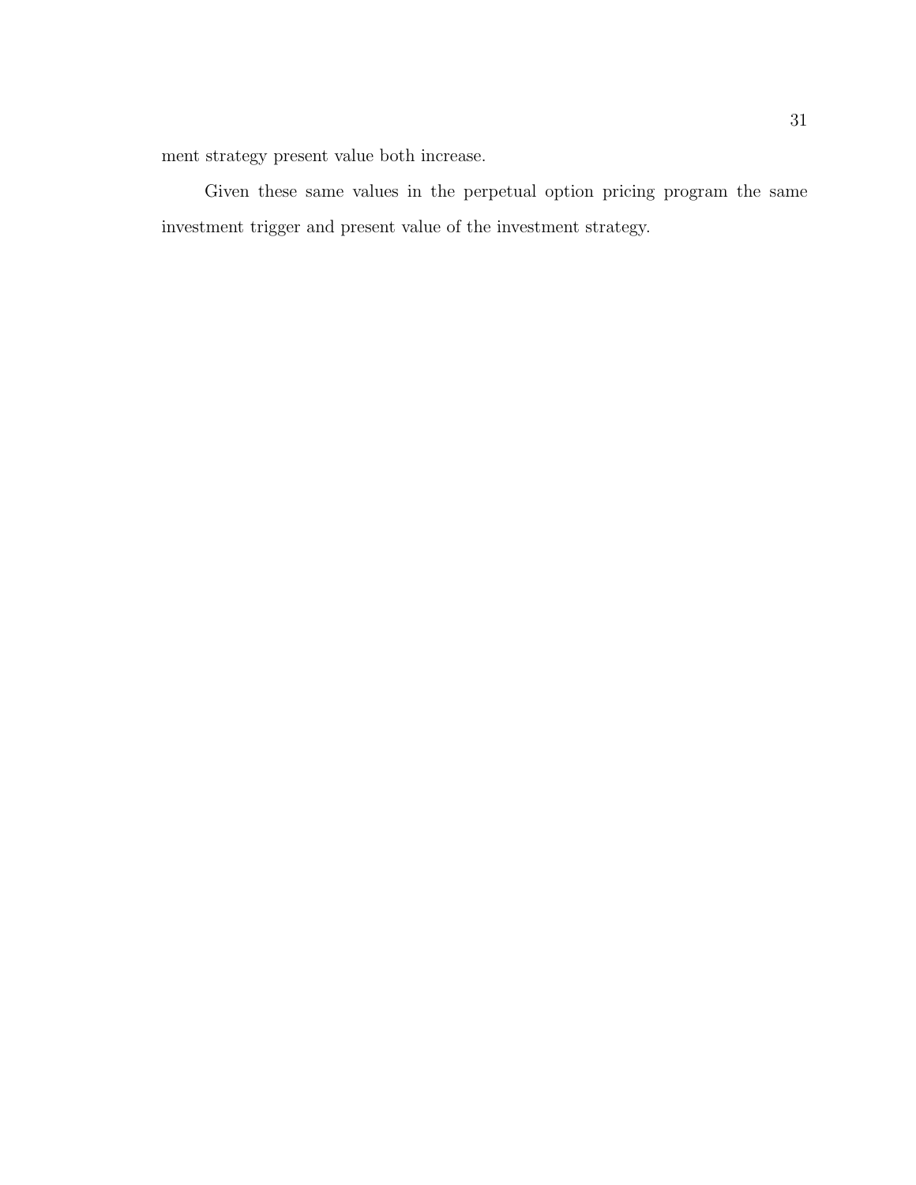ment strategy present value both increase.

Given these same values in the perpetual option pricing program the same investment trigger and present value of the investment strategy.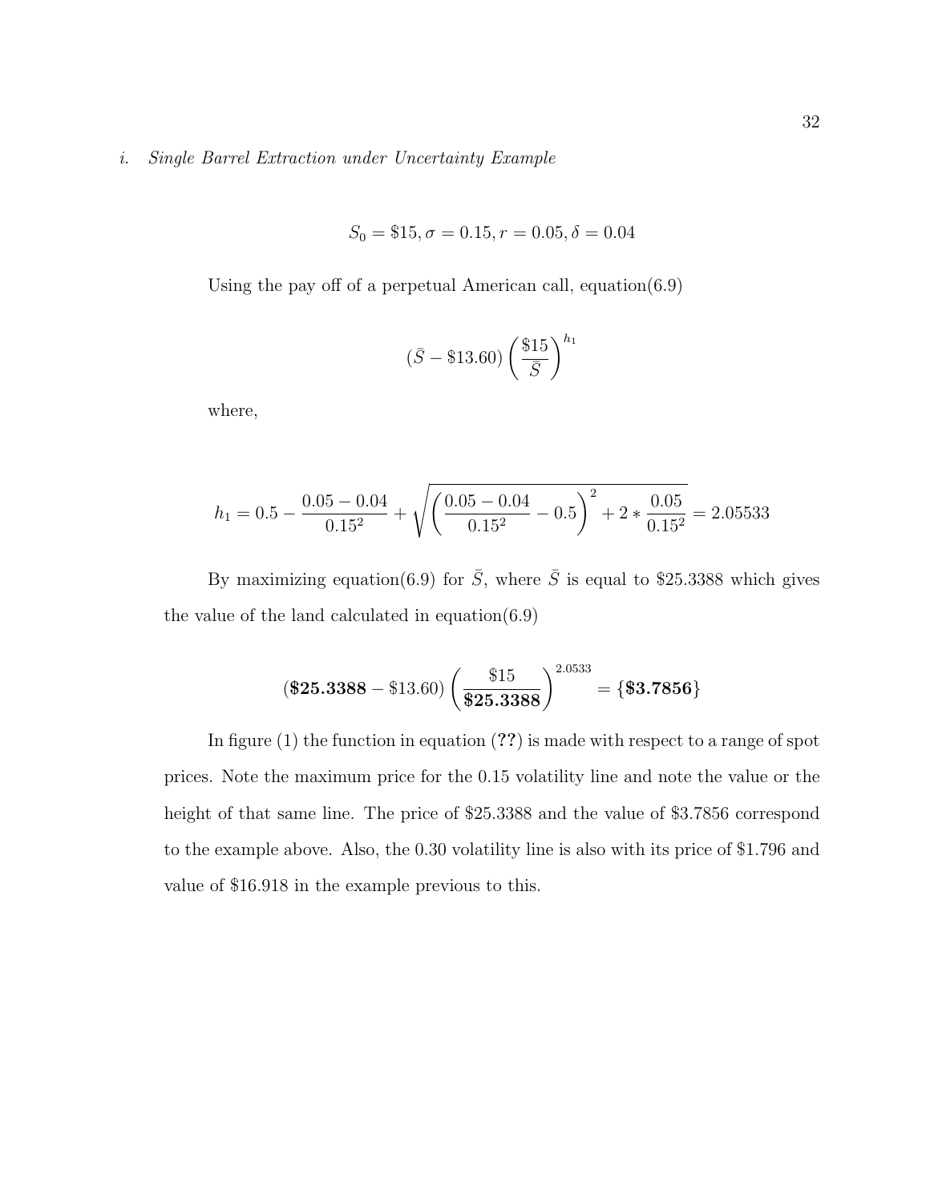*i. Single Barrel Extraction under Uncertainty Example*

$$S_0 = \$15, \sigma = 0.15, r = 0.05, \delta = 0.04$$

Using the pay off of a perpetual American call, equation(6.9)

$$(\bar{S} - \$13.60)\left(\frac{\$15}{\bar{S}}\right)^{h_1}$$

where,

$$h_1 = 0.5 - \frac{0.05 - 0.04}{0.15^2} + \sqrt{\left(\frac{0.05 - 0.04}{0.15^2} - 0.5\right)^2 + 2 * \frac{0.05}{0.15^2}} = 2.05533$$

By maximizing equation(6.9) for $\bar{S}$, where $\bar{S}$ is equal to \$25.3388 which gives the value of the land calculated in equation(6.9)

$$(\mathbf{\$25.3388} - \$13.60)\left(\frac{\$15}{\mathbf{\$25.3388}}\right)^{2.0533} = \{\mathbf{\$3.7856}\}$$

In figure (1) the function in equation (**??**) is made with respect to a range of spot prices. Note the maximum price for the 0.15 volatility line and note the value or the height of that same line. The price of \$25.3388 and the value of \$3.7856 correspond to the example above. Also, the 0.30 volatility line is also with its price of \$1.796 and value of \$16.918 in the example previous to this.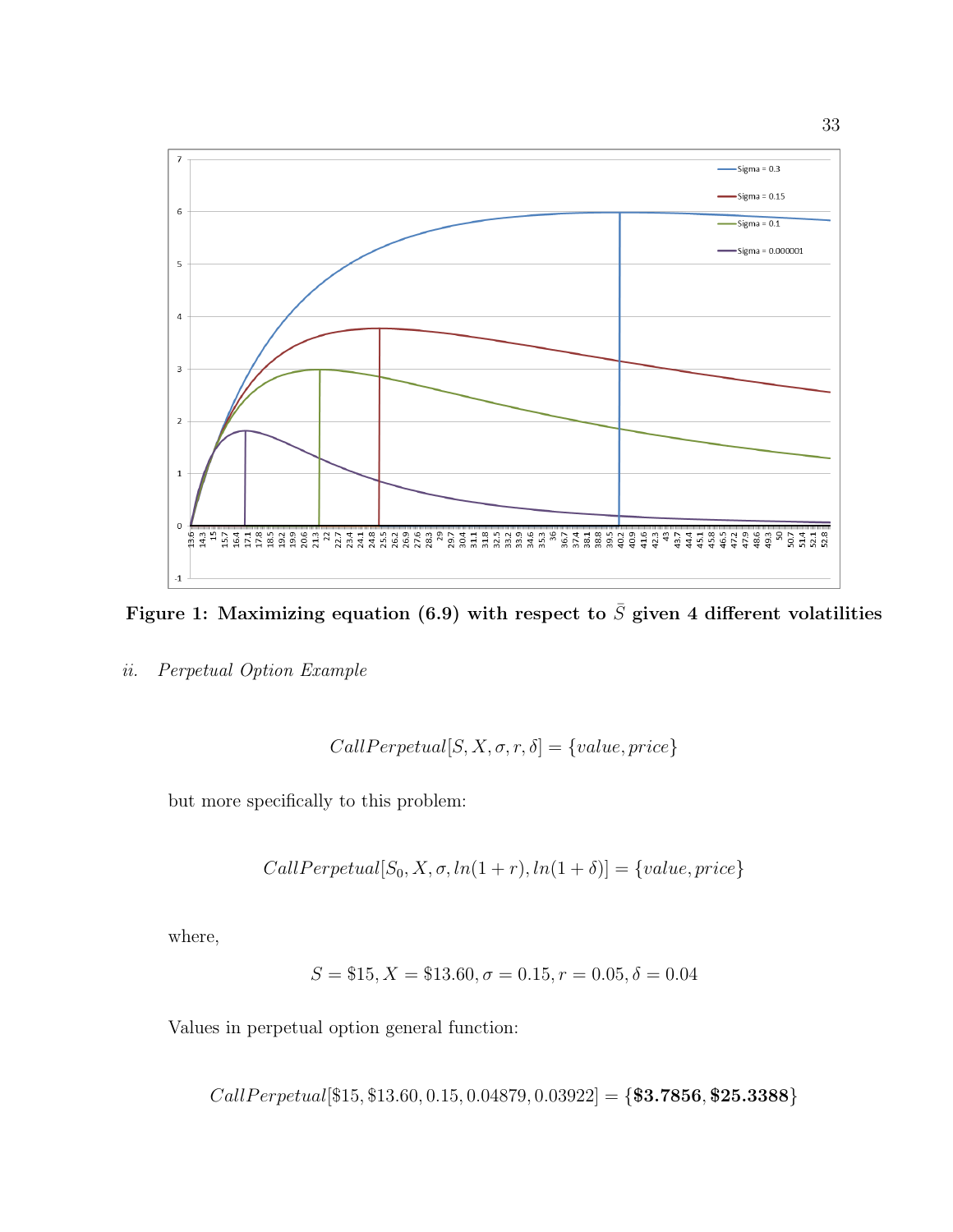**Figure 1: Maximizing equation (6.9) with respect to $\bar{S}$ given 4 different volatilities**

*ii. Perpetual Option Example*

$$CallPerpetual[S, X, \sigma, r, \delta] = \{value, price\}$$

but more specifically to this problem:

$$CallPerpetual[S_0, X, \sigma, ln(1 + r), ln(1 + \delta)] = \{value, price\}$$

where,

$$S = \$15, X = \$13.60, \sigma = 0.15, r = 0.05, \delta = 0.04$$

Values in perpetual option general function:

$$CallPerpetual[\$15, \$13.60, 0.15, 0.04879, 0.03922] = \{\mathbf{\$3.7856}, \mathbf{\$25.3388}\}$$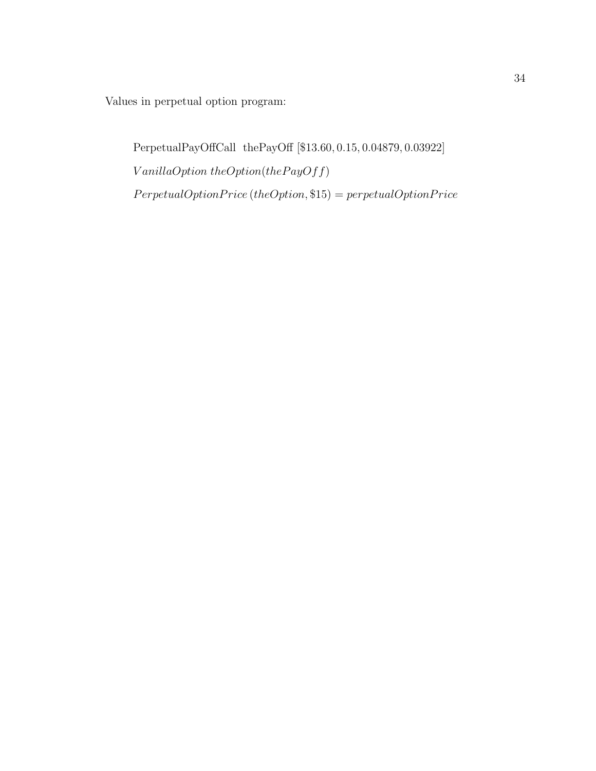Values in perpetual option program:

PerpetualPayOffCall thePayOff [\$13.60, 0.15, 0.04879, 0.03922]

$VanillaOption\ theOption(thePayOff)$

$PerpetualOptionPrice\,(theOption, \$15) = perpetualOptionPrice$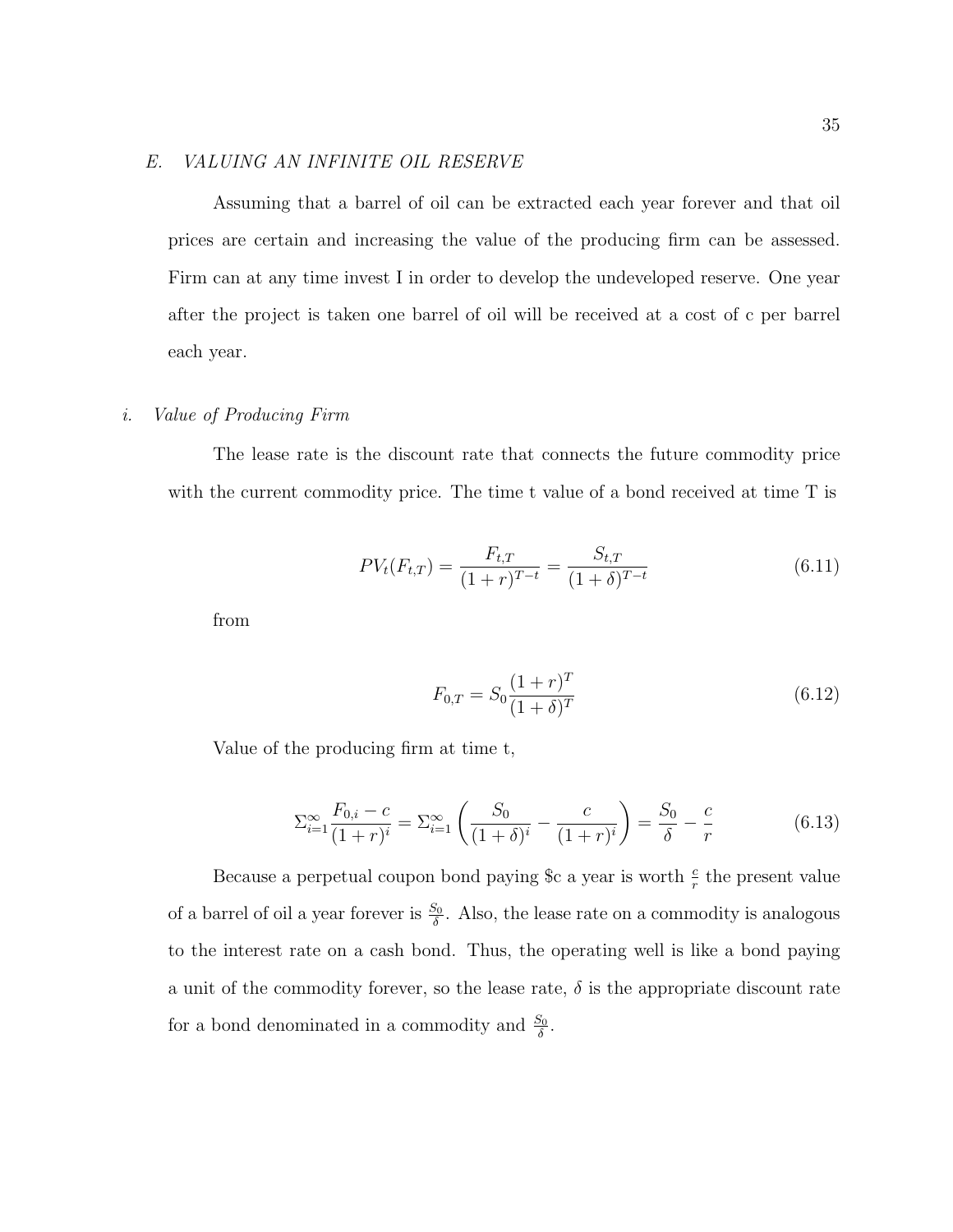### E. VALUING AN INFINITE OIL RESERVE

Assuming that a barrel of oil can be extracted each year forever and that oil prices are certain and increasing the value of the producing firm can be assessed. Firm can at any time invest I in order to develop the undeveloped reserve. One year after the project is taken one barrel of oil will be received at a cost of c per barrel each year.

#### i. Value of Producing Firm

The lease rate is the discount rate that connects the future commodity price with the current commodity price. The time t value of a bond received at time T is

$$PV_t(F_{t,T}) = \frac{F_{t,T}}{(1+r)^{T-t}} = \frac{S_{t,T}}{(1+\delta)^{T-t}} \tag{6.11}$$

from

$$F_{0,T} = S_0 \frac{(1+r)^T}{(1+\delta)^T} \tag{6.12}$$

Value of the producing firm at time t,

$$\Sigma_{i=1}^{\infty} \frac{F_{0,i} - c}{(1+r)^i} = \Sigma_{i=1}^{\infty} \left( \frac{S_0}{(1+\delta)^i} - \frac{c}{(1+r)^i} \right) = \frac{S_0}{\delta} - \frac{c}{r} \tag{6.13}$$

Because a perpetual coupon bond paying \$c a year is worth $\frac{c}{r}$ the present value of a barrel of oil a year forever is $\frac{S_0}{\delta}$. Also, the lease rate on a commodity is analogous to the interest rate on a cash bond. Thus, the operating well is like a bond paying a unit of the commodity forever, so the lease rate, $\delta$ is the appropriate discount rate for a bond denominated in a commodity and $\frac{S_0}{\delta}$.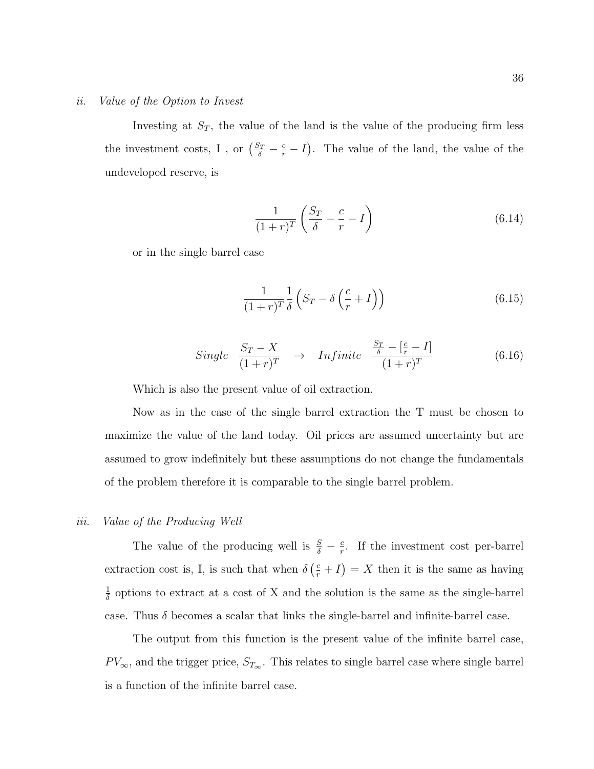*ii. Value of the Option to Invest*

Investing at $S_T$, the value of the land is the value of the producing firm less the investment costs, I , or $\left(\frac{S_T}{\delta} - \frac{c}{r} - I\right)$. The value of the land, the value of the undeveloped reserve, is

$$\frac{1}{(1+r)^T}\left(\frac{S_T}{\delta} - \frac{c}{r} - I\right) \tag{6.14}$$

or in the single barrel case

$$\frac{1}{(1+r)^T}\frac{1}{\delta}\left(S_T - \delta\left(\frac{c}{r} + I\right)\right) \tag{6.15}$$

$$Single \quad \frac{S_T - X}{(1+r)^T} \quad \rightarrow \quad Infinite \quad \frac{\frac{S_T}{\delta} - [\frac{c}{r} - I]}{(1+r)^T} \tag{6.16}$$

Which is also the present value of oil extraction.

Now as in the case of the single barrel extraction the T must be chosen to maximize the value of the land today. Oil prices are assumed uncertainty but are assumed to grow indefinitely but these assumptions do not change the fundamentals of the problem therefore it is comparable to the single barrel problem.

*iii. Value of the Producing Well*

The value of the producing well is $\frac{S}{\delta} - \frac{c}{r}$. If the investment cost per-barrel extraction cost is, I, is such that when $\delta\left(\frac{c}{r} + I\right) = X$ then it is the same as having $\frac{1}{\delta}$ options to extract at a cost of X and the solution is the same as the single-barrel case. Thus $\delta$ becomes a scalar that links the single-barrel and infinite-barrel case.

The output from this function is the present value of the infinite barrel case, $PV_\infty$, and the trigger price, $S_{T_\infty}$. This relates to single barrel case where single barrel is a function of the infinite barrel case.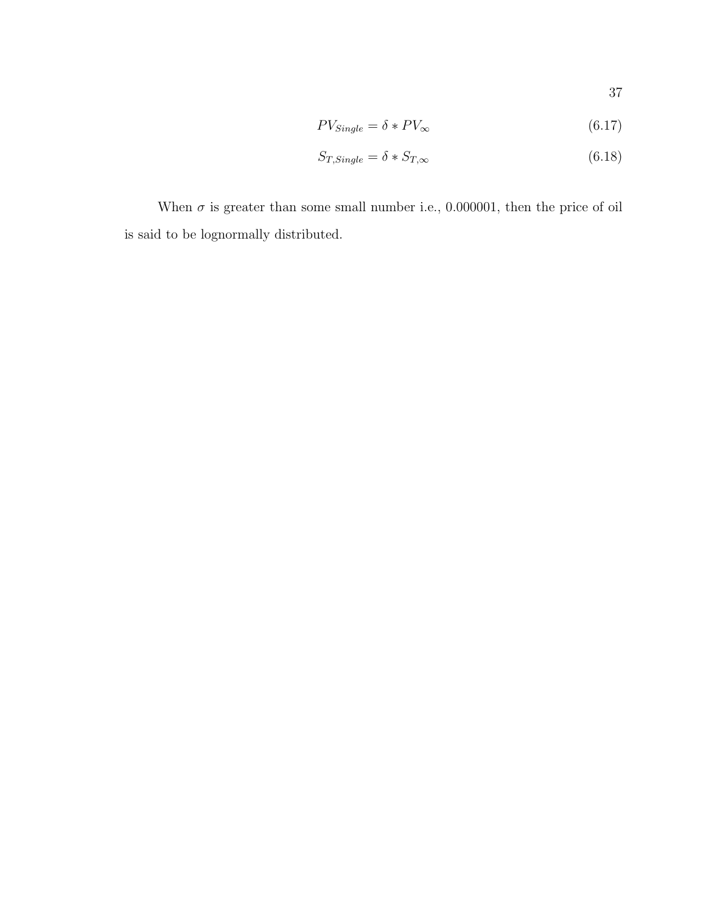$$PV_{Single} = \delta * PV_{\infty} \tag{6.17}$$

$$S_{T,Single} = \delta * S_{T,\infty} \tag{6.18}$$

When $\sigma$ is greater than some small number i.e., 0.000001, then the price of oil is said to be lognormally distributed.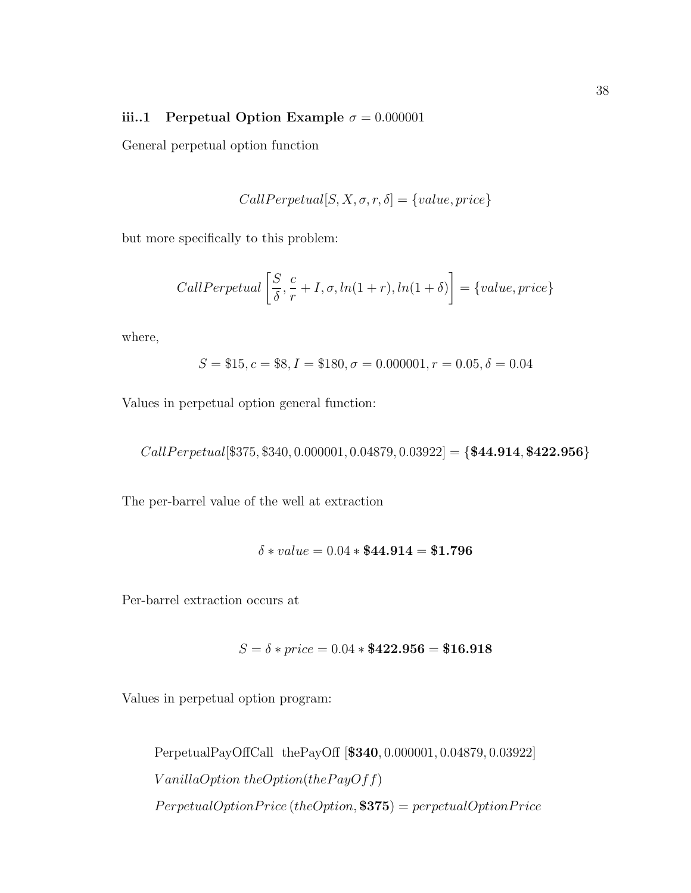### iii..1 Perpetual Option Example $\sigma = 0.000001$

General perpetual option function

$$CallPerpetual[S, X, \sigma, r, \delta] = \{value, price\}$$

but more specifically to this problem:

$$CallPerpetual\left[\frac{S}{\delta}, \frac{c}{r} + I, \sigma, ln(1+r), ln(1+\delta)\right] = \{value, price\}$$

where,

$$S = \$15, c = \$8, I = \$180, \sigma = 0.000001, r = 0.05, \delta = 0.04$$

Values in perpetual option general function:

$$CallPerpetual[\$375, \$340, 0.000001, 0.04879, 0.03922] = \{\mathbf{\$44.914}, \mathbf{\$422.956}\}$$

The per-barrel value of the well at extraction

$$\delta * value = 0.04 * \mathbf{\$44.914} = \mathbf{\$1.796}$$

Per-barrel extraction occurs at

$$S = \delta * price = 0.04 * \mathbf{\$422.956} = \mathbf{\$16.918}$$

Values in perpetual option program:

PerpetualPayOffCall thePayOff [**$340**, 0.000001, 0.04879, 0.03922]

$VanillaOption\ theOption(thePayOff)$

$PerpetualOptionPrice\,(theOption, \mathbf{\$375}) = perpetualOptionPrice$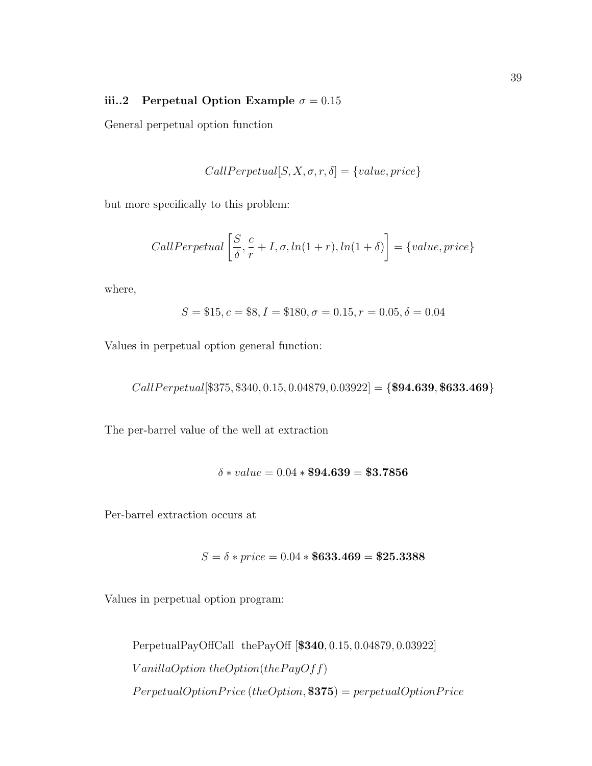### iii..2 Perpetual Option Example $\sigma = 0.15$

General perpetual option function

$$CallPerpetual[S, X, \sigma, r, \delta] = \{value, price\}$$

but more specifically to this problem:

$$CallPerpetual\left[\frac{S}{\delta}, \frac{c}{r} + I, \sigma, ln(1+r), ln(1+\delta)\right] = \{value, price\}$$

where,

$$S = \$15, c = \$8, I = \$180, \sigma = 0.15, r = 0.05, \delta = 0.04$$

Values in perpetual option general function:

$$CallPerpetual[\$375, \$340, 0.15, 0.04879, 0.03922] = \{\mathbf{\$94.639}, \mathbf{\$633.469}\}$$

The per-barrel value of the well at extraction

$$\delta * value = 0.04 * \mathbf{\$94.639} = \mathbf{\$3.7856}$$

Per-barrel extraction occurs at

$$S = \delta * price = 0.04 * \mathbf{\$633.469} = \mathbf{\$25.3388}$$

Values in perpetual option program:

PerpetualPayOffCall thePayOff [**$340**, 0.15, 0.04879, 0.03922]

$VanillaOption\ theOption(thePayOff)$

$PerpetualOptionPrice\,(theOption, \mathbf{\$375}) = perpetualOptionPrice$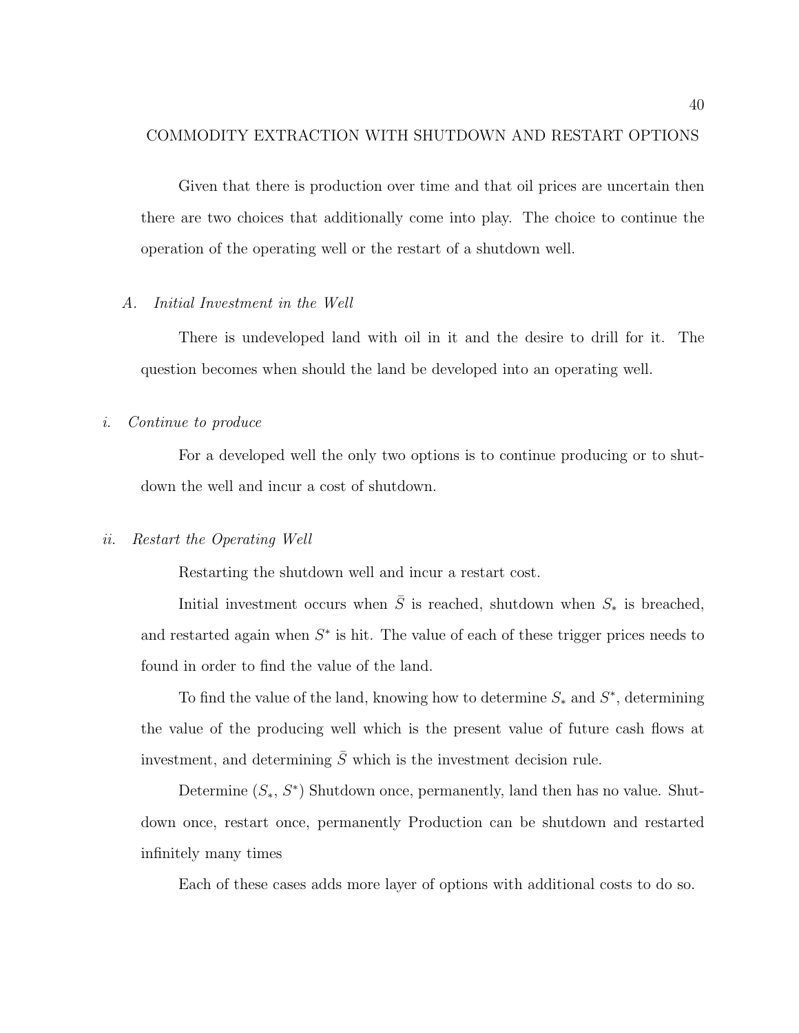# COMMODITY EXTRACTION WITH SHUTDOWN AND RESTART OPTIONS

Given that there is production over time and that oil prices are uncertain then there are two choices that additionally come into play. The choice to continue the operation of the operating well or the restart of a shutdown well.

## A. *Initial Investment in the Well*

There is undeveloped land with oil in it and the desire to drill for it. The question becomes when should the land be developed into an operating well.

### i. *Continue to produce*

For a developed well the only two options is to continue producing or to shutdown the well and incur a cost of shutdown.

### ii. *Restart the Operating Well*

Restarting the shutdown well and incur a restart cost.

Initial investment occurs when $\bar{S}$ is reached, shutdown when $S_*$ is breached, and restarted again when $S^*$ is hit. The value of each of these trigger prices needs to found in order to find the value of the land.

To find the value of the land, knowing how to determine $S_*$ and $S^*$, determining the value of the producing well which is the present value of future cash flows at investment, and determining $\bar{S}$ which is the investment decision rule.

Determine ($S_*$, $S^*$) Shutdown once, permanently, land then has no value. Shutdown once, restart once, permanently Production can be shutdown and restarted infinitely many times

Each of these cases adds more layer of options with additional costs to do so.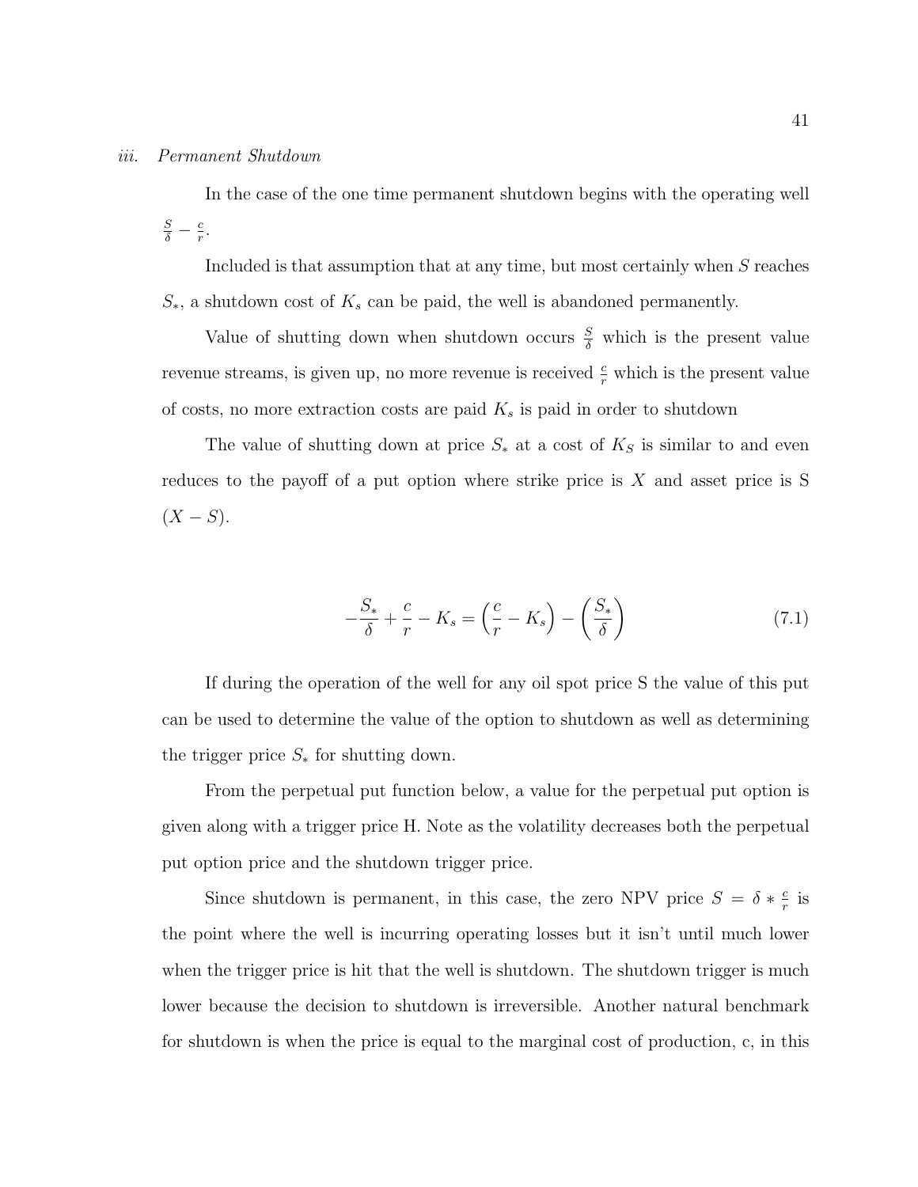*iii. Permanent Shutdown*

In the case of the one time permanent shutdown begins with the operating well $\frac{S}{\delta} - \frac{c}{r}$.

Included is that assumption that at any time, but most certainly when $S$ reaches $S_*$, a shutdown cost of $K_s$ can be paid, the well is abandoned permanently.

Value of shutting down when shutdown occurs $\frac{S}{\delta}$ which is the present value revenue streams, is given up, no more revenue is received $\frac{c}{r}$ which is the present value of costs, no more extraction costs are paid $K_s$ is paid in order to shutdown

The value of shutting down at price $S_*$ at a cost of $K_S$ is similar to and even reduces to the payoff of a put option where strike price is $X$ and asset price is S $(X - S)$.

$$-\frac{S_*}{\delta} + \frac{c}{r} - K_s = \left(\frac{c}{r} - K_s\right) - \left(\frac{S_*}{\delta}\right) \tag{7.1}$$

If during the operation of the well for any oil spot price S the value of this put can be used to determine the value of the option to shutdown as well as determining the trigger price $S_*$ for shutting down.

From the perpetual put function below, a value for the perpetual put option is given along with a trigger price H. Note as the volatility decreases both the perpetual put option price and the shutdown trigger price.

Since shutdown is permanent, in this case, the zero NPV price $S = \delta * \frac{c}{r}$ is the point where the well is incurring operating losses but it isn't until much lower when the trigger price is hit that the well is shutdown. The shutdown trigger is much lower because the decision to shutdown is irreversible. Another natural benchmark for shutdown is when the price is equal to the marginal cost of production, c, in this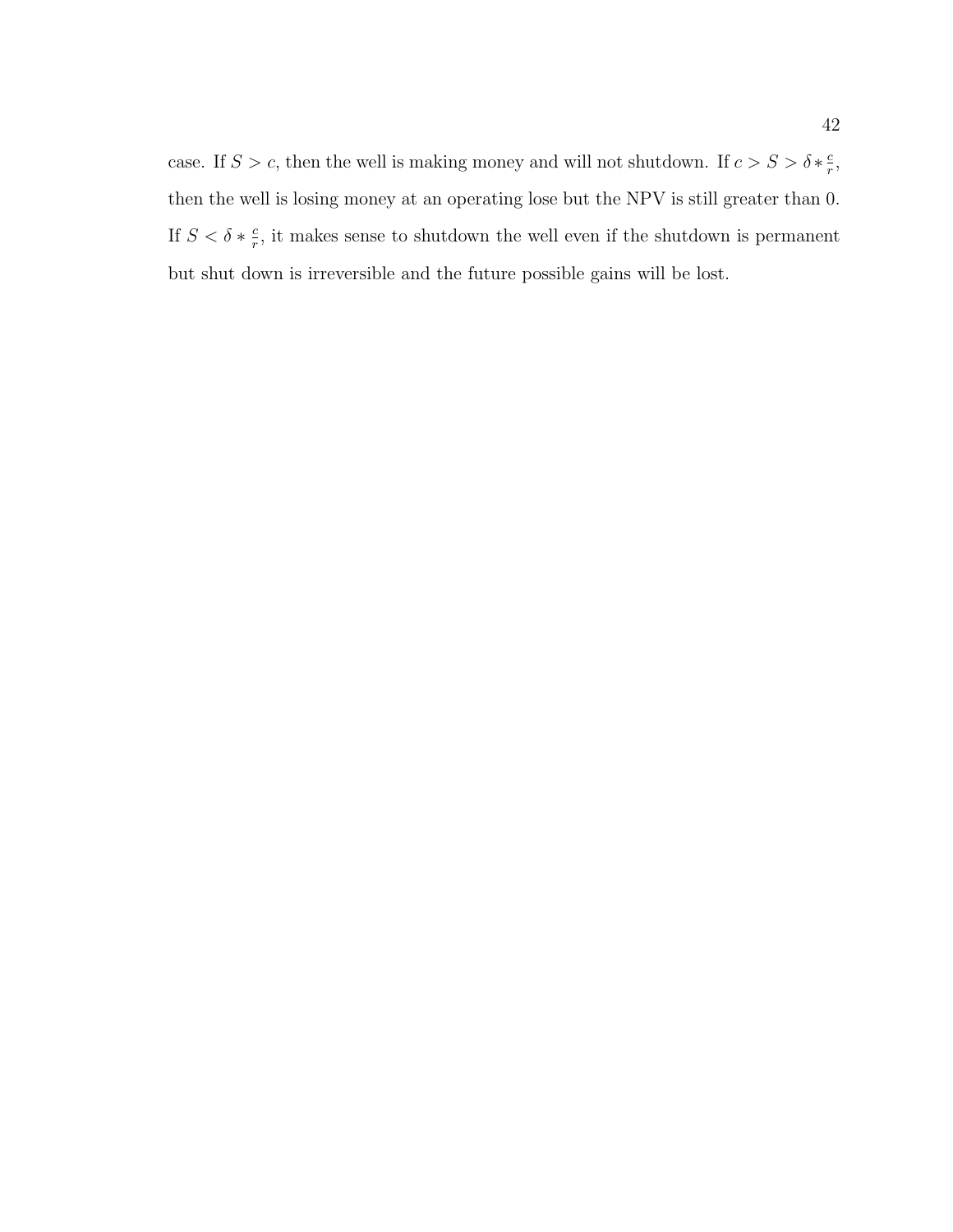case. If $S > c$, then the well is making money and will not shutdown. If $c > S > \delta * \frac{c}{r}$, then the well is losing money at an operating lose but the NPV is still greater than 0. If $S < \delta * \frac{c}{r}$, it makes sense to shutdown the well even if the shutdown is permanent but shut down is irreversible and the future possible gains will be lost.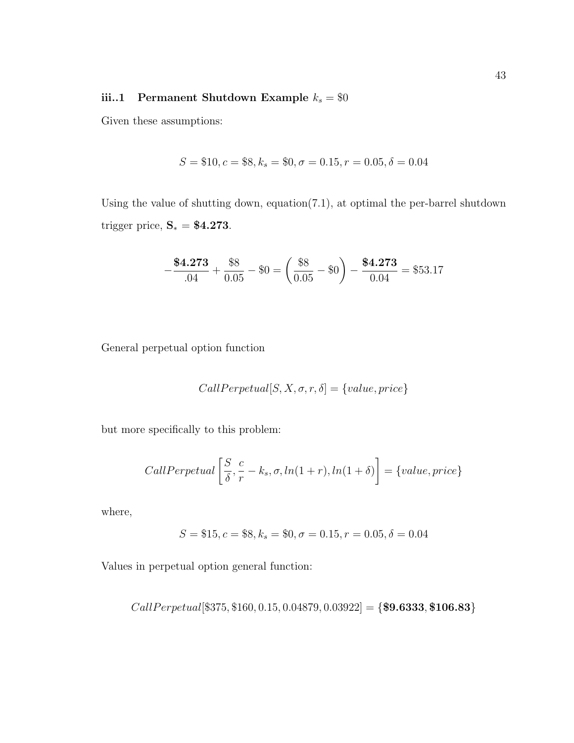### iii..1 Permanent Shutdown Example $k_s = \$0$

Given these assumptions:

$$S = \$10, c = \$8, k_s = \$0, \sigma = 0.15, r = 0.05, \delta = 0.04$$

Using the value of shutting down, equation(7.1), at optimal the per-barrel shutdown trigger price, $\mathbf{S_* = \$4.273}$.

$$-\frac{\mathbf{\$4.273}}{.04} + \frac{\$8}{0.05} - \$0 = \left(\frac{\$8}{0.05} - \$0\right) - \frac{\mathbf{\$4.273}}{0.04} = \$53.17$$

General perpetual option function

$$CallPerpetual[S, X, \sigma, r, \delta] = \{value, price\}$$

but more specifically to this problem:

$$CallPerpetual\left[\frac{S}{\delta}, \frac{c}{r} - k_s, \sigma, ln(1+r), ln(1+\delta)\right] = \{value, price\}$$

where,

$$S = \$15, c = \$8, k_s = \$0, \sigma = 0.15, r = 0.05, \delta = 0.04$$

Values in perpetual option general function:

$$CallPerpetual[\$375, \$160, 0.15, 0.04879, 0.03922] = \{\mathbf{\$9.6333}, \mathbf{\$106.83}\}$$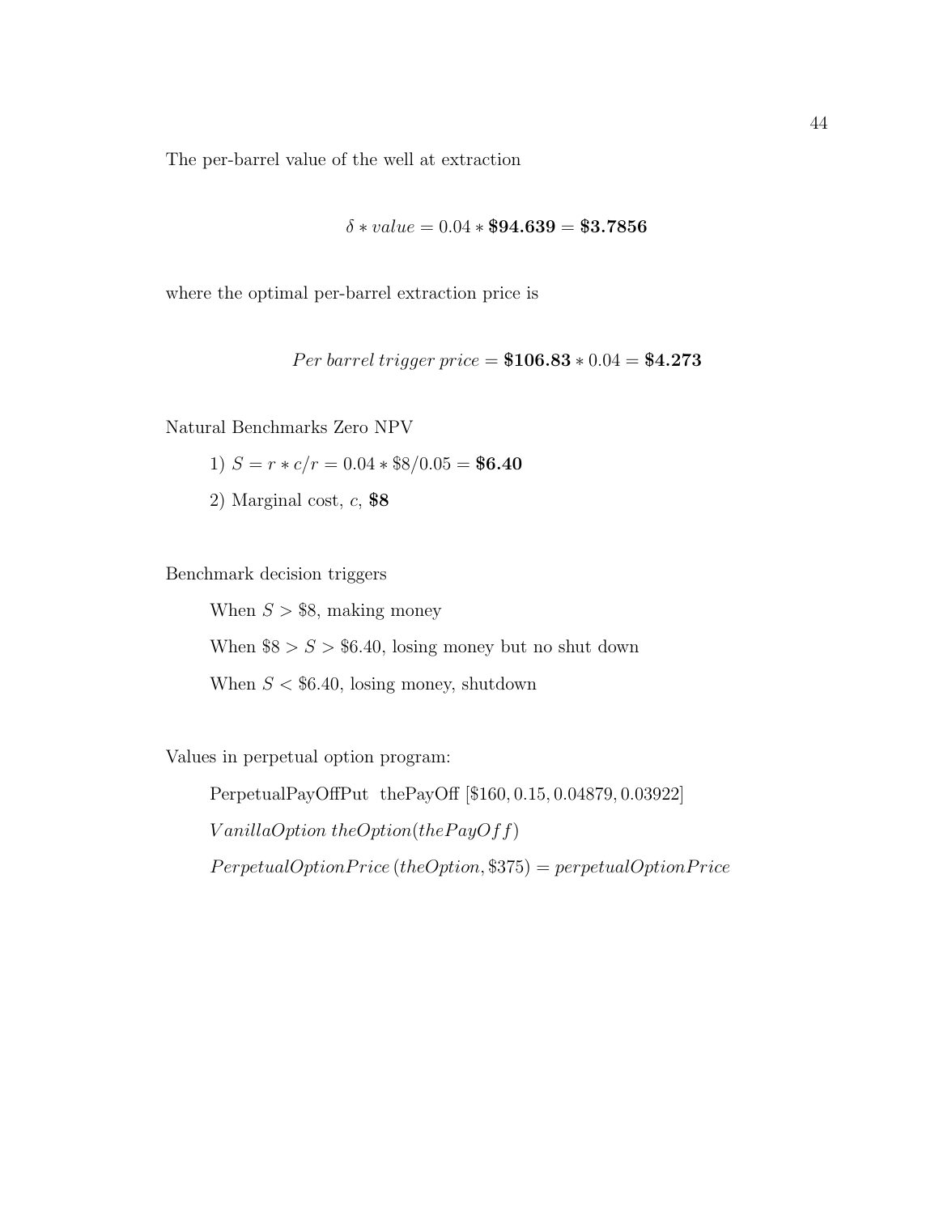The per-barrel value of the well at extraction

$$\delta * value = 0.04 * \mathbf{\$94.639} = \mathbf{\$3.7856}$$

where the optimal per-barrel extraction price is

$$Per\ barrel\ trigger\ price = \mathbf{\$106.83} * 0.04 = \mathbf{\$4.273}$$

Natural Benchmarks Zero NPV

1) $S = r * c/r = 0.04 * \$8/0.05 =$ **\$6.40**

2) Marginal cost, $c$, **\$8**

Benchmark decision triggers

When $S > \$8$, making money

When $\$8 > S > \$6.40$, losing money but no shut down

When $S < \$6.40$, losing money, shutdown

Values in perpetual option program:

PerpetualPayOffPut thePayOff [$160, 0.15, 0.04879, 0.03922]

$VanillaOption\ theOption(thePayOff)$

$PerpetualOptionPrice\,(theOption, \$375) = perpetualOptionPrice$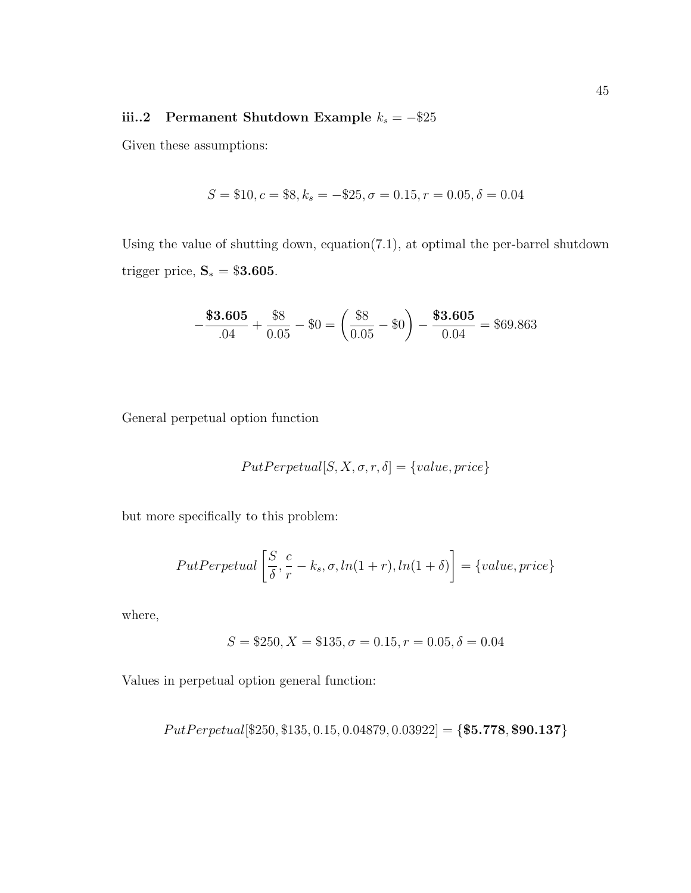### iii..2 Permanent Shutdown Example $k_s = -\$25$

Given these assumptions:

$$S = \$10, c = \$8, k_s = -\$25, \sigma = 0.15, r = 0.05, \delta = 0.04$$

Using the value of shutting down, equation(7.1), at optimal the per-barrel shutdown trigger price, $\mathbf{S}_* = \$\mathbf{3.605}$.

$$-\frac{\mathbf{\$3.605}}{.04} + \frac{\$8}{0.05} - \$0 = \left(\frac{\$8}{0.05} - \$0\right) - \frac{\mathbf{\$3.605}}{0.04} = \$69.863$$

General perpetual option function

$$PutPerpetual[S, X, \sigma, r, \delta] = \{value, price\}$$

but more specifically to this problem:

$$PutPerpetual\left[\frac{S}{\delta}, \frac{c}{r} - k_s, \sigma, ln(1+r), ln(1+\delta)\right] = \{value, price\}$$

where,

$$S = \$250, X = \$135, \sigma = 0.15, r = 0.05, \delta = 0.04$$

Values in perpetual option general function:

$$PutPerpetual[\$250, \$135, 0.15, 0.04879, 0.03922] = \{\mathbf{\$5.778}, \mathbf{\$90.137}\}$$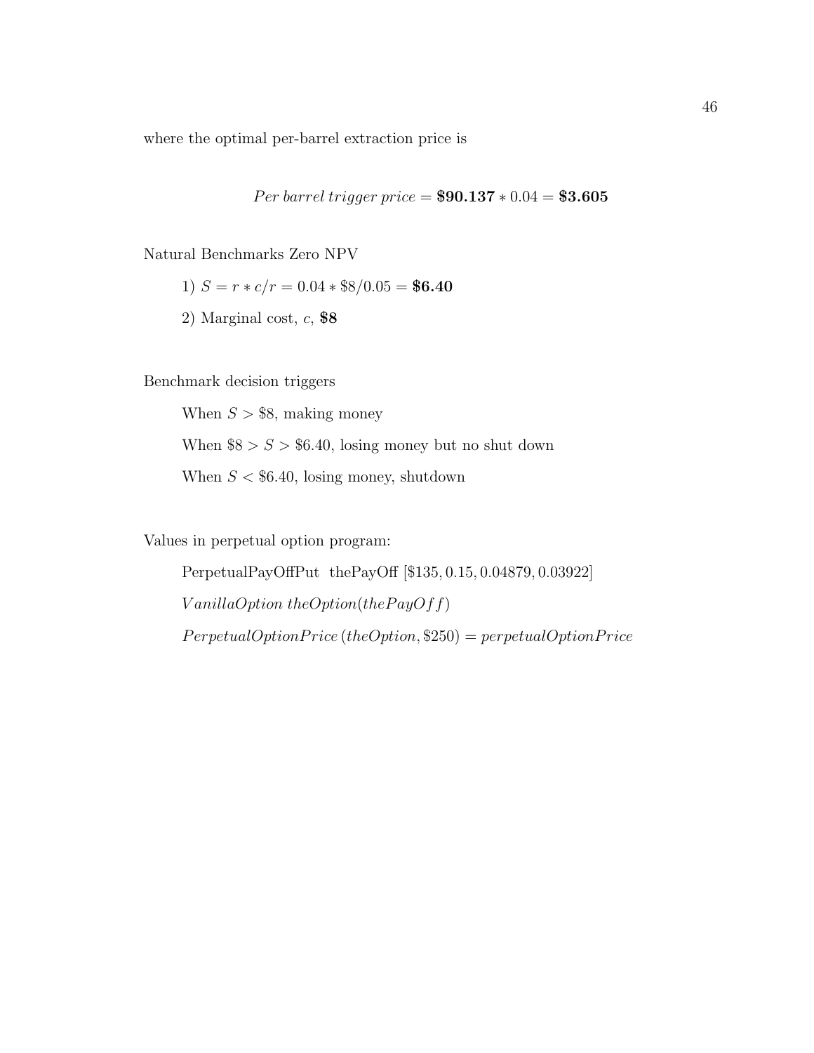where the optimal per-barrel extraction price is

$$Per\ barrel\ trigger\ price = \mathbf{\$90.137} * 0.04 = \mathbf{\$3.605}$$

Natural Benchmarks Zero NPV

1) $S = r * c/r = 0.04 * \$8/0.05 =$ **$6.40**

2) Marginal cost, $c$, **$8**

Benchmark decision triggers

When $S > \$8$, making money

When $\$8 > S > \$6.40$, losing money but no shut down

When $S < \$6.40$, losing money, shutdown

Values in perpetual option program:

PerpetualPayOffPut thePayOff $[\$135, 0.15, 0.04879, 0.03922]$

$VanillaOption\ theOption(thePayOff)$

$PerpetualOptionPrice\,(theOption, \$250) = perpetualOptionPrice$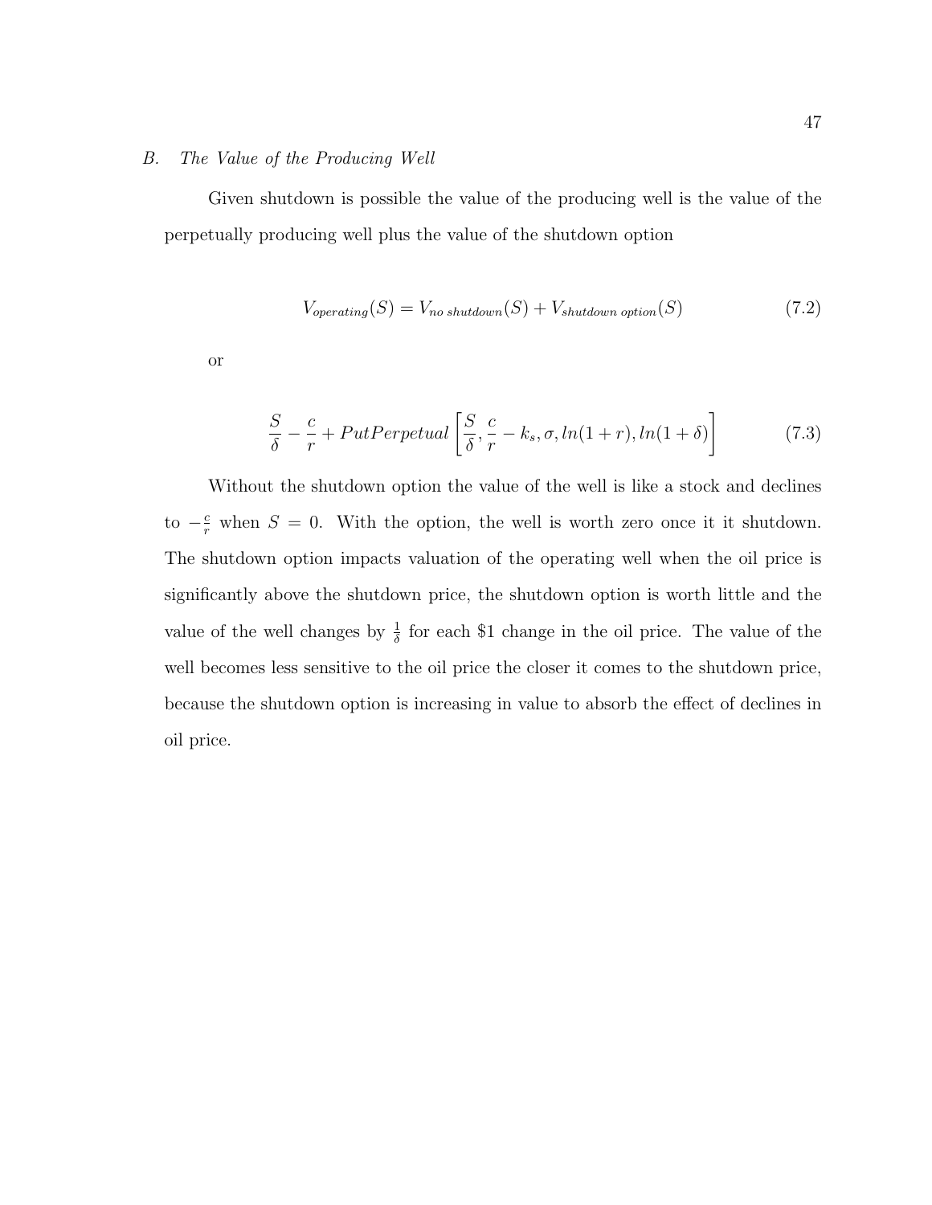### B. *The Value of the Producing Well*

Given shutdown is possible the value of the producing well is the value of the perpetually producing well plus the value of the shutdown option

$$V_{operating}(S) = V_{no\ shutdown}(S) + V_{shutdown\ option}(S) \tag{7.2}$$

or

$$\frac{S}{\delta} - \frac{c}{r} + PutPerpetual\left[\frac{S}{\delta}, \frac{c}{r} - k_s, \sigma, ln(1+r), ln(1+\delta)\right] \tag{7.3}$$

Without the shutdown option the value of the well is like a stock and declines to $-\frac{c}{r}$ when $S = 0$. With the option, the well is worth zero once it it shutdown. The shutdown option impacts valuation of the operating well when the oil price is significantly above the shutdown price, the shutdown option is worth little and the value of the well changes by $\frac{1}{\delta}$ for each \$1 change in the oil price. The value of the well becomes less sensitive to the oil price the closer it comes to the shutdown price, because the shutdown option is increasing in value to absorb the effect of declines in oil price.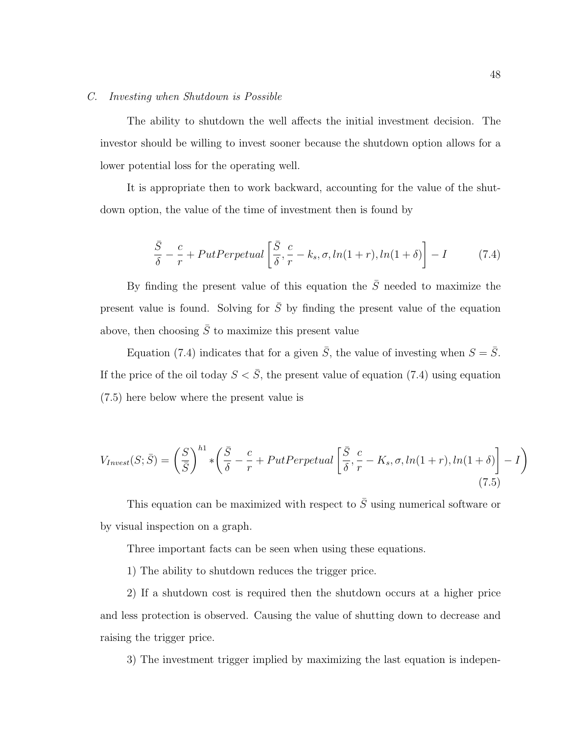*C. Investing when Shutdown is Possible*

The ability to shutdown the well affects the initial investment decision. The investor should be willing to invest sooner because the shutdown option allows for a lower potential loss for the operating well.

It is appropriate then to work backward, accounting for the value of the shutdown option, the value of the time of investment then is found by

$$\frac{\bar{S}}{\delta} - \frac{c}{r} + PutPerpetual\left[\frac{\bar{S}}{\delta}, \frac{c}{r} - k_s, \sigma, ln(1+r), ln(1+\delta)\right] - I \tag{7.4}$$

By finding the present value of this equation the $\bar{S}$ needed to maximize the present value is found. Solving for $\bar{S}$ by finding the present value of the equation above, then choosing $\bar{S}$ to maximize this present value

Equation (7.4) indicates that for a given $\bar{S}$, the value of investing when $S = \bar{S}$. If the price of the oil today $S < \bar{S}$, the present value of equation (7.4) using equation (7.5) here below where the present value is

$$V_{Invest}(S;\bar{S}) = \left(\frac{S}{\bar{S}}\right)^{h1} * \left(\frac{\bar{S}}{\delta} - \frac{c}{r} + PutPerpetual\left[\frac{\bar{S}}{\delta}, \frac{c}{r} - K_s, \sigma, ln(1+r), ln(1+\delta)\right] - I\right) \tag{7.5}$$

This equation can be maximized with respect to $\bar{S}$ using numerical software or by visual inspection on a graph.

Three important facts can be seen when using these equations.

1) The ability to shutdown reduces the trigger price.

2) If a shutdown cost is required then the shutdown occurs at a higher price and less protection is observed. Causing the value of shutting down to decrease and raising the trigger price.

3) The investment trigger implied by maximizing the last equation is indepen-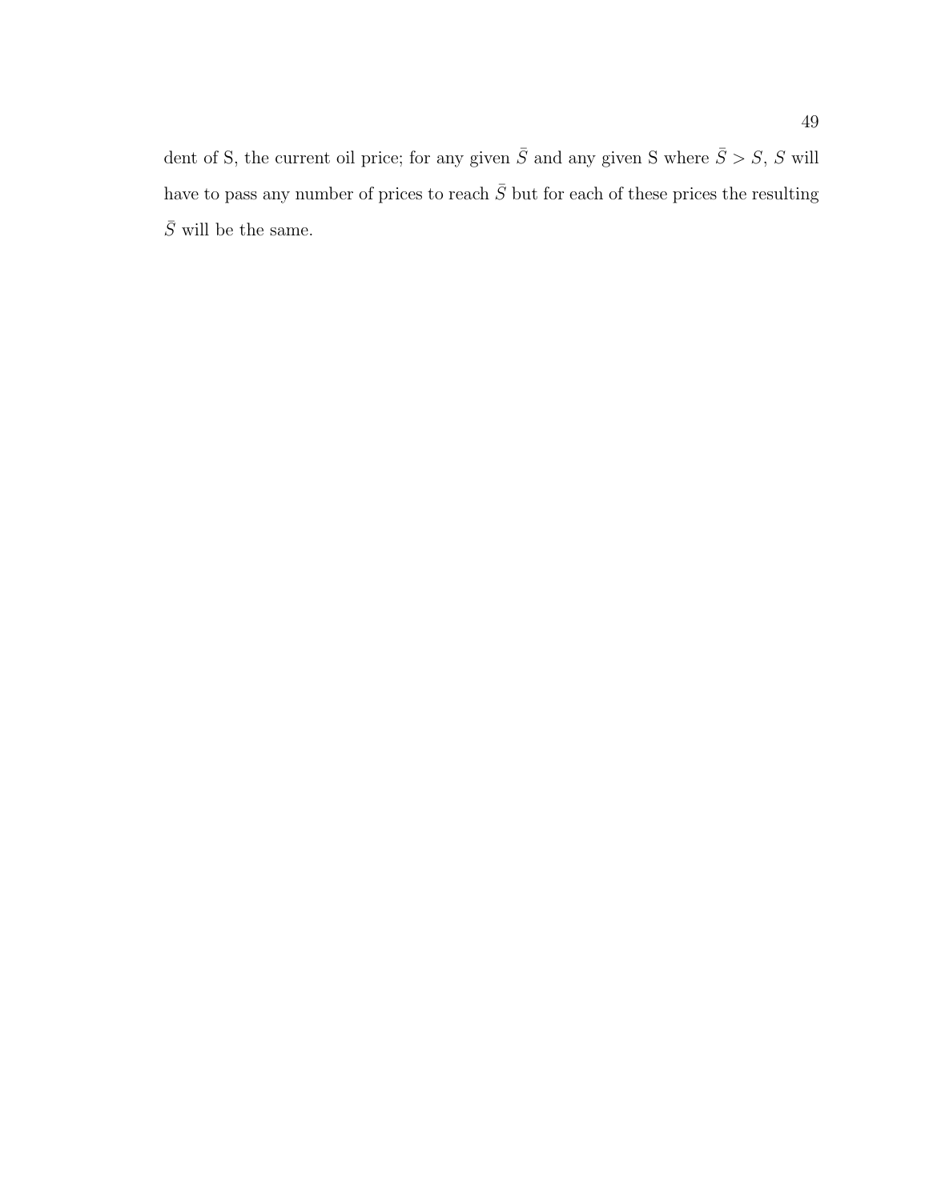dent of S, the current oil price; for any given $\bar{S}$ and any given S where $\bar{S} > S$, $S$ will have to pass any number of prices to reach $\bar{S}$ but for each of these prices the resulting $\bar{S}$ will be the same.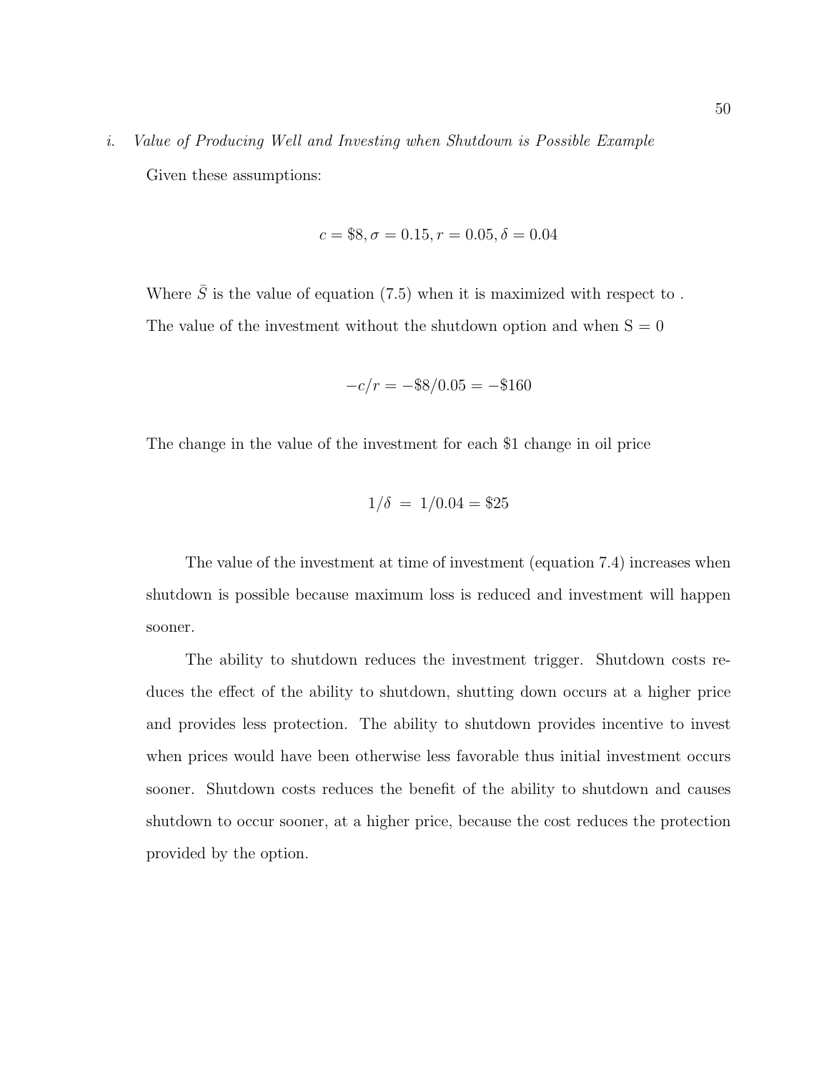*i. Value of Producing Well and Investing when Shutdown is Possible Example*

Given these assumptions:

$$c = \$8, \sigma = 0.15, r = 0.05, \delta = 0.04$$

Where $\bar{S}$ is the value of equation (7.5) when it is maximized with respect to .

The value of the investment without the shutdown option and when S = 0

$$-c/r = -\$8/0.05 = -\$160$$

The change in the value of the investment for each \$1 change in oil price

$$1/\delta \ = \ 1/0.04 = \$25$$

The value of the investment at time of investment (equation 7.4) increases when shutdown is possible because maximum loss is reduced and investment will happen sooner.

The ability to shutdown reduces the investment trigger. Shutdown costs reduces the effect of the ability to shutdown, shutting down occurs at a higher price and provides less protection. The ability to shutdown provides incentive to invest when prices would have been otherwise less favorable thus initial investment occurs sooner. Shutdown costs reduces the benefit of the ability to shutdown and causes shutdown to occur sooner, at a higher price, because the cost reduces the protection provided by the option.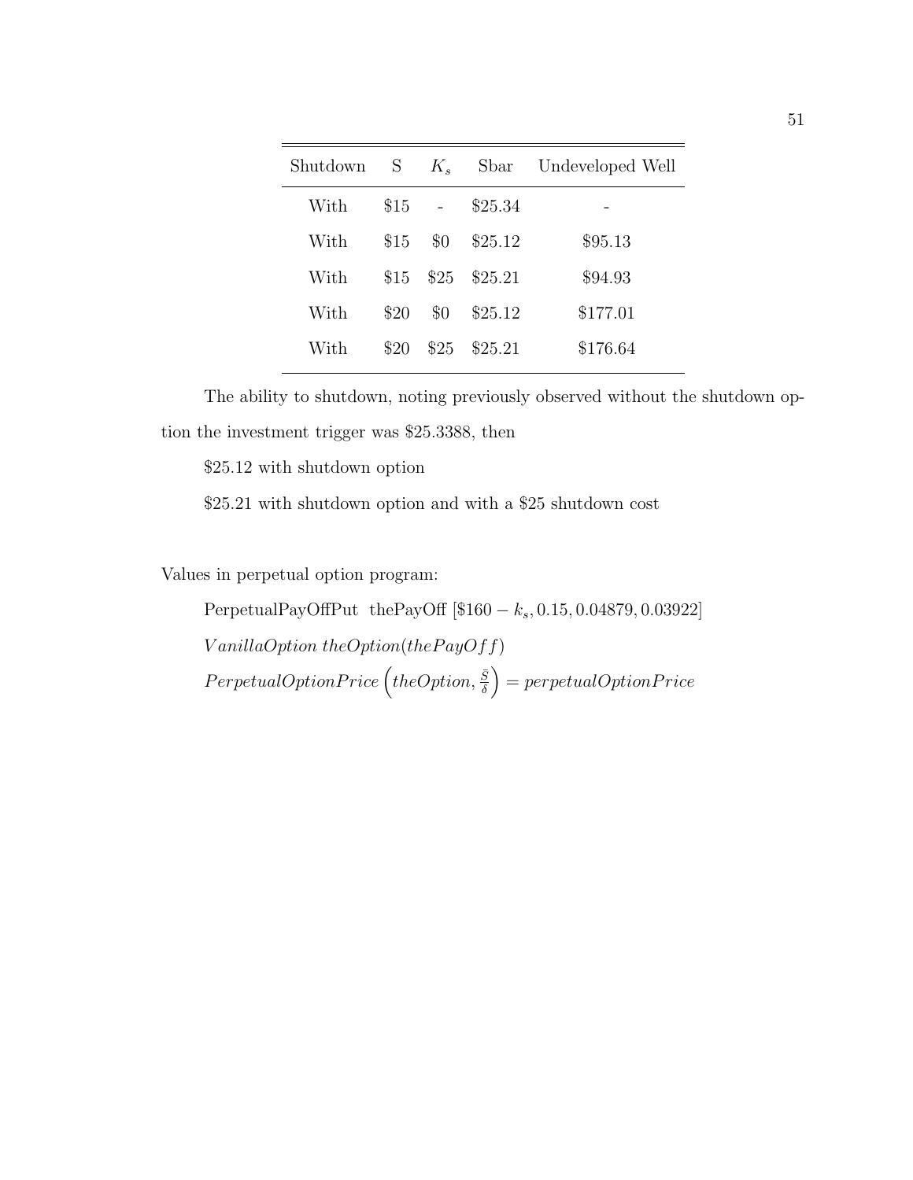| Shutdown | S | $K_s$ | Sbar | Undeveloped Well |
|---|---|---|---|---|
| With | \$15 | - | \$25.34 | - |
| With | \$15 | \$0 | \$25.12 | \$95.13 |
| With | \$15 | \$25 | \$25.21 | \$94.93 |
| With | \$20 | \$0 | \$25.12 | \$177.01 |
| With | \$20 | \$25 | \$25.21 | \$176.64 |

The ability to shutdown, noting previously observed without the shutdown option the investment trigger was \$25.3388, then

\$25.12 with shutdown option

\$25.21 with shutdown option and with a \$25 shutdown cost

Values in perpetual option program:

PerpetualPayOffPut thePayOff $[\$160 - k_s, 0.15, 0.04879, 0.03922]$

$VanillaOption\ theOption(thePayOff)$

$PerpetualOptionPrice\left(theOption, \frac{\bar{S}}{\delta}\right) = perpetualOptionPrice$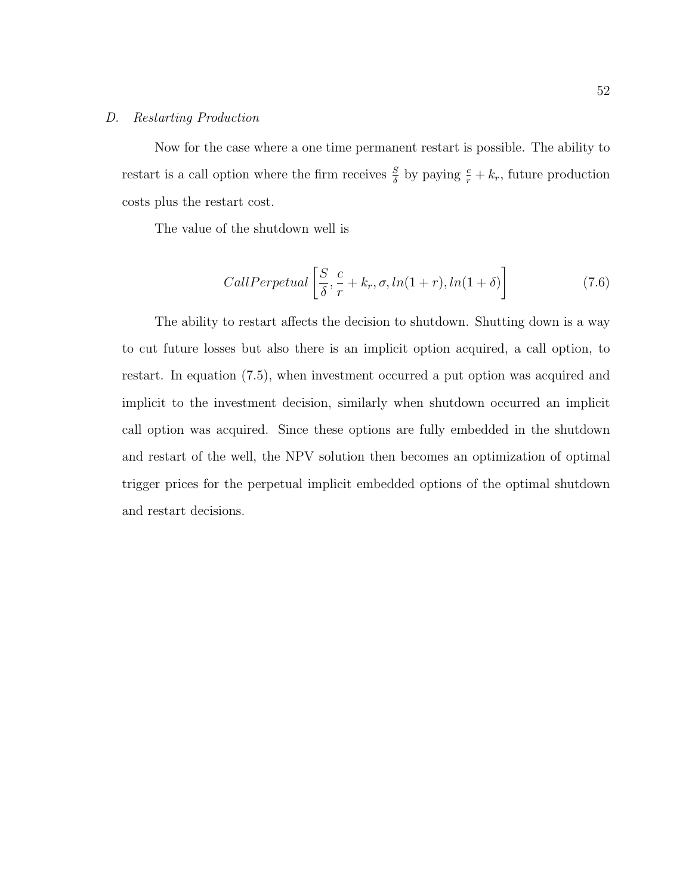### D. *Restarting Production*

Now for the case where a one time permanent restart is possible. The ability to restart is a call option where the firm receives $\frac{S}{\delta}$ by paying $\frac{c}{r} + k_r$, future production costs plus the restart cost.

The value of the shutdown well is

$$CallPerpetual\left[\frac{S}{\delta}, \frac{c}{r} + k_r, \sigma, ln(1+r), ln(1+\delta)\right] \tag{7.6}$$

The ability to restart affects the decision to shutdown. Shutting down is a way to cut future losses but also there is an implicit option acquired, a call option, to restart. In equation (7.5), when investment occurred a put option was acquired and implicit to the investment decision, similarly when shutdown occurred an implicit call option was acquired. Since these options are fully embedded in the shutdown and restart of the well, the NPV solution then becomes an optimization of optimal trigger prices for the perpetual implicit embedded options of the optimal shutdown and restart decisions.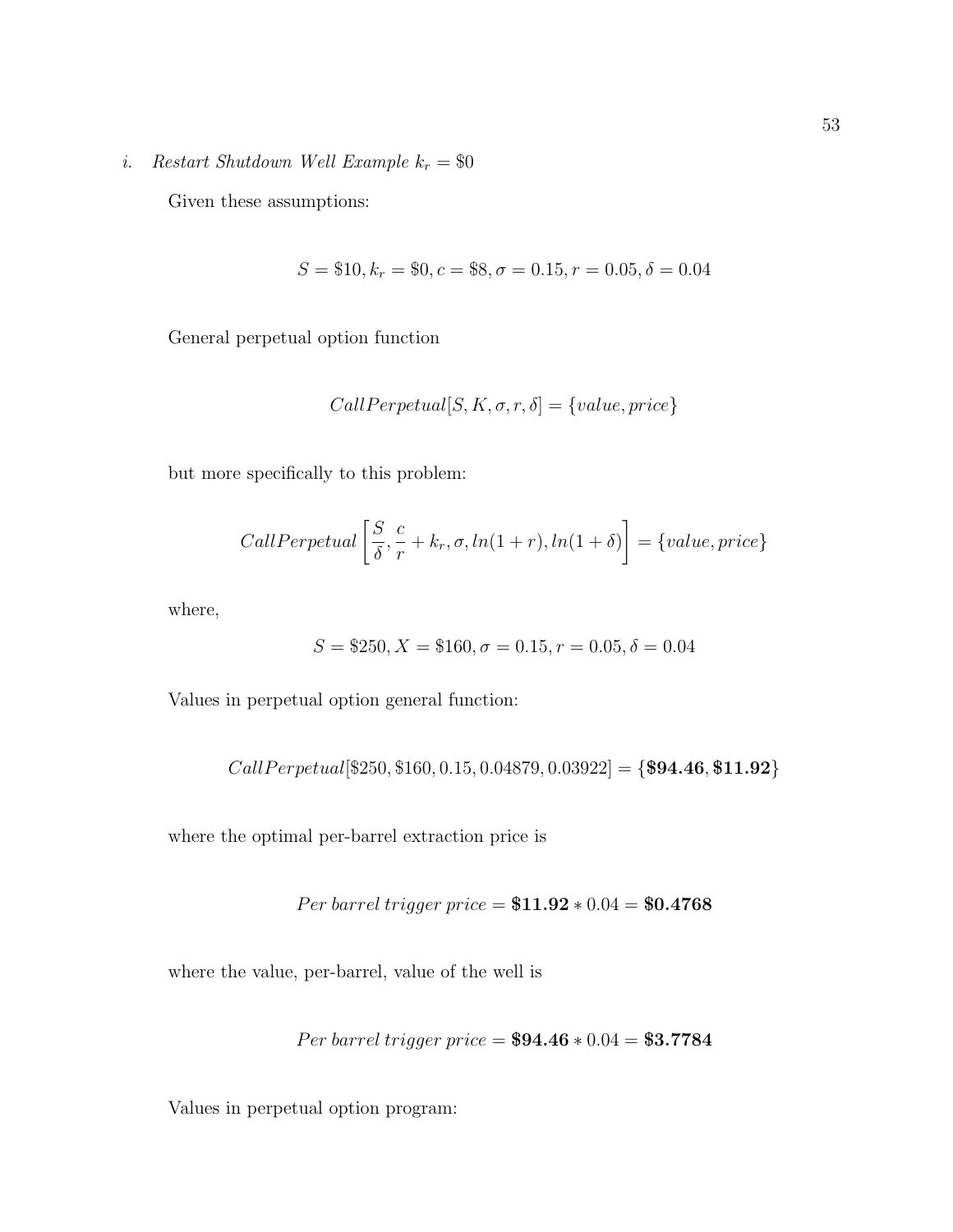*i. Restart Shutdown Well Example $k_r = \$0$*

Given these assumptions:

$$S = \$10, k_r = \$0, c = \$8, \sigma = 0.15, r = 0.05, \delta = 0.04$$

General perpetual option function

$$CallPerpetual[S, K, \sigma, r, \delta] = \{value, price\}$$

but more specifically to this problem:

$$CallPerpetual\left[\frac{S}{\delta}, \frac{c}{r} + k_r, \sigma, ln(1+r), ln(1+\delta)\right] = \{value, price\}$$

where,

$$S = \$250, X = \$160, \sigma = 0.15, r = 0.05, \delta = 0.04$$

Values in perpetual option general function:

$$CallPerpetual[\$250, \$160, 0.15, 0.04879, 0.03922] = \{\mathbf{\$94.46}, \mathbf{\$11.92}\}$$

where the optimal per-barrel extraction price is

$$Per\ barrel\ trigger\ price = \mathbf{\$11.92} * 0.04 = \mathbf{\$0.4768}$$

where the value, per-barrel, value of the well is

$$Per\ barrel\ trigger\ price = \mathbf{\$94.46} * 0.04 = \mathbf{\$3.7784}$$

Values in perpetual option program: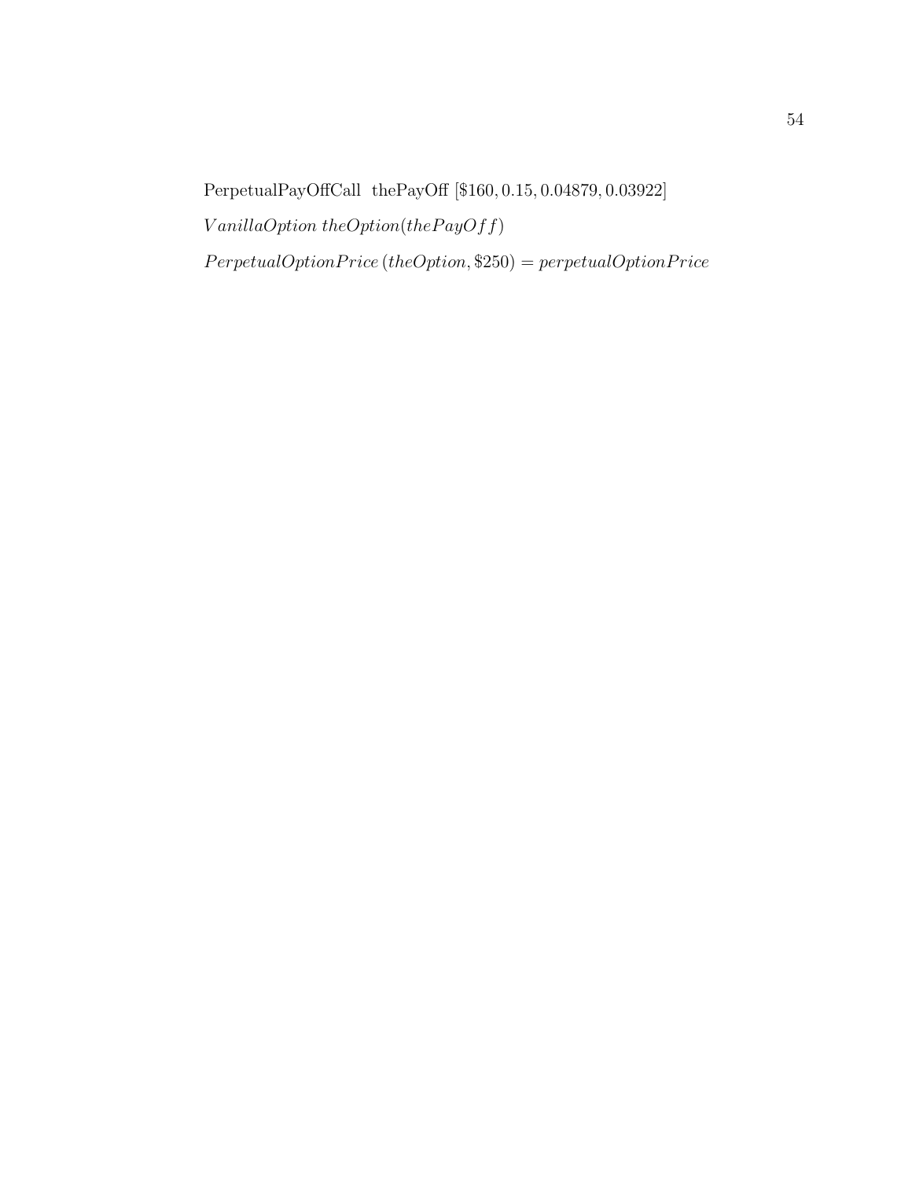PerpetualPayOffCall thePayOff [\$160, 0.15, 0.04879, 0.03922]

$VanillaOption\ theOption(thePayOff)$

$PerpetualOptionPrice\,(theOption, \$250) = perpetualOptionPrice$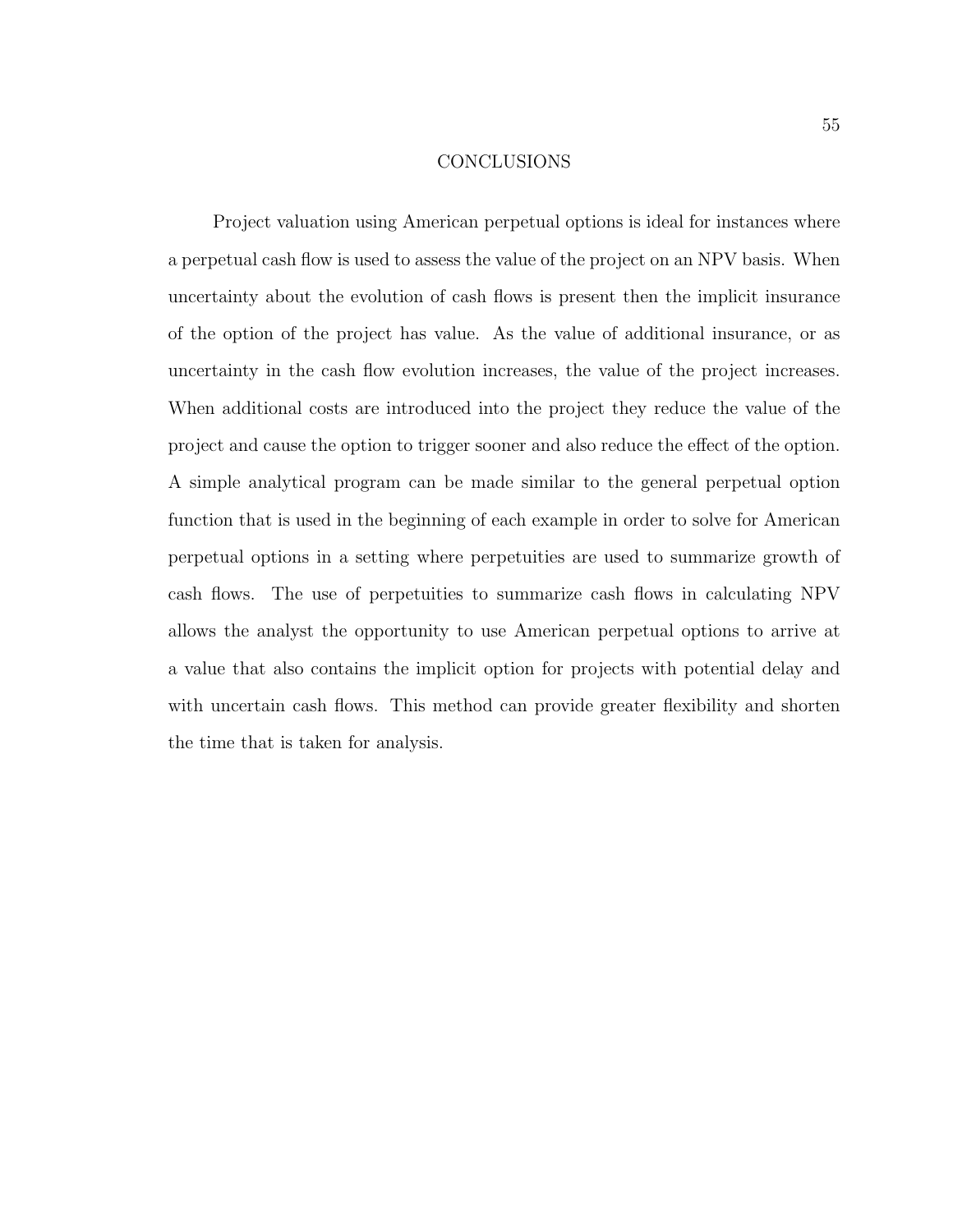# CONCLUSIONS

Project valuation using American perpetual options is ideal for instances where a perpetual cash flow is used to assess the value of the project on an NPV basis. When uncertainty about the evolution of cash flows is present then the implicit insurance of the option of the project has value. As the value of additional insurance, or as uncertainty in the cash flow evolution increases, the value of the project increases. When additional costs are introduced into the project they reduce the value of the project and cause the option to trigger sooner and also reduce the effect of the option. A simple analytical program can be made similar to the general perpetual option function that is used in the beginning of each example in order to solve for American perpetual options in a setting where perpetuities are used to summarize growth of cash flows. The use of perpetuities to summarize cash flows in calculating NPV allows the analyst the opportunity to use American perpetual options to arrive at a value that also contains the implicit option for projects with potential delay and with uncertain cash flows. This method can provide greater flexibility and shorten the time that is taken for analysis.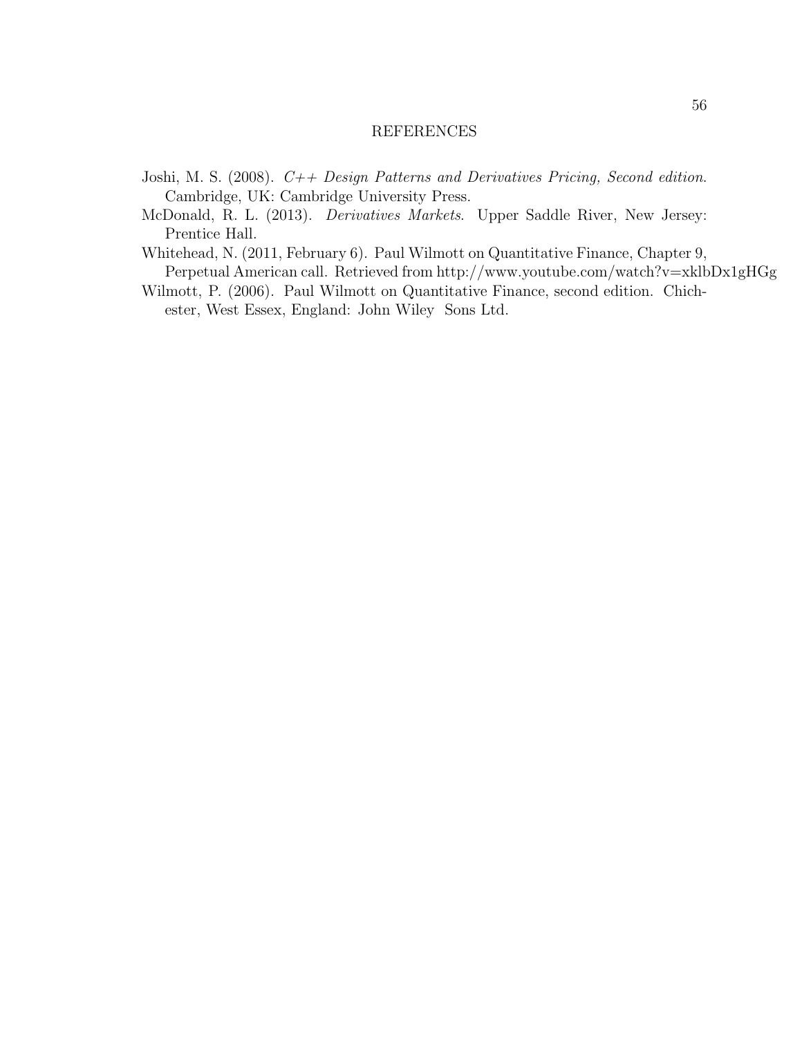# REFERENCES

Joshi, M. S. (2008). *C++ Design Patterns and Derivatives Pricing, Second edition.* Cambridge, UK: Cambridge University Press.

McDonald, R. L. (2013). *Derivatives Markets.* Upper Saddle River, New Jersey: Prentice Hall.

Whitehead, N. (2011, February 6). Paul Wilmott on Quantitative Finance, Chapter 9, Perpetual American call. Retrieved from http://www.youtube.com/watch?v=xklbDx1gHGg

Wilmott, P. (2006). Paul Wilmott on Quantitative Finance, second edition. Chichester, West Essex, England: John Wiley Sons Ltd.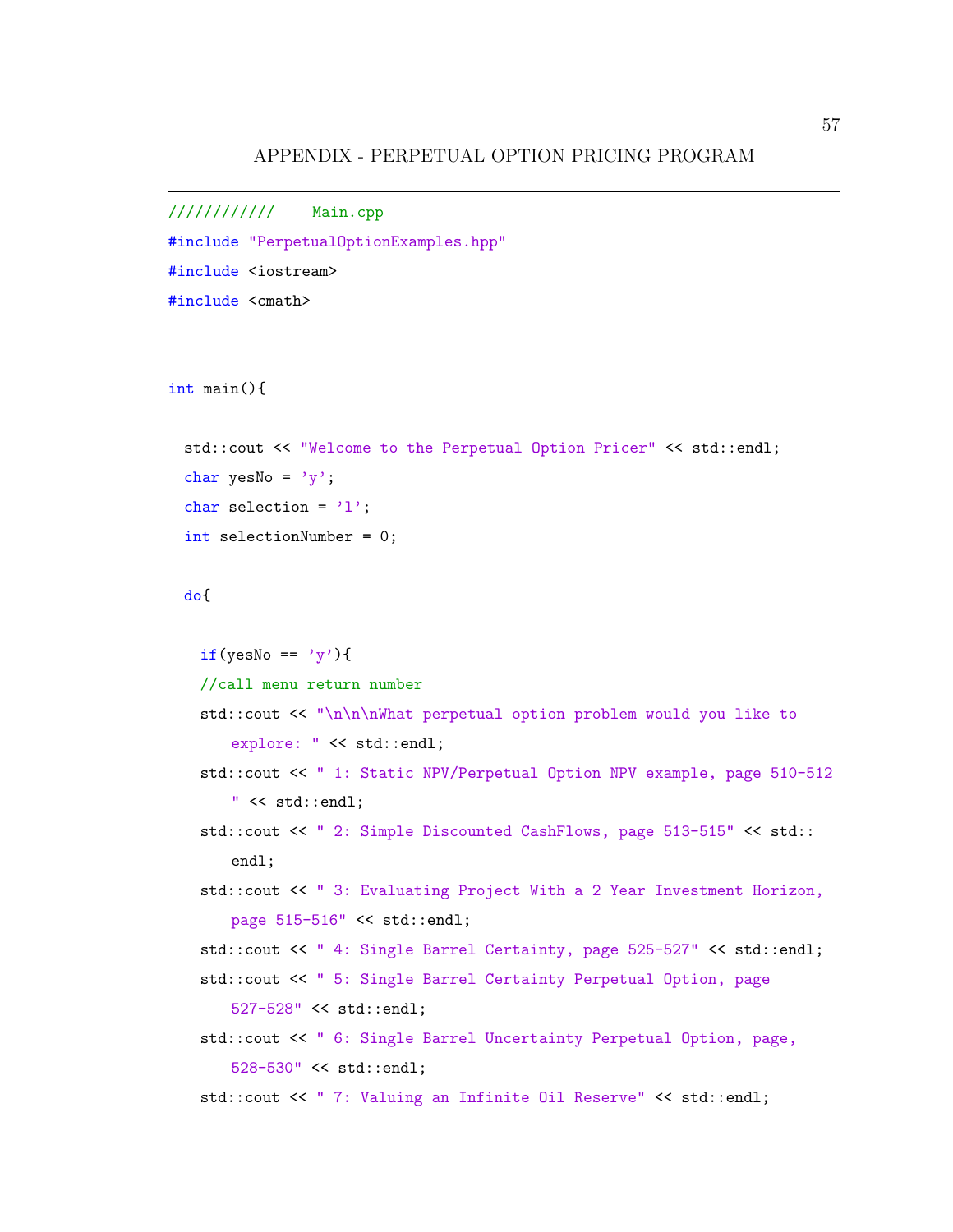# APPENDIX - PERPETUAL OPTION PRICING PROGRAM

```
////////////    Main.cpp
#include "PerpetualOptionExamples.hpp"
#include <iostream>
#include <cmath>


int main(){

  std::cout << "Welcome to the Perpetual Option Pricer" << std::endl;
  char yesNo = 'y';
  char selection = 'l';
  int selectionNumber = 0;

  do{

    if(yesNo == 'y'){
    //call menu return number
    std::cout << "\n\n\nWhat perpetual option problem would you like to
       explore: " << std::endl;
    std::cout << " 1: Static NPV/Perpetual Option NPV example, page 510-512
       " << std::endl;
    std::cout << " 2: Simple Discounted CashFlows, page 513-515" << std::
       endl;
    std::cout << " 3: Evaluating Project With a 2 Year Investment Horizon,
       page 515-516" << std::endl;
    std::cout << " 4: Single Barrel Certainty, page 525-527" << std::endl;
    std::cout << " 5: Single Barrel Certainty Perpetual Option, page
       527-528" << std::endl;
    std::cout << " 6: Single Barrel Uncertainty Perpetual Option, page,
       528-530" << std::endl;
    std::cout << " 7: Valuing an Infinite Oil Reserve" << std::endl;
```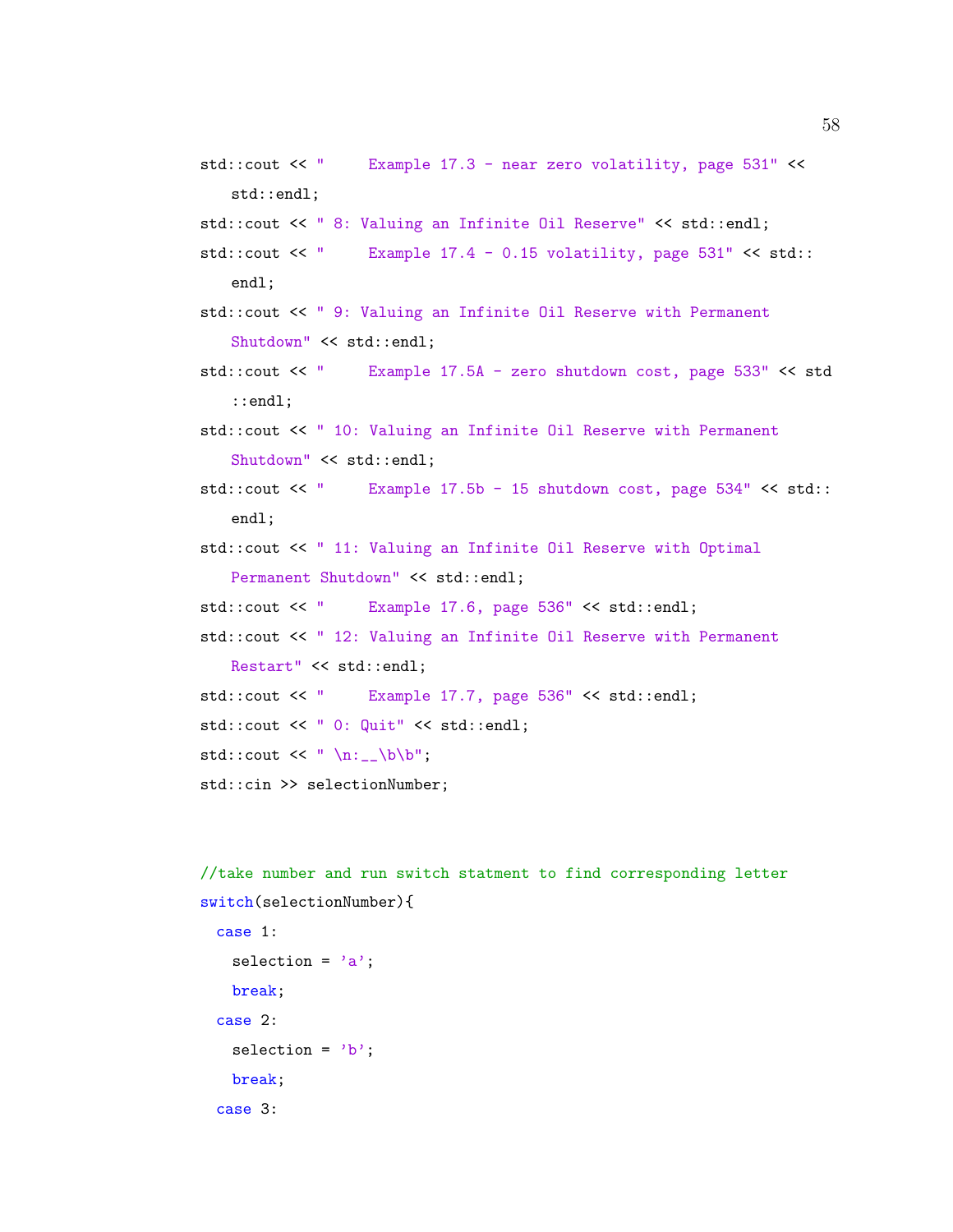```
std::cout << "     Example 17.3 - near zero volatility, page 531" <<
    std::endl;
std::cout << " 8: Valuing an Infinite Oil Reserve" << std::endl;
std::cout << "     Example 17.4 - 0.15 volatility, page 531" << std::
    endl;
std::cout << " 9: Valuing an Infinite Oil Reserve with Permanent
    Shutdown" << std::endl;
std::cout << "     Example 17.5A - zero shutdown cost, page 533" << std
    ::endl;
std::cout << " 10: Valuing an Infinite Oil Reserve with Permanent
    Shutdown" << std::endl;
std::cout << "     Example 17.5b - 15 shutdown cost, page 534" << std::
    endl;
std::cout << " 11: Valuing an Infinite Oil Reserve with Optimal
    Permanent Shutdown" << std::endl;
std::cout << "     Example 17.6, page 536" << std::endl;
std::cout << " 12: Valuing an Infinite Oil Reserve with Permanent
    Restart" << std::endl;
std::cout << "     Example 17.7, page 536" << std::endl;
std::cout << " 0: Quit" << std::endl;
std::cout << " \n:__\b\b";
std::cin >> selectionNumber;


//take number and run switch statment to find corresponding letter
switch(selectionNumber){
  case 1:
    selection = 'a';
    break;
  case 2:
    selection = 'b';
    break;
  case 3:
```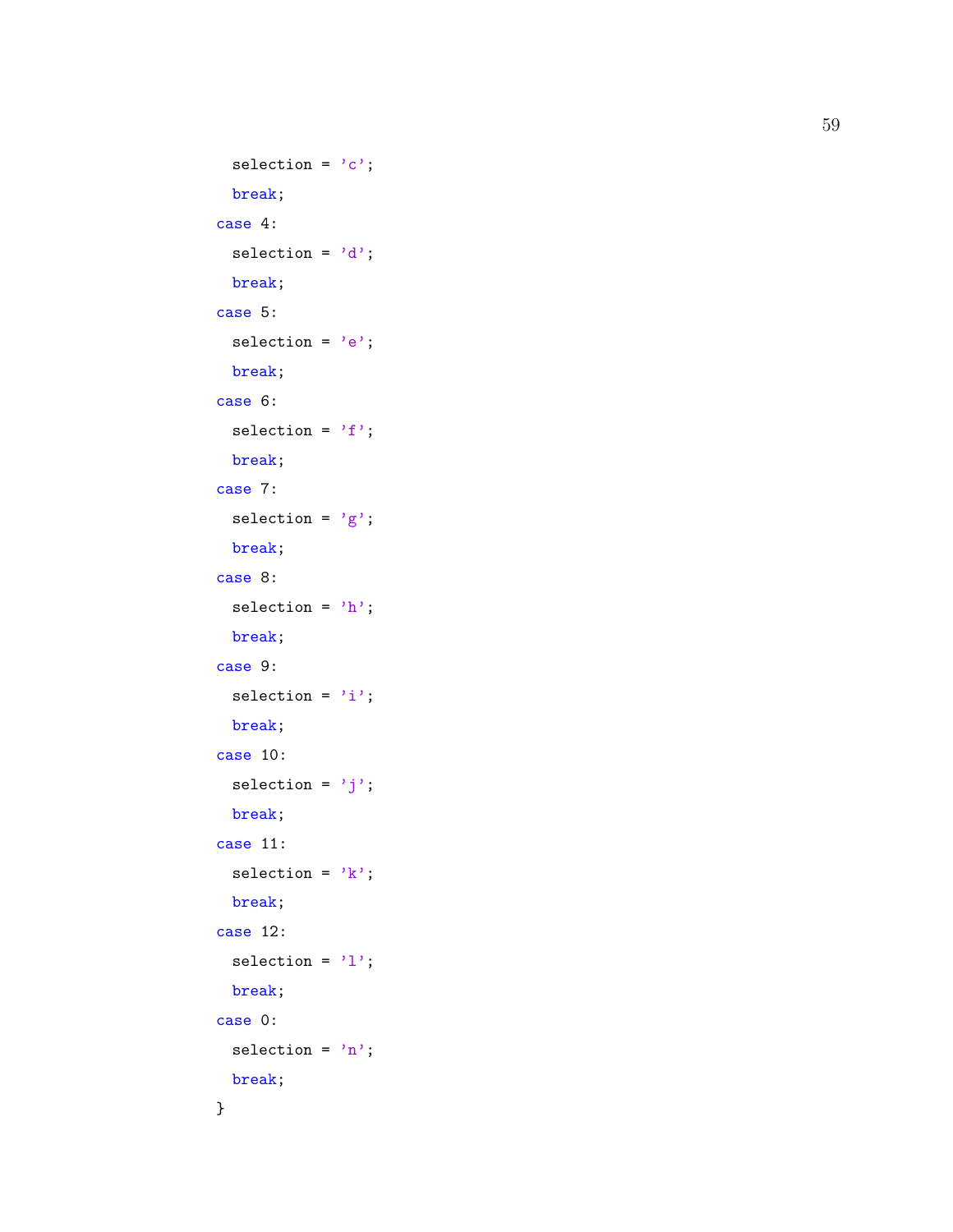```
    selection = 'c';
    break;
  case 4:
    selection = 'd';
    break;
  case 5:
    selection = 'e';
    break;
  case 6:
    selection = 'f';
    break;
  case 7:
    selection = 'g';
    break;
  case 8:
    selection = 'h';
    break;
  case 9:
    selection = 'i';
    break;
  case 10:
    selection = 'j';
    break;
  case 11:
    selection = 'k';
    break;
  case 12:
    selection = 'l';
    break;
  case 0:
    selection = 'n';
    break;
}
```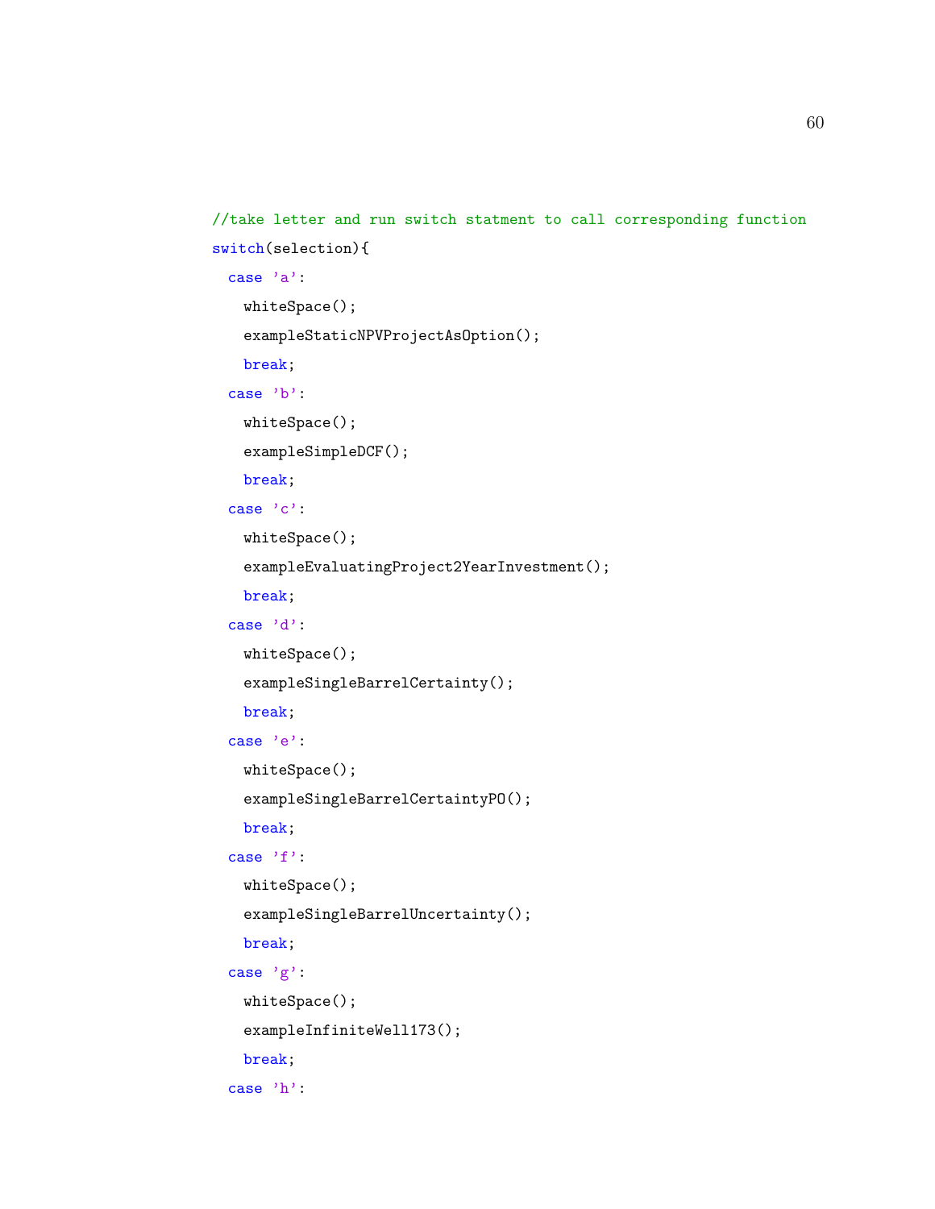```
//take letter and run switch statment to call corresponding function
switch(selection){
  case 'a':
    whiteSpace();
    exampleStaticNPVProjectAsOption();
    break;
  case 'b':
    whiteSpace();
    exampleSimpleDCF();
    break;
  case 'c':
    whiteSpace();
    exampleEvaluatingProject2YearInvestment();
    break;
  case 'd':
    whiteSpace();
    exampleSingleBarrelCertainty();
    break;
  case 'e':
    whiteSpace();
    exampleSingleBarrelCertaintyPO();
    break;
  case 'f':
    whiteSpace();
    exampleSingleBarrelUncertainty();
    break;
  case 'g':
    whiteSpace();
    exampleInfiniteWell173();
    break;
  case 'h':
```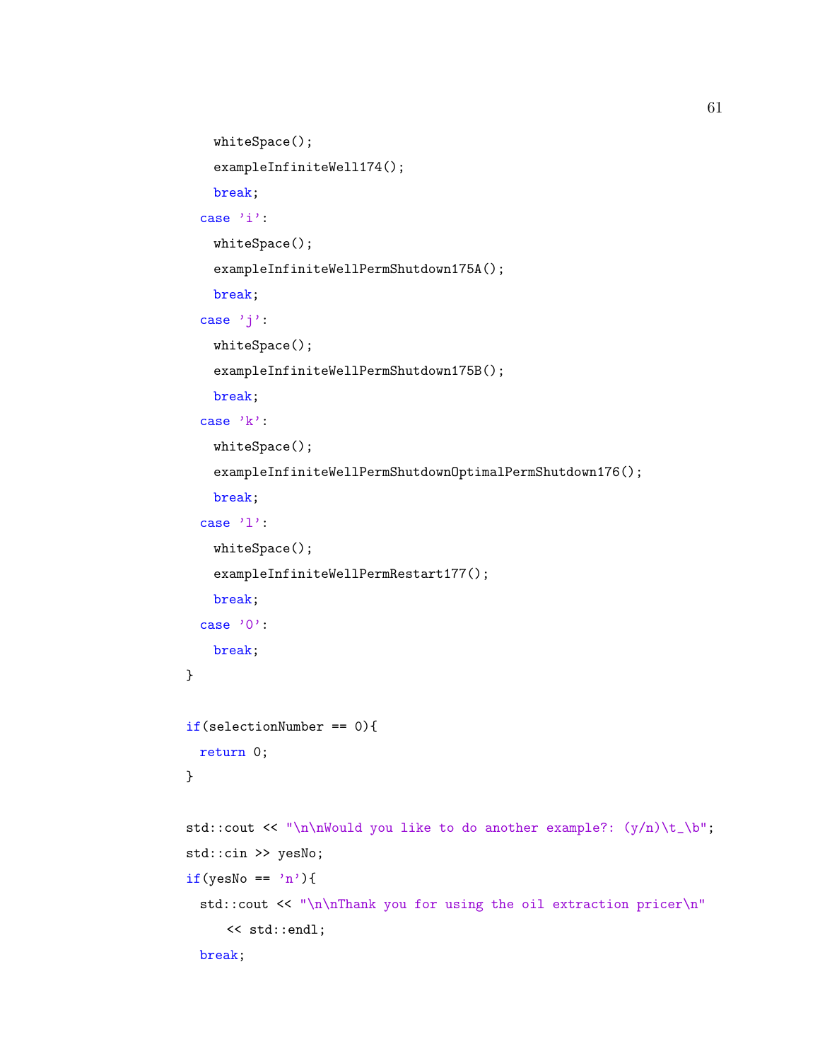```
      whiteSpace();
      exampleInfiniteWell174();
      break;
    case 'i':
      whiteSpace();
      exampleInfiniteWellPermShutdown175A();
      break;
    case 'j':
      whiteSpace();
      exampleInfiniteWellPermShutdown175B();
      break;
    case 'k':
      whiteSpace();
      exampleInfiniteWellPermShutdownOptimalPermShutdown176();
      break;
    case 'l':
      whiteSpace();
      exampleInfiniteWellPermRestart177();
      break;
    case '0':
      break;
  }

  if(selectionNumber == 0){
    return 0;
  }

  std::cout << "\n\nWould you like to do another example?: (y/n)\t_\b";
  std::cin >> yesNo;
  if(yesNo == 'n'){
    std::cout << "\n\nThank you for using the oil extraction pricer\n"
        << std::endl;
    break;
```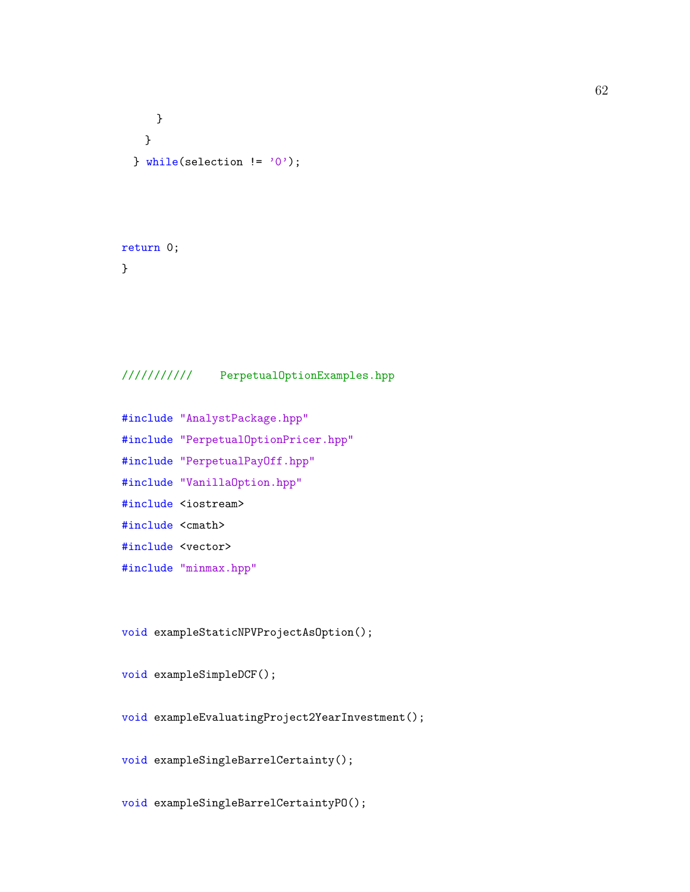```
    }
  }
} while(selection != '0');



return 0;
}
```

```
//////////    PerpetualOptionExamples.hpp

#include "AnalystPackage.hpp"
#include "PerpetualOptionPricer.hpp"
#include "PerpetualPayOff.hpp"
#include "VanillaOption.hpp"
#include <iostream>
#include <cmath>
#include <vector>
#include "minmax.hpp"


void exampleStaticNPVProjectAsOption();

void exampleSimpleDCF();

void exampleEvaluatingProject2YearInvestment();

void exampleSingleBarrelCertainty();

void exampleSingleBarrelCertaintyPO();
```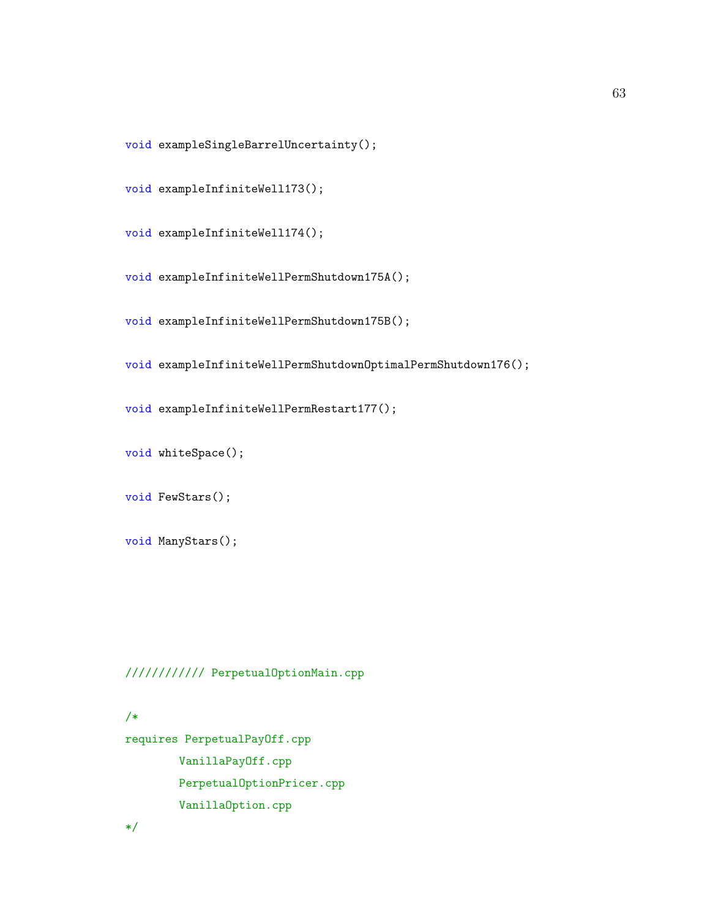```cpp
void exampleSingleBarrelUncertainty();

void exampleInfiniteWell173();

void exampleInfiniteWell174();

void exampleInfiniteWellPermShutdown175A();

void exampleInfiniteWellPermShutdown175B();

void exampleInfiniteWellPermShutdownOptimalPermShutdown176();

void exampleInfiniteWellPermRestart177();

void whiteSpace();

void FewStars();

void ManyStars();




/////////// PerpetualOptionMain.cpp

/*
requires PerpetualPayOff.cpp
        VanillaPayOff.cpp
        PerpetualOptionPricer.cpp
        VanillaOption.cpp
*/
```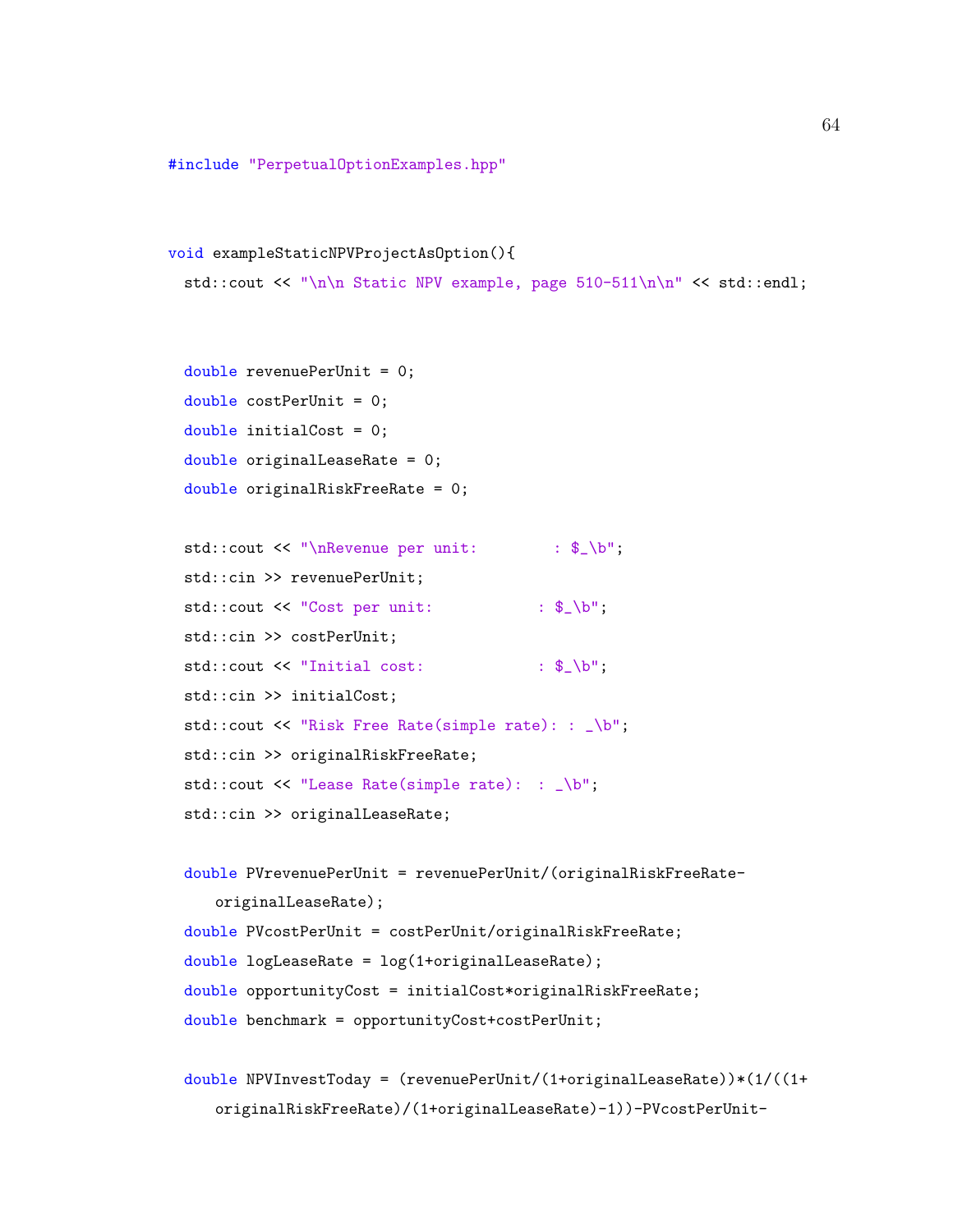```
#include "PerpetualOptionExamples.hpp"


void exampleStaticNPVProjectAsOption(){
  std::cout << "\n\n Static NPV example, page 510-511\n\n" << std::endl;


  double revenuePerUnit = 0;
  double costPerUnit = 0;
  double initialCost = 0;
  double originalLeaseRate = 0;
  double originalRiskFreeRate = 0;

  std::cout << "\nRevenue per unit:        : $_\b";
  std::cin >> revenuePerUnit;
  std::cout << "Cost per unit:           : $_\b";
  std::cin >> costPerUnit;
  std::cout << "Initial cost:            : $_\b";
  std::cin >> initialCost;
  std::cout << "Risk Free Rate(simple rate): : _\b";
  std::cin >> originalRiskFreeRate;
  std::cout << "Lease Rate(simple rate):  : _\b";
  std::cin >> originalLeaseRate;

  double PVrevenuePerUnit = revenuePerUnit/(originalRiskFreeRate-
     originalLeaseRate);
  double PVcostPerUnit = costPerUnit/originalRiskFreeRate;
  double logLeaseRate = log(1+originalLeaseRate);
  double opportunityCost = initialCost*originalRiskFreeRate;
  double benchmark = opportunityCost+costPerUnit;

  double NPVInvestToday = (revenuePerUnit/(1+originalLeaseRate))*(1/((1+
     originalRiskFreeRate)/(1+originalLeaseRate)-1))-PVcostPerUnit-
```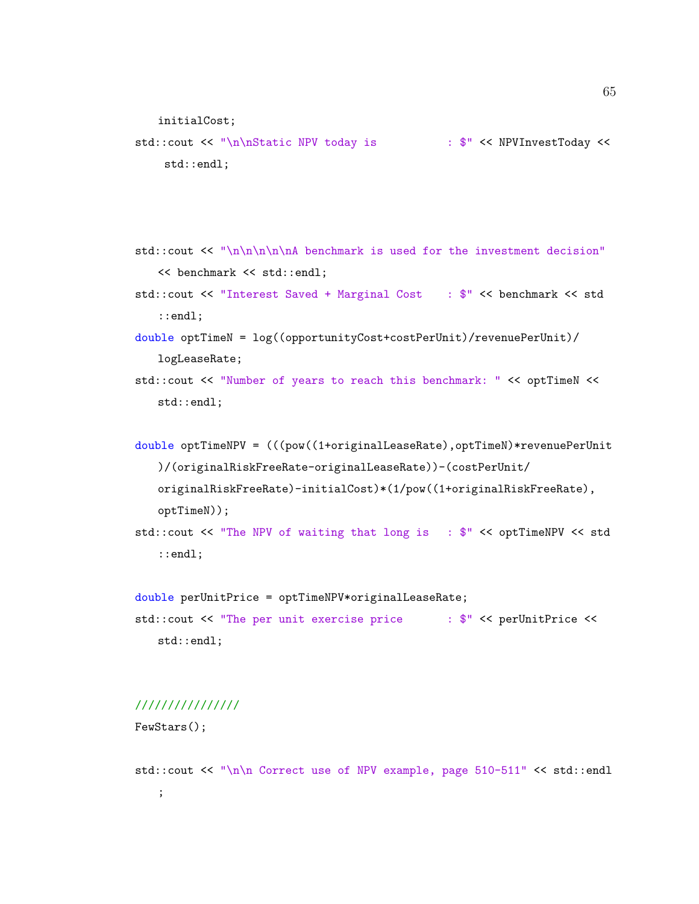```
    initialCost;
std::cout << "\n\nStatic NPV today is          : $" << NPVInvestToday <<
     std::endl;



std::cout << "\n\n\n\n\nA benchmark is used for the investment decision"
    << benchmark << std::endl;
std::cout << "Interest Saved + Marginal Cost    : $" << benchmark << std
    ::endl;
double optTimeN = log((opportunityCost+costPerUnit)/revenuePerUnit)/
    logLeaseRate;
std::cout << "Number of years to reach this benchmark: " << optTimeN <<
    std::endl;

double optTimeNPV = (((pow((1+originalLeaseRate),optTimeN)*revenuePerUnit
    )/(originalRiskFreeRate-originalLeaseRate))-(costPerUnit/
    originalRiskFreeRate)-initialCost)*(1/pow((1+originalRiskFreeRate),
    optTimeN));
std::cout << "The NPV of waiting that long is   : $" << optTimeNPV << std
    ::endl;

double perUnitPrice = optTimeNPV*originalLeaseRate;
std::cout << "The per unit exercise price      : $" << perUnitPrice <<
    std::endl;


////////////////
FewStars();

std::cout << "\n\n Correct use of NPV example, page 510-511" << std::endl
    ;
```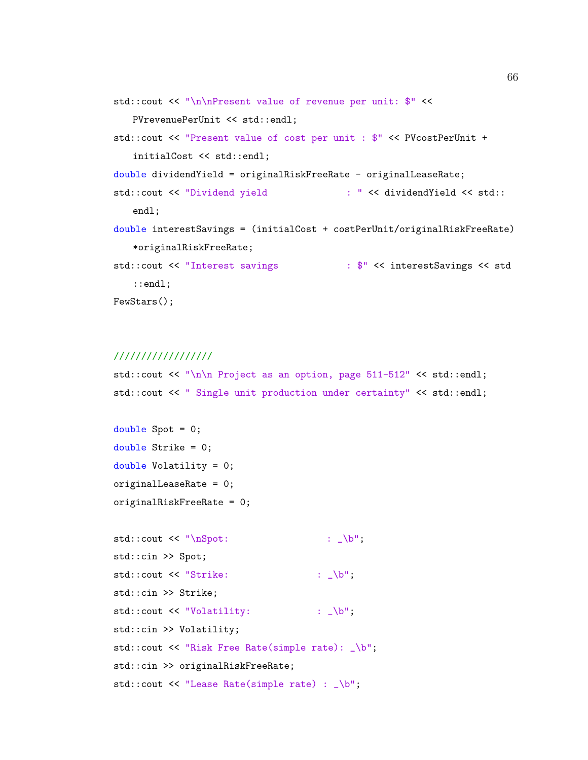```cpp
std::cout << "\n\nPresent value of revenue per unit: $" <<
    PVrevenuePerUnit << std::endl;
std::cout << "Present value of cost per unit : $" << PVcostPerUnit +
    initialCost << std::endl;
double dividendYield = originalRiskFreeRate - originalLeaseRate;
std::cout << "Dividend yield              : " << dividendYield << std::
    endl;
double interestSavings = (initialCost + costPerUnit/originalRiskFreeRate)
    *originalRiskFreeRate;
std::cout << "Interest savings            : $" << interestSavings << std
    ::endl;
FewStars();


/////////////////
std::cout << "\n\n Project as an option, page 511-512" << std::endl;
std::cout << " Single unit production under certainty" << std::endl;

double Spot = 0;
double Strike = 0;
double Volatility = 0;
originalLeaseRate = 0;
originalRiskFreeRate = 0;

std::cout << "\nSpot:                  : _\b";
std::cin >> Spot;
std::cout << "Strike:                : _\b";
std::cin >> Strike;
std::cout << "Volatility:            : _\b";
std::cin >> Volatility;
std::cout << "Risk Free Rate(simple rate): _\b";
std::cin >> originalRiskFreeRate;
std::cout << "Lease Rate(simple rate) : _\b";
```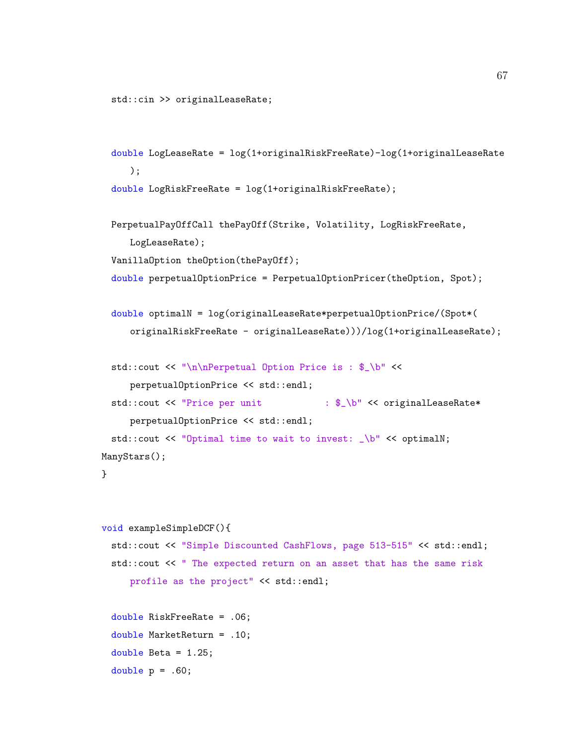```
  std::cin >> originalLeaseRate;


  double LogLeaseRate = log(1+originalRiskFreeRate)-log(1+originalLeaseRate
     );
  double LogRiskFreeRate = log(1+originalRiskFreeRate);

  PerpetualPayOffCall thePayOff(Strike, Volatility, LogRiskFreeRate,
     LogLeaseRate);
  VanillaOption theOption(thePayOff);
  double perpetualOptionPrice = PerpetualOptionPricer(theOption, Spot);

  double optimalN = log(originalLeaseRate*perpetualOptionPrice/(Spot*(
     originalRiskFreeRate - originalLeaseRate)))/log(1+originalLeaseRate);

  std::cout << "\n\nPerpetual Option Price is : $_\b" <<
     perpetualOptionPrice << std::endl;
  std::cout << "Price per unit            : $_\b" << originalLeaseRate*
     perpetualOptionPrice << std::endl;
  std::cout << "Optimal time to wait to invest: _\b" << optimalN;
ManyStars();
}


void exampleSimpleDCF(){
  std::cout << "Simple Discounted CashFlows, page 513-515" << std::endl;
  std::cout << " The expected return on an asset that has the same risk
     profile as the project" << std::endl;

  double RiskFreeRate = .06;
  double MarketReturn = .10;
  double Beta = 1.25;
  double p = .60;
```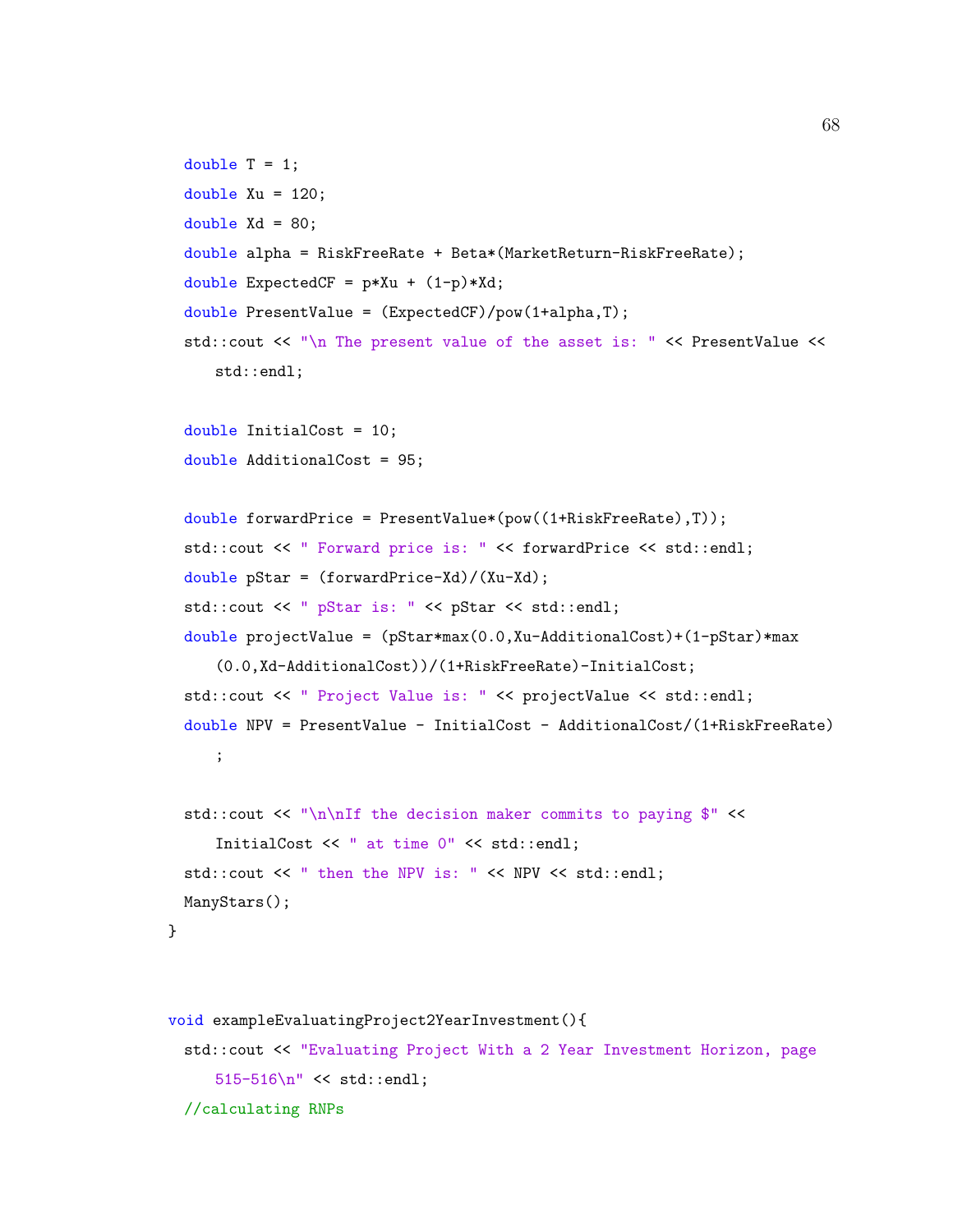```cpp
  double T = 1;
  double Xu = 120;
  double Xd = 80;
  double alpha = RiskFreeRate + Beta*(MarketReturn-RiskFreeRate);
  double ExpectedCF = p*Xu + (1-p)*Xd;
  double PresentValue = (ExpectedCF)/pow(1+alpha,T);
  std::cout << "\n The present value of the asset is: " << PresentValue <<
     std::endl;

  double InitialCost = 10;
  double AdditionalCost = 95;

  double forwardPrice = PresentValue*(pow((1+RiskFreeRate),T));
  std::cout << " Forward price is: " << forwardPrice << std::endl;
  double pStar = (forwardPrice-Xd)/(Xu-Xd);
  std::cout << " pStar is: " << pStar << std::endl;
  double projectValue = (pStar*max(0.0,Xu-AdditionalCost)+(1-pStar)*max
     (0.0,Xd-AdditionalCost))/(1+RiskFreeRate)-InitialCost;
  std::cout << " Project Value is: " << projectValue << std::endl;
  double NPV = PresentValue - InitialCost - AdditionalCost/(1+RiskFreeRate)
     ;

  std::cout << "\n\nIf the decision maker commits to paying $" <<
     InitialCost << " at time 0" << std::endl;
  std::cout << " then the NPV is: " << NPV << std::endl;
  ManyStars();
}


void exampleEvaluatingProject2YearInvestment(){
  std::cout << "Evaluating Project With a 2 Year Investment Horizon, page
     515-516\n" << std::endl;
  //calculating RNPs
```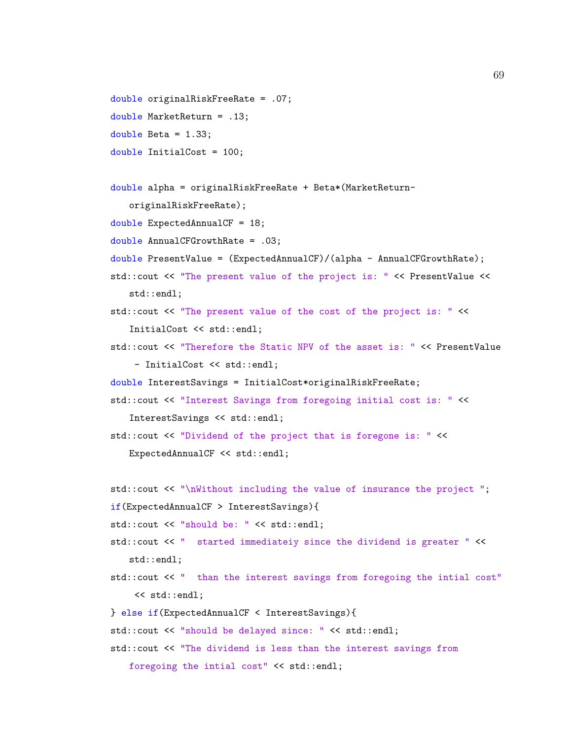```cpp
double originalRiskFreeRate = .07;
double MarketReturn = .13;
double Beta = 1.33;
double InitialCost = 100;

double alpha = originalRiskFreeRate + Beta*(MarketReturn-
   originalRiskFreeRate);
double ExpectedAnnualCF = 18;
double AnnualCFGrowthRate = .03;
double PresentValue = (ExpectedAnnualCF)/(alpha - AnnualCFGrowthRate);
std::cout << "The present value of the project is: " << PresentValue <<
   std::endl;
std::cout << "The present value of the cost of the project is: " <<
   InitialCost << std::endl;
std::cout << "Therefore the Static NPV of the asset is: " << PresentValue
    - InitialCost << std::endl;
double InterestSavings = InitialCost*originalRiskFreeRate;
std::cout << "Interest Savings from foregoing initial cost is: " <<
   InterestSavings << std::endl;
std::cout << "Dividend of the project that is foregone is: " <<
   ExpectedAnnualCF << std::endl;

std::cout << "\nWithout including the value of insurance the project ";
if(ExpectedAnnualCF > InterestSavings){
std::cout << "should be: " << std::endl;
std::cout << "  started immediateiy since the dividend is greater " <<
   std::endl;
std::cout << "  than the interest savings from foregoing the intial cost"
    << std::endl;
} else if(ExpectedAnnualCF < InterestSavings){
std::cout << "should be delayed since: " << std::endl;
std::cout << "The dividend is less than the interest savings from
   foregoing the intial cost" << std::endl;
```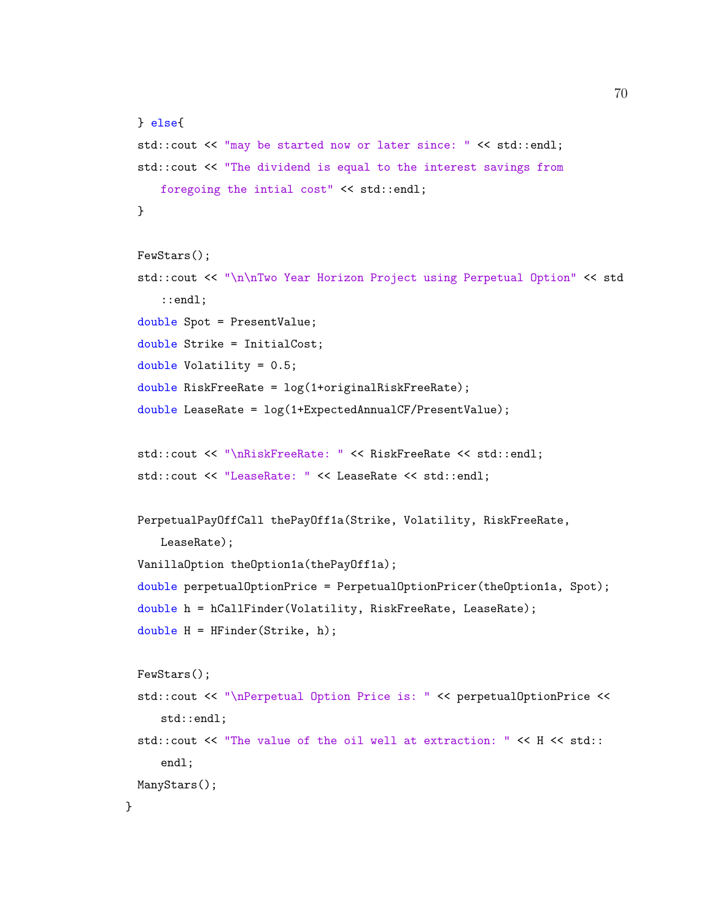```
} else{
std::cout << "may be started now or later since: " << std::endl;
std::cout << "The dividend is equal to the interest savings from
    foregoing the intial cost" << std::endl;
}

FewStars();
std::cout << "\n\nTwo Year Horizon Project using Perpetual Option" << std
    ::endl;
double Spot = PresentValue;
double Strike = InitialCost;
double Volatility = 0.5;
double RiskFreeRate = log(1+originalRiskFreeRate);
double LeaseRate = log(1+ExpectedAnnualCF/PresentValue);

std::cout << "\nRiskFreeRate: " << RiskFreeRate << std::endl;
std::cout << "LeaseRate: " << LeaseRate << std::endl;

PerpetualPayOffCall thePayOff1a(Strike, Volatility, RiskFreeRate,
    LeaseRate);
VanillaOption theOption1a(thePayOff1a);
double perpetualOptionPrice = PerpetualOptionPricer(theOption1a, Spot);
double h = hCallFinder(Volatility, RiskFreeRate, LeaseRate);
double H = HFinder(Strike, h);

FewStars();
std::cout << "\nPerpetual Option Price is: " << perpetualOptionPrice <<
    std::endl;
std::cout << "The value of the oil well at extraction: " << H << std::
    endl;
ManyStars();
}
```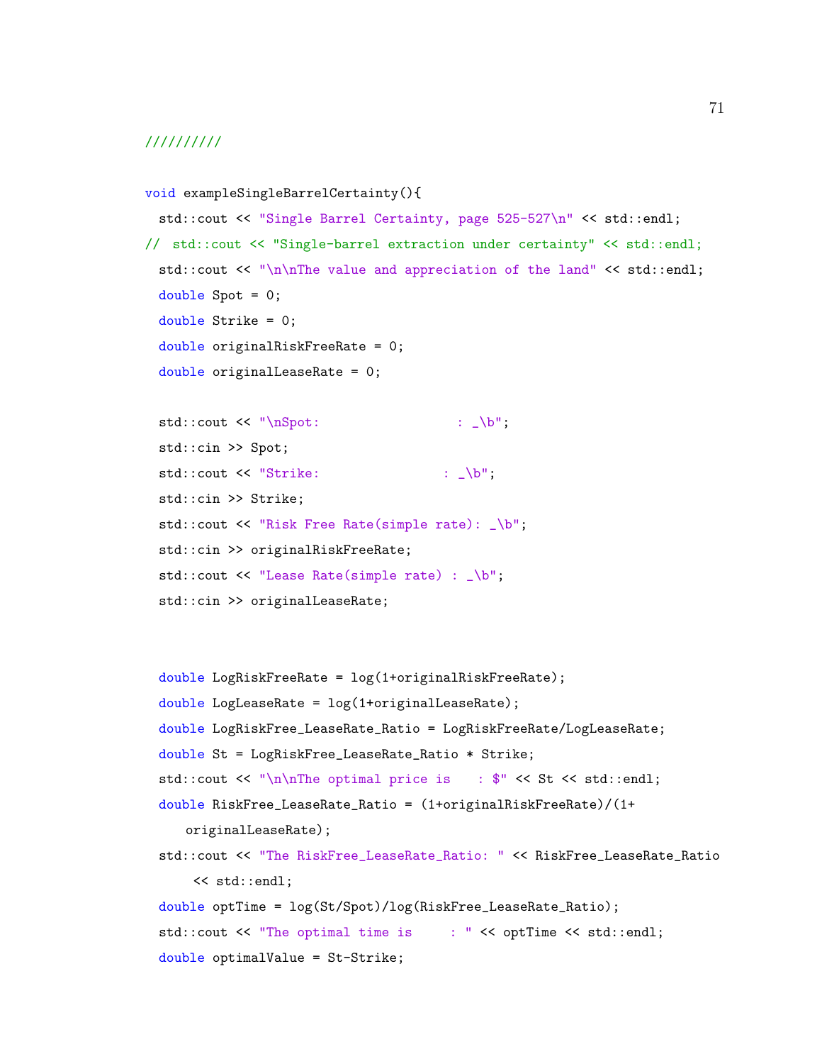```
//////////

void exampleSingleBarrelCertainty(){
  std::cout << "Single Barrel Certainty, page 525-527\n" << std::endl;
//  std::cout << "Single-barrel extraction under certainty" << std::endl;
  std::cout << "\n\nThe value and appreciation of the land" << std::endl;
  double Spot = 0;
  double Strike = 0;
  double originalRiskFreeRate = 0;
  double originalLeaseRate = 0;

  std::cout << "\nSpot:                  : _\b";
  std::cin >> Spot;
  std::cout << "Strike:                : _\b";
  std::cin >> Strike;
  std::cout << "Risk Free Rate(simple rate): _\b";
  std::cin >> originalRiskFreeRate;
  std::cout << "Lease Rate(simple rate) : _\b";
  std::cin >> originalLeaseRate;


  double LogRiskFreeRate = log(1+originalRiskFreeRate);
  double LogLeaseRate = log(1+originalLeaseRate);
  double LogRiskFree_LeaseRate_Ratio = LogRiskFreeRate/LogLeaseRate;
  double St = LogRiskFree_LeaseRate_Ratio * Strike;
  std::cout << "\n\nThe optimal price is    : $" << St << std::endl;
  double RiskFree_LeaseRate_Ratio = (1+originalRiskFreeRate)/(1+
     originalLeaseRate);
  std::cout << "The RiskFree_LeaseRate_Ratio: " << RiskFree_LeaseRate_Ratio
      << std::endl;
  double optTime = log(St/Spot)/log(RiskFree_LeaseRate_Ratio);
  std::cout << "The optimal time is     : " << optTime << std::endl;
  double optimalValue = St-Strike;
```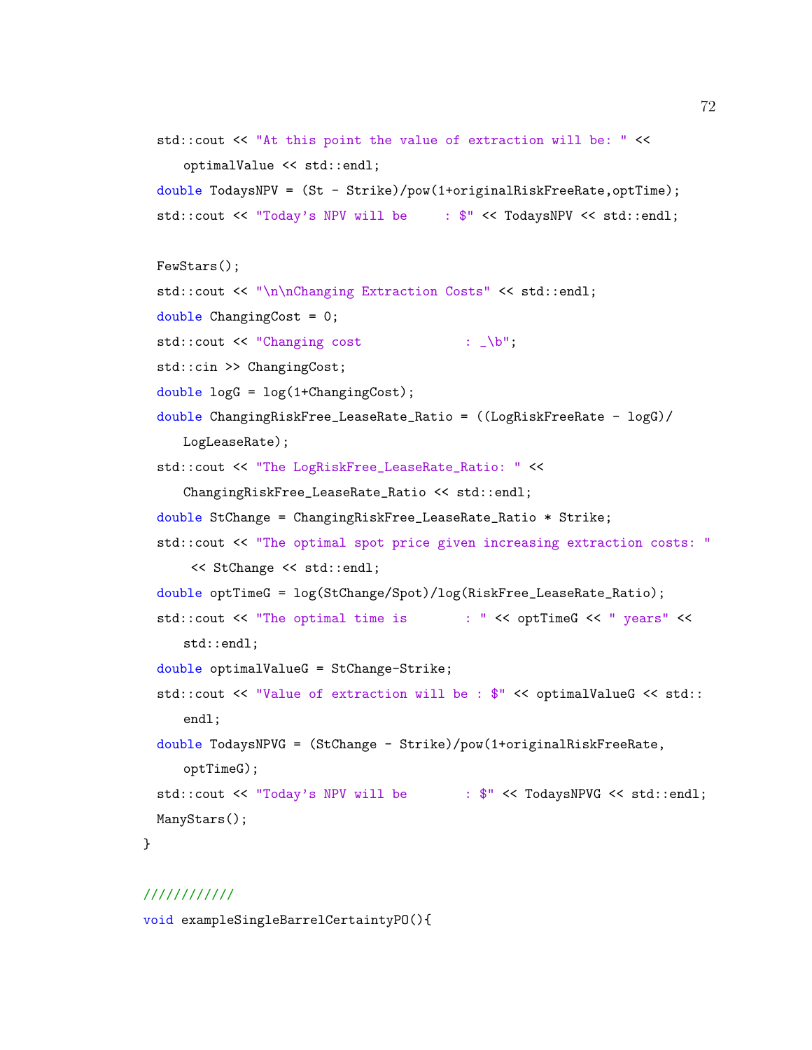```
  std::cout << "At this point the value of extraction will be: " <<
     optimalValue << std::endl;
  double TodaysNPV = (St - Strike)/pow(1+originalRiskFreeRate,optTime);
  std::cout << "Today's NPV will be     : $" << TodaysNPV << std::endl;

  FewStars();
  std::cout << "\n\nChanging Extraction Costs" << std::endl;
  double ChangingCost = 0;
  std::cout << "Changing cost              : _\b";
  std::cin >> ChangingCost;
  double logG = log(1+ChangingCost);
  double ChangingRiskFree_LeaseRate_Ratio = ((LogRiskFreeRate - logG)/
     LogLeaseRate);
  std::cout << "The LogRiskFree_LeaseRate_Ratio: " <<
     ChangingRiskFree_LeaseRate_Ratio << std::endl;
  double StChange = ChangingRiskFree_LeaseRate_Ratio * Strike;
  std::cout << "The optimal spot price given increasing extraction costs: "
      << StChange << std::endl;
  double optTimeG = log(StChange/Spot)/log(RiskFree_LeaseRate_Ratio);
  std::cout << "The optimal time is       : " << optTimeG << " years" <<
     std::endl;
  double optimalValueG = StChange-Strike;
  std::cout << "Value of extraction will be : $" << optimalValueG << std::
     endl;
  double TodaysNPVG = (StChange - Strike)/pow(1+originalRiskFreeRate,
     optTimeG);
  std::cout << "Today's NPV will be       : $" << TodaysNPVG << std::endl;
  ManyStars();
}

///////////
void exampleSingleBarrelCertaintyPO(){
```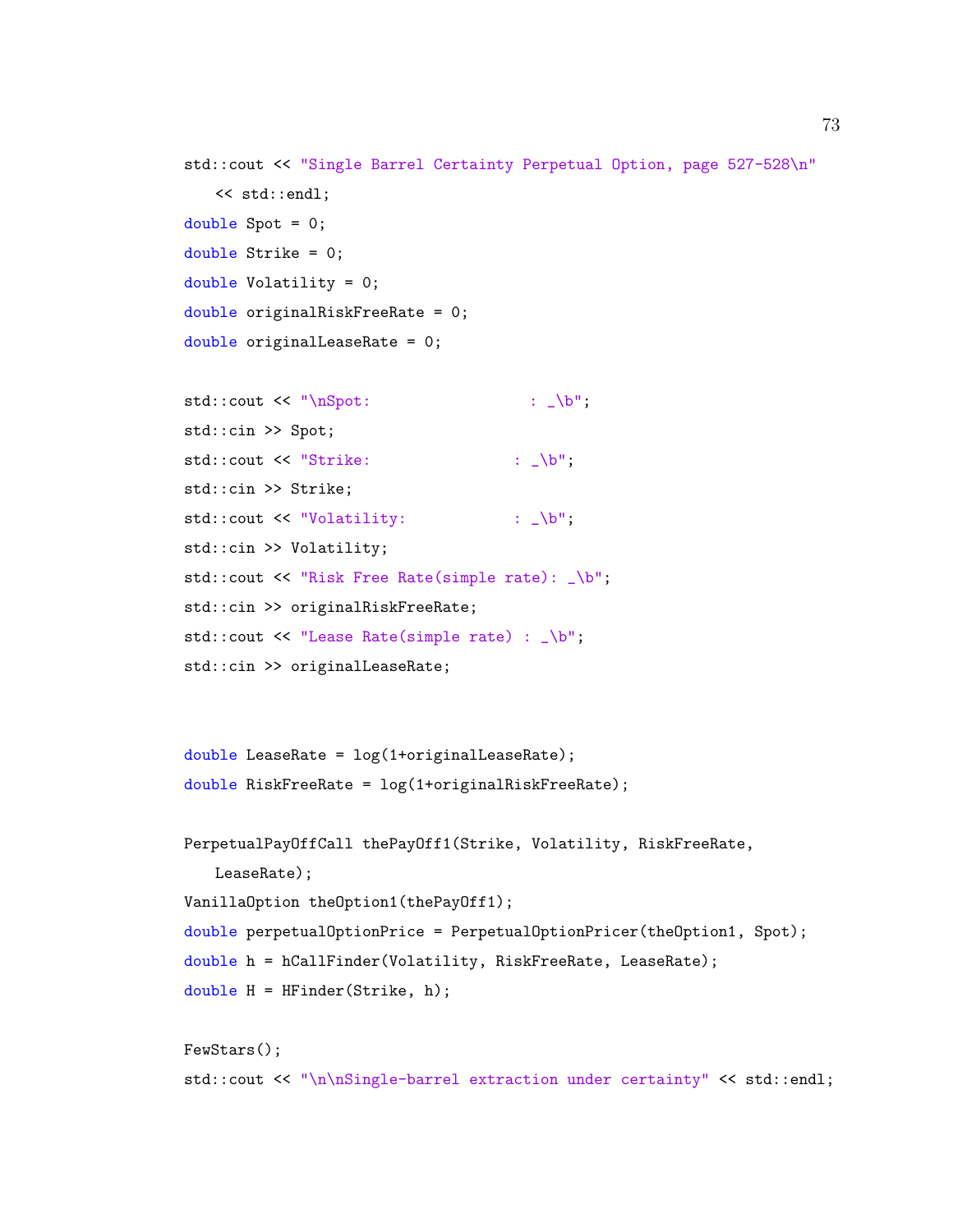```
std::cout << "Single Barrel Certainty Perpetual Option, page 527-528\n"
    << std::endl;
double Spot = 0;
double Strike = 0;
double Volatility = 0;
double originalRiskFreeRate = 0;
double originalLeaseRate = 0;

std::cout << "\nSpot:                  : _\b";
std::cin >> Spot;
std::cout << "Strike:                : _\b";
std::cin >> Strike;
std::cout << "Volatility:            : _\b";
std::cin >> Volatility;
std::cout << "Risk Free Rate(simple rate): _\b";
std::cin >> originalRiskFreeRate;
std::cout << "Lease Rate(simple rate) : _\b";
std::cin >> originalLeaseRate;


double LeaseRate = log(1+originalLeaseRate);
double RiskFreeRate = log(1+originalRiskFreeRate);

PerpetualPayOffCall thePayOff1(Strike, Volatility, RiskFreeRate,
    LeaseRate);
VanillaOption theOption1(thePayOff1);
double perpetualOptionPrice = PerpetualOptionPricer(theOption1, Spot);
double h = hCallFinder(Volatility, RiskFreeRate, LeaseRate);
double H = HFinder(Strike, h);

FewStars();
std::cout << "\n\nSingle-barrel extraction under certainty" << std::endl;
```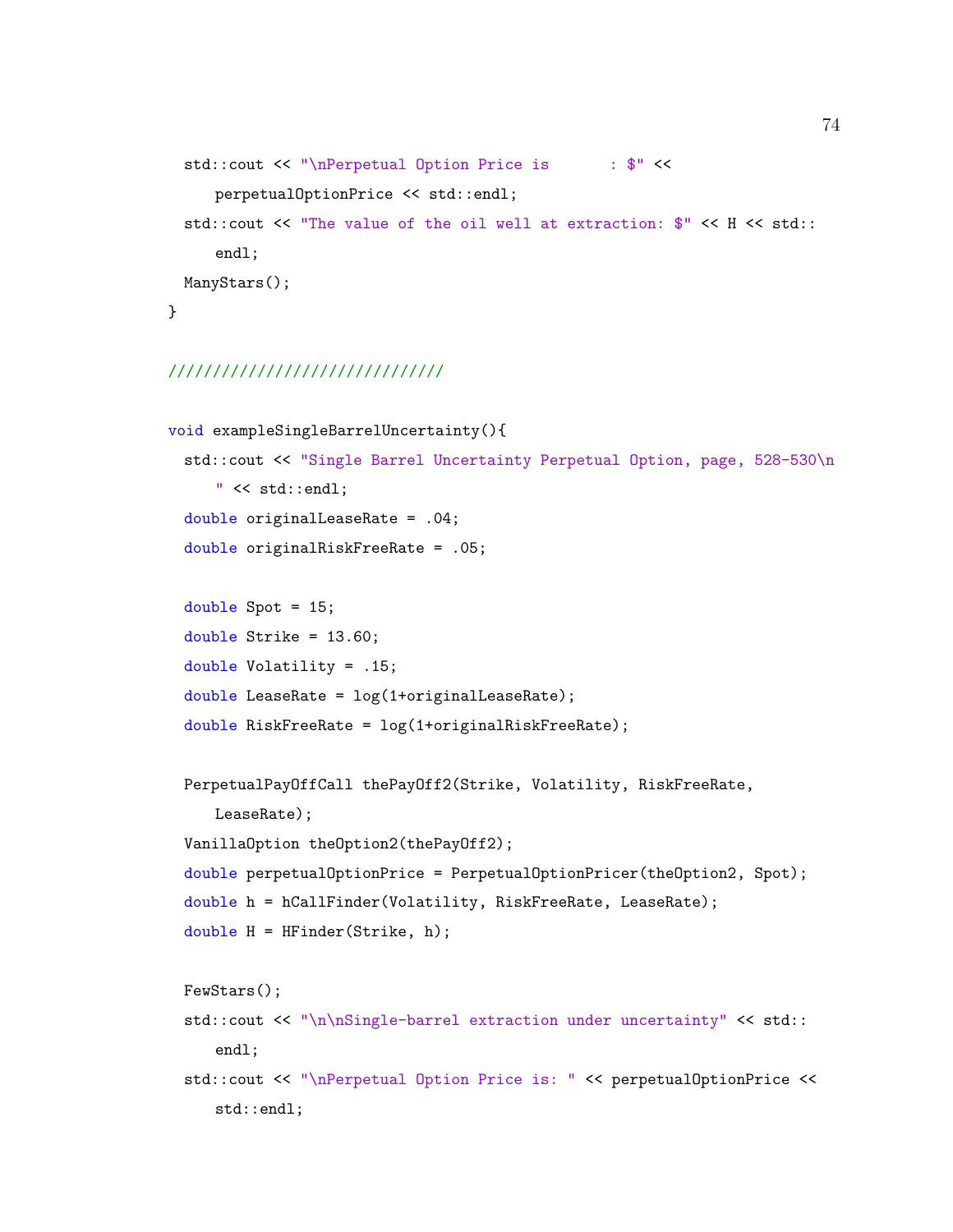```cpp
  std::cout << "\nPerpetual Option Price is       : $" <<
      perpetualOptionPrice << std::endl;
  std::cout << "The value of the oil well at extraction: $" << H << std::
      endl;
  ManyStars();
}

//////////////////////////////

void exampleSingleBarrelUncertainty(){
  std::cout << "Single Barrel Uncertainty Perpetual Option, page, 528-530\n
      " << std::endl;
  double originalLeaseRate = .04;
  double originalRiskFreeRate = .05;

  double Spot = 15;
  double Strike = 13.60;
  double Volatility = .15;
  double LeaseRate = log(1+originalLeaseRate);
  double RiskFreeRate = log(1+originalRiskFreeRate);

  PerpetualPayOffCall thePayOff2(Strike, Volatility, RiskFreeRate,
      LeaseRate);
  VanillaOption theOption2(thePayOff2);
  double perpetualOptionPrice = PerpetualOptionPricer(theOption2, Spot);
  double h = hCallFinder(Volatility, RiskFreeRate, LeaseRate);
  double H = HFinder(Strike, h);

  FewStars();
  std::cout << "\n\nSingle-barrel extraction under uncertainty" << std::
      endl;
  std::cout << "\nPerpetual Option Price is: " << perpetualOptionPrice <<
      std::endl;
```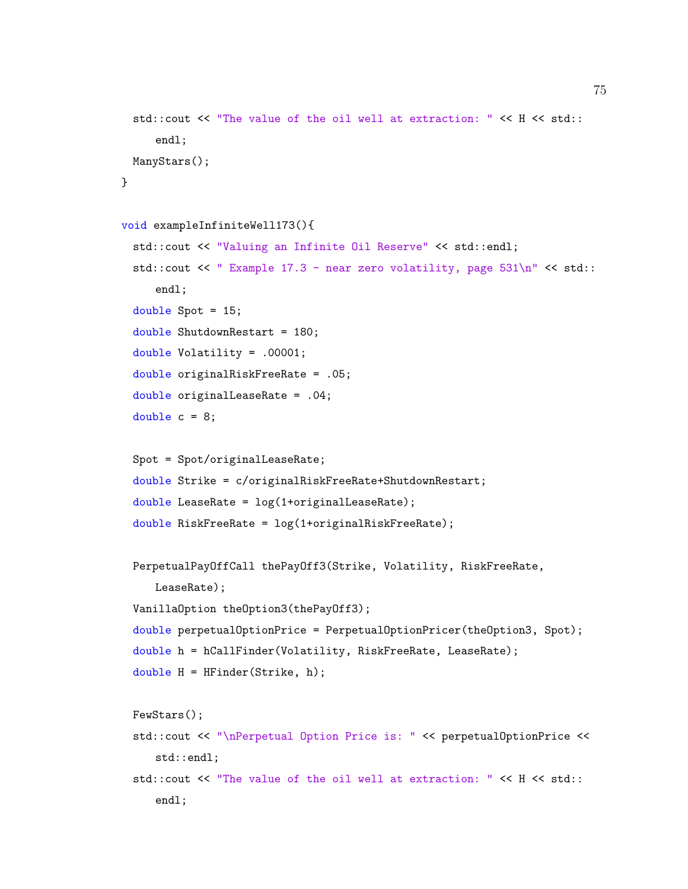```
  std::cout << "The value of the oil well at extraction: " << H << std::
      endl;
  ManyStars();
}

void exampleInfiniteWell173(){
  std::cout << "Valuing an Infinite Oil Reserve" << std::endl;
  std::cout << " Example 17.3 - near zero volatility, page 531\n" << std::
      endl;
  double Spot = 15;
  double ShutdownRestart = 180;
  double Volatility = .00001;
  double originalRiskFreeRate = .05;
  double originalLeaseRate = .04;
  double c = 8;

  Spot = Spot/originalLeaseRate;
  double Strike = c/originalRiskFreeRate+ShutdownRestart;
  double LeaseRate = log(1+originalLeaseRate);
  double RiskFreeRate = log(1+originalRiskFreeRate);

  PerpetualPayOffCall thePayOff3(Strike, Volatility, RiskFreeRate,
      LeaseRate);
  VanillaOption theOption3(thePayOff3);
  double perpetualOptionPrice = PerpetualOptionPricer(theOption3, Spot);
  double h = hCallFinder(Volatility, RiskFreeRate, LeaseRate);
  double H = HFinder(Strike, h);

  FewStars();
  std::cout << "\nPerpetual Option Price is: " << perpetualOptionPrice <<
      std::endl;
  std::cout << "The value of the oil well at extraction: " << H << std::
      endl;
```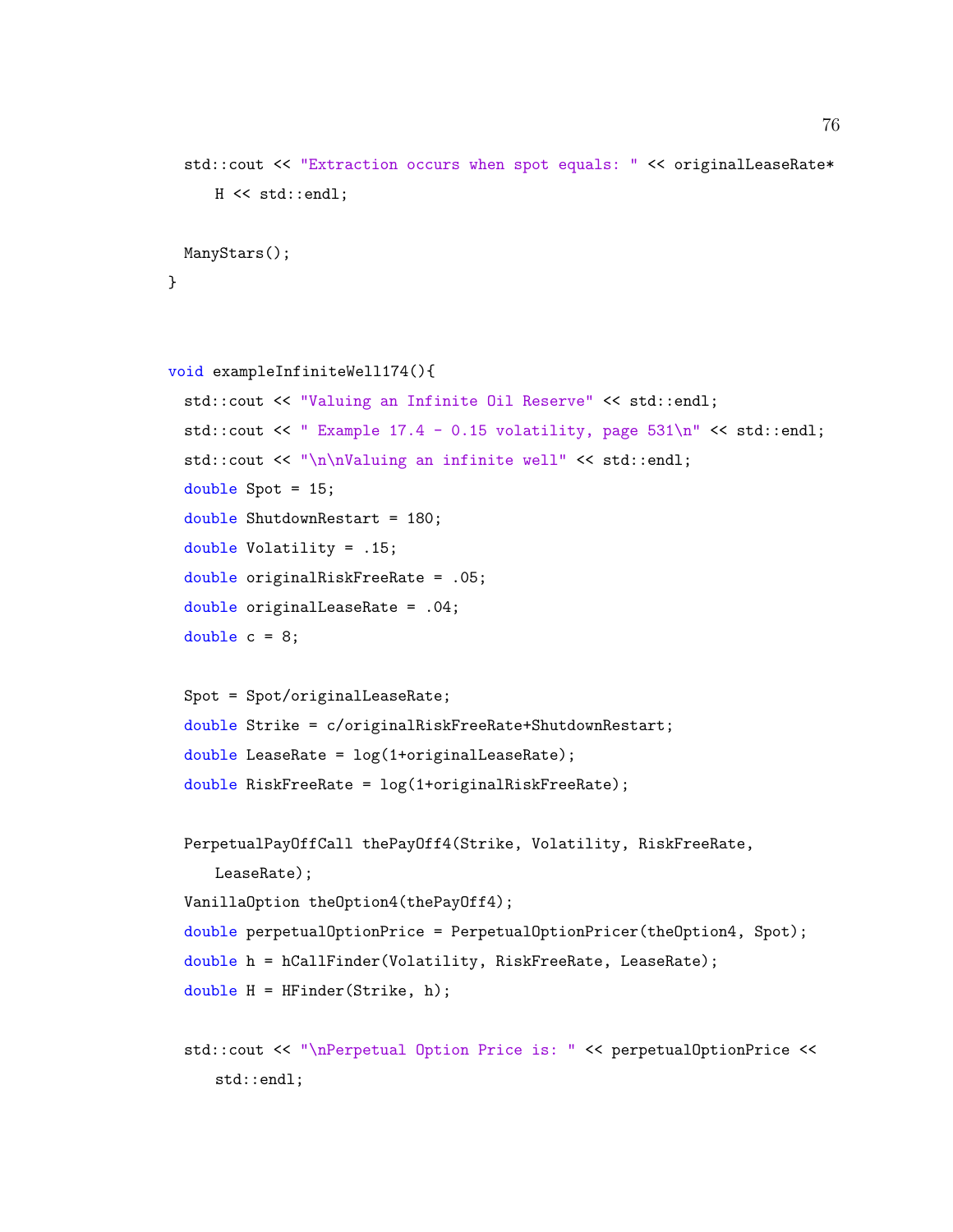```
  std::cout << "Extraction occurs when spot equals: " << originalLeaseRate*
      H << std::endl;

  ManyStars();
}



void exampleInfiniteWell174(){
  std::cout << "Valuing an Infinite Oil Reserve" << std::endl;
  std::cout << " Example 17.4 - 0.15 volatility, page 531\n" << std::endl;
  std::cout << "\n\nValuing an infinite well" << std::endl;
  double Spot = 15;
  double ShutdownRestart = 180;
  double Volatility = .15;
  double originalRiskFreeRate = .05;
  double originalLeaseRate = .04;
  double c = 8;

  Spot = Spot/originalLeaseRate;
  double Strike = c/originalRiskFreeRate+ShutdownRestart;
  double LeaseRate = log(1+originalLeaseRate);
  double RiskFreeRate = log(1+originalRiskFreeRate);

  PerpetualPayOffCall thePayOff4(Strike, Volatility, RiskFreeRate,
      LeaseRate);
  VanillaOption theOption4(thePayOff4);
  double perpetualOptionPrice = PerpetualOptionPricer(theOption4, Spot);
  double h = hCallFinder(Volatility, RiskFreeRate, LeaseRate);
  double H = HFinder(Strike, h);

  std::cout << "\nPerpetual Option Price is: " << perpetualOptionPrice <<
      std::endl;
```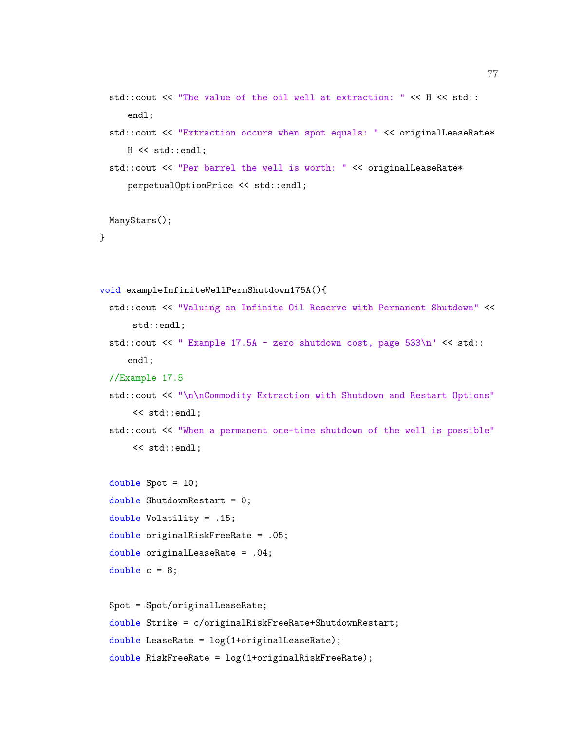```cpp
  std::cout << "The value of the oil well at extraction: " << H << std::
      endl;
  std::cout << "Extraction occurs when spot equals: " << originalLeaseRate*
      H << std::endl;
  std::cout << "Per barrel the well is worth: " << originalLeaseRate*
      perpetualOptionPrice << std::endl;

  ManyStars();
}



void exampleInfiniteWellPermShutdown175A(){
  std::cout << "Valuing an Infinite Oil Reserve with Permanent Shutdown" <<
       std::endl;
  std::cout << " Example 17.5A - zero shutdown cost, page 533\n" << std::
      endl;
  //Example 17.5
  std::cout << "\n\nCommodity Extraction with Shutdown and Restart Options"
       << std::endl;
  std::cout << "When a permanent one-time shutdown of the well is possible"
       << std::endl;

  double Spot = 10;
  double ShutdownRestart = 0;
  double Volatility = .15;
  double originalRiskFreeRate = .05;
  double originalLeaseRate = .04;
  double c = 8;

  Spot = Spot/originalLeaseRate;
  double Strike = c/originalRiskFreeRate+ShutdownRestart;
  double LeaseRate = log(1+originalLeaseRate);
  double RiskFreeRate = log(1+originalRiskFreeRate);
```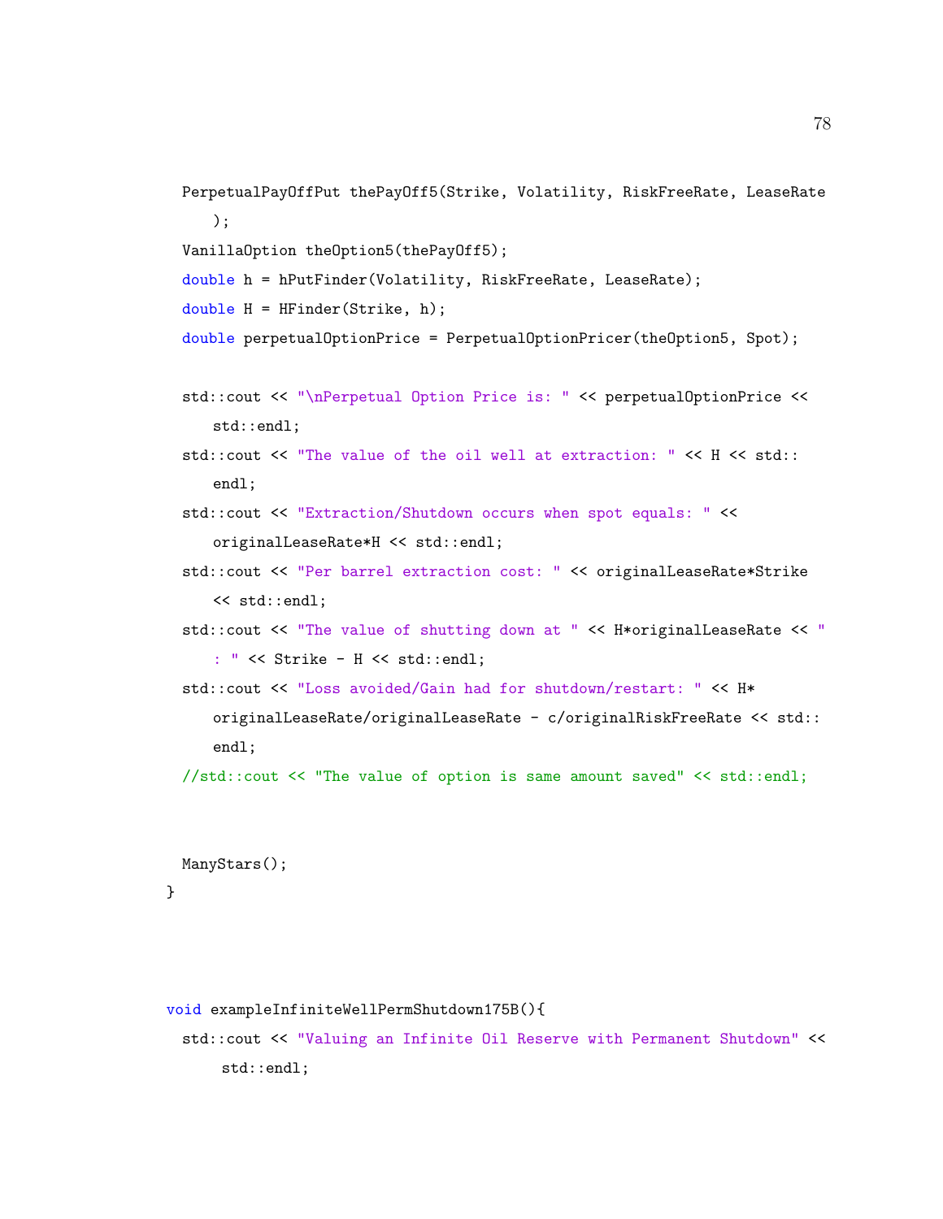```cpp
  PerpetualPayOffPut thePayOff5(Strike, Volatility, RiskFreeRate, LeaseRate
     );
  VanillaOption theOption5(thePayOff5);
  double h = hPutFinder(Volatility, RiskFreeRate, LeaseRate);
  double H = HFinder(Strike, h);
  double perpetualOptionPrice = PerpetualOptionPricer(theOption5, Spot);

  std::cout << "\nPerpetual Option Price is: " << perpetualOptionPrice <<
     std::endl;
  std::cout << "The value of the oil well at extraction: " << H << std::
     endl;
  std::cout << "Extraction/Shutdown occurs when spot equals: " <<
     originalLeaseRate*H << std::endl;
  std::cout << "Per barrel extraction cost: " << originalLeaseRate*Strike
     << std::endl;
  std::cout << "The value of shutting down at " << H*originalLeaseRate << "
     : " << Strike - H << std::endl;
  std::cout << "Loss avoided/Gain had for shutdown/restart: " << H*
     originalLeaseRate/originalLeaseRate - c/originalRiskFreeRate << std::
     endl;
  //std::cout << "The value of option is same amount saved" << std::endl;


  ManyStars();
}



void exampleInfiniteWellPermShutdown175B(){
  std::cout << "Valuing an Infinite Oil Reserve with Permanent Shutdown" <<
      std::endl;
```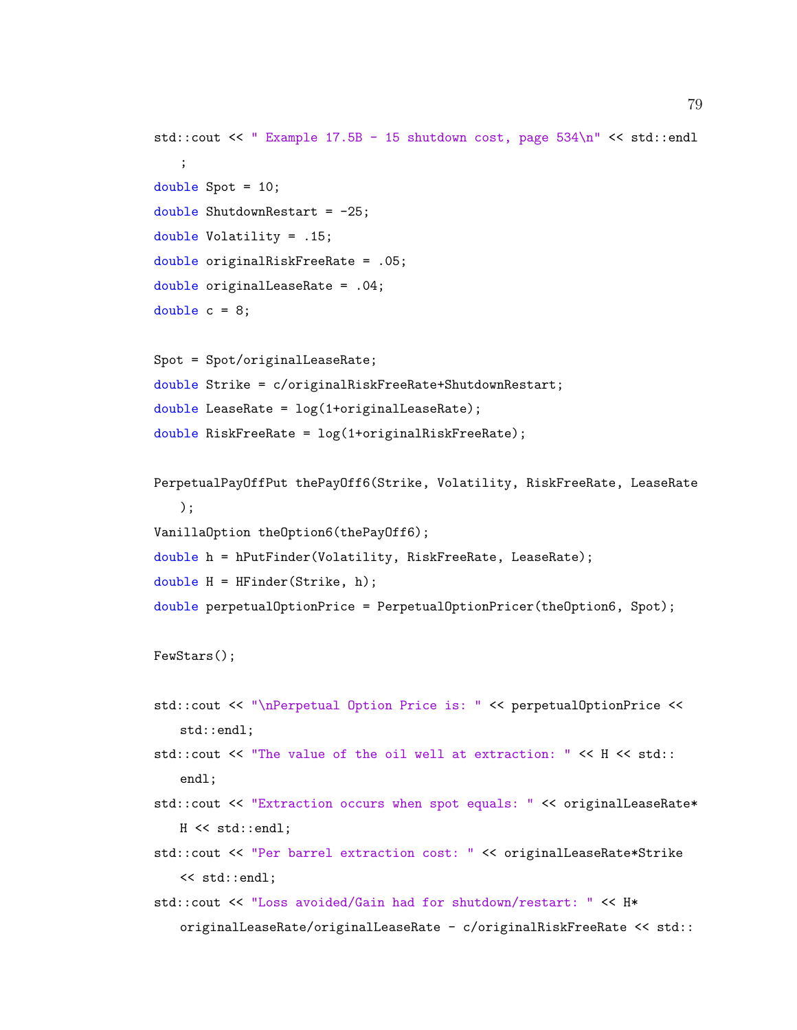```cpp
std::cout << " Example 17.5B - 15 shutdown cost, page 534\n" << std::endl
    ;
double Spot = 10;
double ShutdownRestart = -25;
double Volatility = .15;
double originalRiskFreeRate = .05;
double originalLeaseRate = .04;
double c = 8;

Spot = Spot/originalLeaseRate;
double Strike = c/originalRiskFreeRate+ShutdownRestart;
double LeaseRate = log(1+originalLeaseRate);
double RiskFreeRate = log(1+originalRiskFreeRate);

PerpetualPayOffPut thePayOff6(Strike, Volatility, RiskFreeRate, LeaseRate
    );
VanillaOption theOption6(thePayOff6);
double h = hPutFinder(Volatility, RiskFreeRate, LeaseRate);
double H = HFinder(Strike, h);
double perpetualOptionPrice = PerpetualOptionPricer(theOption6, Spot);

FewStars();

std::cout << "\nPerpetual Option Price is: " << perpetualOptionPrice <<
    std::endl;
std::cout << "The value of the oil well at extraction: " << H << std::
    endl;
std::cout << "Extraction occurs when spot equals: " << originalLeaseRate*
    H << std::endl;
std::cout << "Per barrel extraction cost: " << originalLeaseRate*Strike
    << std::endl;
std::cout << "Loss avoided/Gain had for shutdown/restart: " << H*
    originalLeaseRate/originalLeaseRate - c/originalRiskFreeRate << std::
```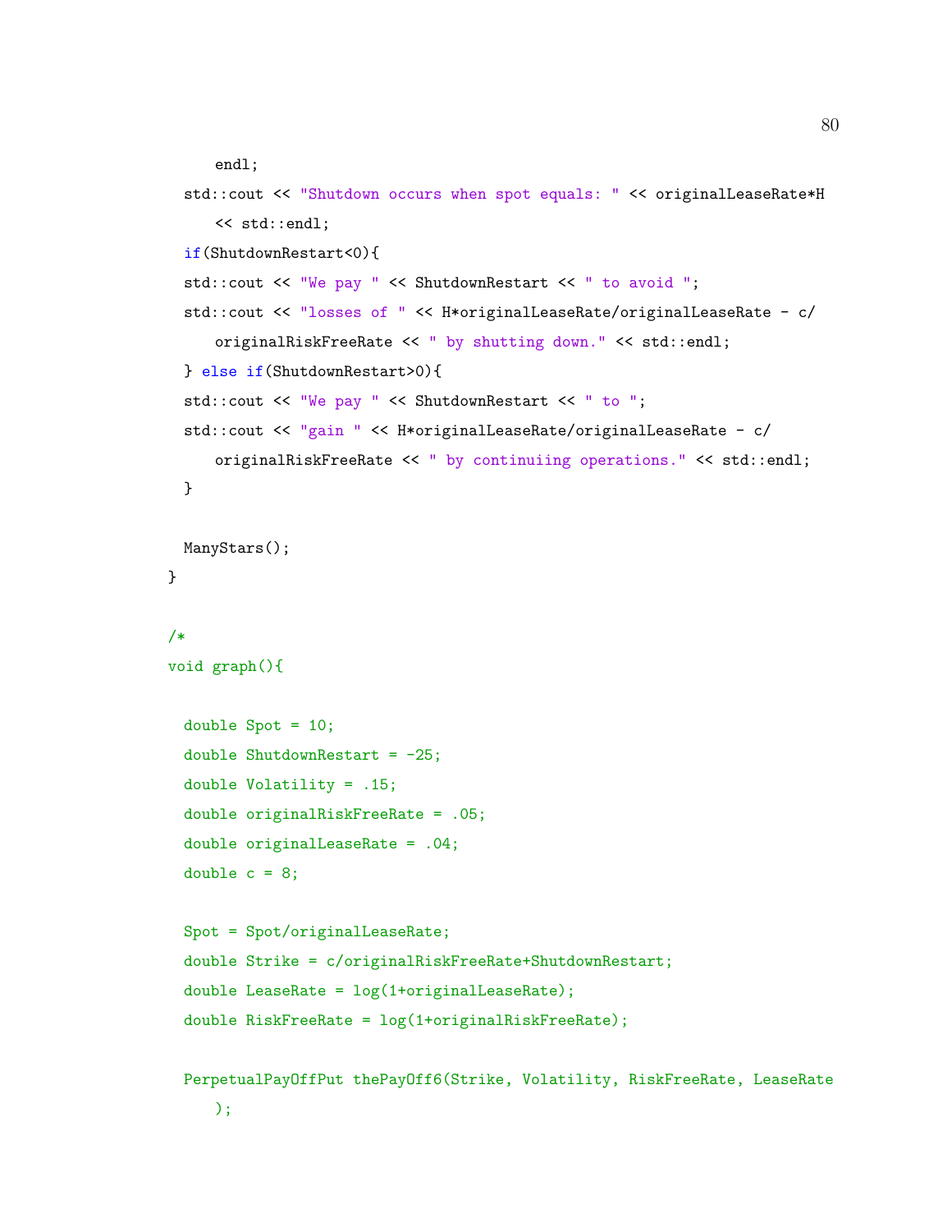```
        endl;
    std::cout << "Shutdown occurs when spot equals: " << originalLeaseRate*H
        << std::endl;
    if(ShutdownRestart<0){
    std::cout << "We pay " << ShutdownRestart << " to avoid ";
    std::cout << "losses of " << H*originalLeaseRate/originalLeaseRate - c/
        originalRiskFreeRate << " by shutting down." << std::endl;
    } else if(ShutdownRestart>0){
    std::cout << "We pay " << ShutdownRestart << " to ";
    std::cout << "gain " << H*originalLeaseRate/originalLeaseRate - c/
        originalRiskFreeRate << " by continuiing operations." << std::endl;
    }

    ManyStars();
}

/*
void graph(){

    double Spot = 10;
    double ShutdownRestart = -25;
    double Volatility = .15;
    double originalRiskFreeRate = .05;
    double originalLeaseRate = .04;
    double c = 8;

    Spot = Spot/originalLeaseRate;
    double Strike = c/originalRiskFreeRate+ShutdownRestart;
    double LeaseRate = log(1+originalLeaseRate);
    double RiskFreeRate = log(1+originalRiskFreeRate);

    PerpetualPayOffPut thePayOff6(Strike, Volatility, RiskFreeRate, LeaseRate
        );
```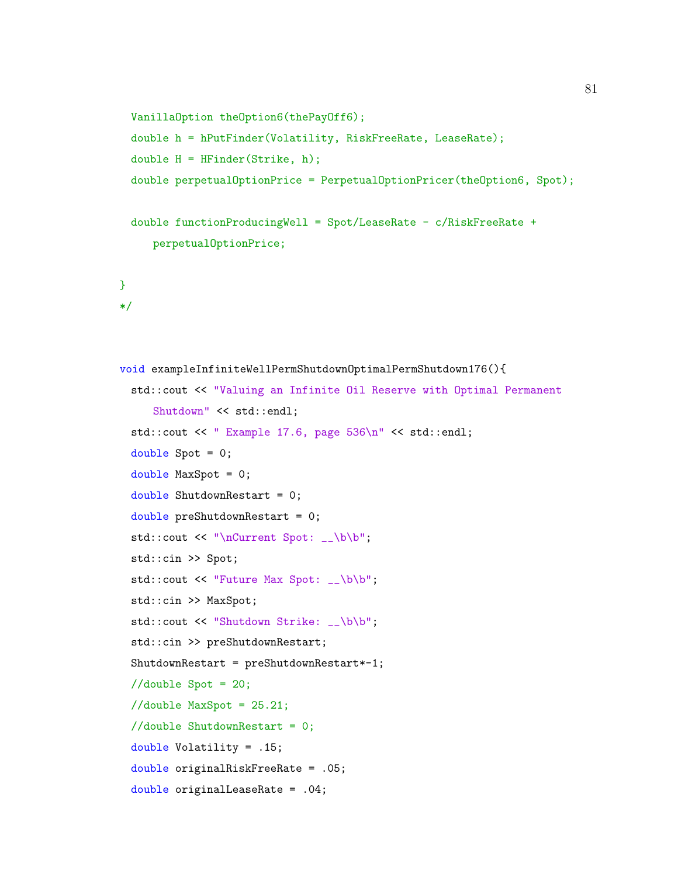```
  VanillaOption theOption6(thePayOff6);
  double h = hPutFinder(Volatility, RiskFreeRate, LeaseRate);
  double H = HFinder(Strike, h);
  double perpetualOptionPrice = PerpetualOptionPricer(theOption6, Spot);

  double functionProducingWell = Spot/LeaseRate - c/RiskFreeRate +
      perpetualOptionPrice;

}
*/


void exampleInfiniteWellPermShutdownOptimalPermShutdown176(){
  std::cout << "Valuing an Infinite Oil Reserve with Optimal Permanent
      Shutdown" << std::endl;
  std::cout << " Example 17.6, page 536\n" << std::endl;
  double Spot = 0;
  double MaxSpot = 0;
  double ShutdownRestart = 0;
  double preShutdownRestart = 0;
  std::cout << "\nCurrent Spot: __\b\b";
  std::cin >> Spot;
  std::cout << "Future Max Spot: __\b\b";
  std::cin >> MaxSpot;
  std::cout << "Shutdown Strike: __\b\b";
  std::cin >> preShutdownRestart;
  ShutdownRestart = preShutdownRestart*-1;
  //double Spot = 20;
  //double MaxSpot = 25.21;
  //double ShutdownRestart = 0;
  double Volatility = .15;
  double originalRiskFreeRate = .05;
  double originalLeaseRate = .04;
```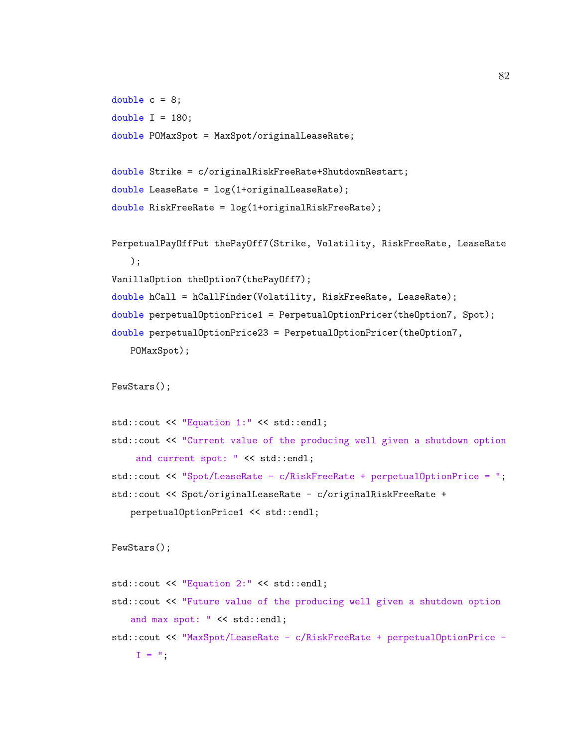```
double c = 8;
double I = 180;
double POMaxSpot = MaxSpot/originalLeaseRate;

double Strike = c/originalRiskFreeRate+ShutdownRestart;
double LeaseRate = log(1+originalLeaseRate);
double RiskFreeRate = log(1+originalRiskFreeRate);

PerpetualPayOffPut thePayOff7(Strike, Volatility, RiskFreeRate, LeaseRate
   );
VanillaOption theOption7(thePayOff7);
double hCall = hCallFinder(Volatility, RiskFreeRate, LeaseRate);
double perpetualOptionPrice1 = PerpetualOptionPricer(theOption7, Spot);
double perpetualOptionPrice23 = PerpetualOptionPricer(theOption7,
   POMaxSpot);

FewStars();

std::cout << "Equation 1:" << std::endl;
std::cout << "Current value of the producing well given a shutdown option
    and current spot: " << std::endl;
std::cout << "Spot/LeaseRate - c/RiskFreeRate + perpetualOptionPrice = ";
std::cout << Spot/originalLeaseRate - c/originalRiskFreeRate +
   perpetualOptionPrice1 << std::endl;

FewStars();

std::cout << "Equation 2:" << std::endl;
std::cout << "Future value of the producing well given a shutdown option
   and max spot: " << std::endl;
std::cout << "MaxSpot/LeaseRate - c/RiskFreeRate + perpetualOptionPrice -
    I = ";
```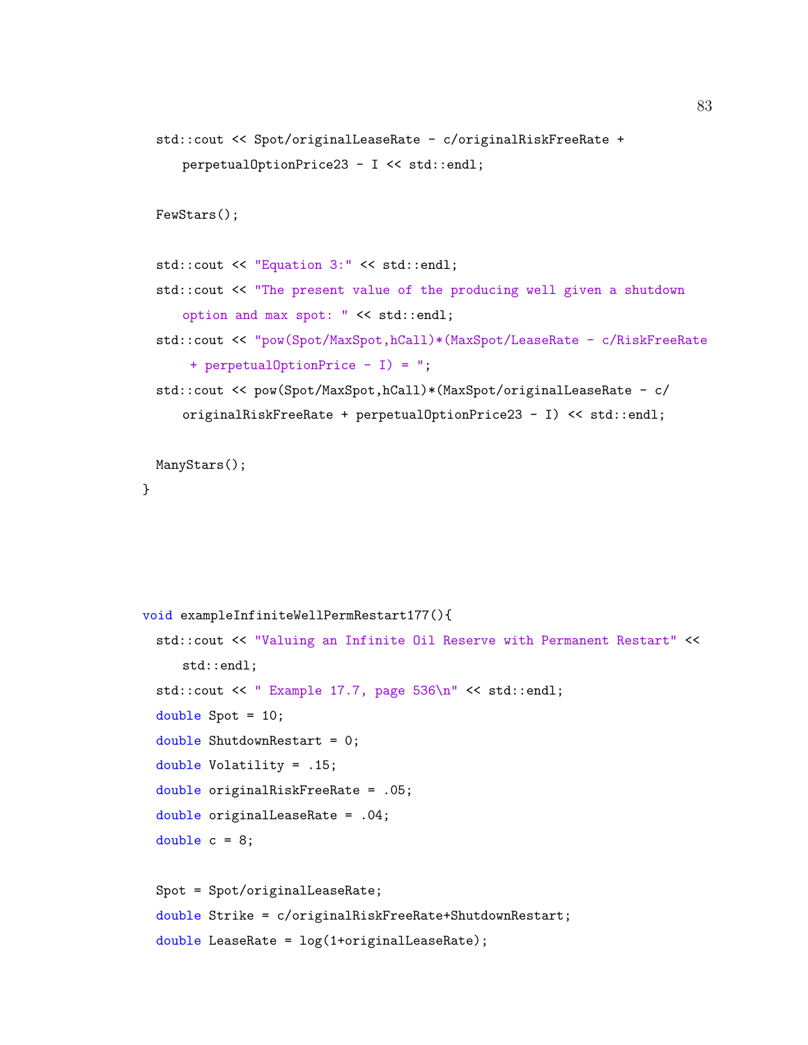```cpp
  std::cout << Spot/originalLeaseRate - c/originalRiskFreeRate +
      perpetualOptionPrice23 - I << std::endl;

  FewStars();

  std::cout << "Equation 3:" << std::endl;
  std::cout << "The present value of the producing well given a shutdown
      option and max spot: " << std::endl;
  std::cout << "pow(Spot/MaxSpot,hCall)*(MaxSpot/LeaseRate - c/RiskFreeRate
       + perpetualOptionPrice - I) = ";
  std::cout << pow(Spot/MaxSpot,hCall)*(MaxSpot/originalLeaseRate - c/
      originalRiskFreeRate + perpetualOptionPrice23 - I) << std::endl;

  ManyStars();
}





void exampleInfiniteWellPermRestart177(){
  std::cout << "Valuing an Infinite Oil Reserve with Permanent Restart" <<
      std::endl;
  std::cout << " Example 17.7, page 536\n" << std::endl;
  double Spot = 10;
  double ShutdownRestart = 0;
  double Volatility = .15;
  double originalRiskFreeRate = .05;
  double originalLeaseRate = .04;
  double c = 8;

  Spot = Spot/originalLeaseRate;
  double Strike = c/originalRiskFreeRate+ShutdownRestart;
  double LeaseRate = log(1+originalLeaseRate);
```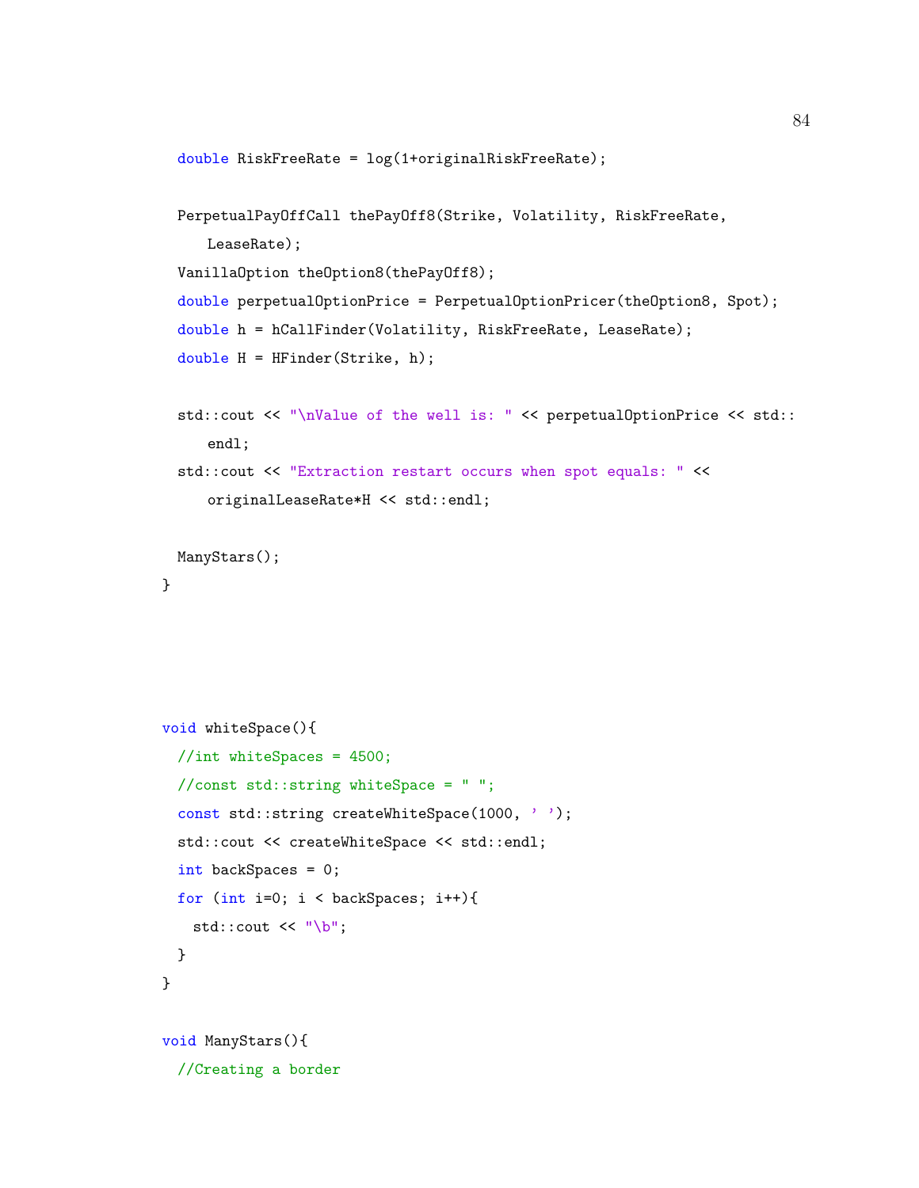```cpp
  double RiskFreeRate = log(1+originalRiskFreeRate);

  PerpetualPayOffCall thePayOff8(Strike, Volatility, RiskFreeRate,
     LeaseRate);
  VanillaOption theOption8(thePayOff8);
  double perpetualOptionPrice = PerpetualOptionPricer(theOption8, Spot);
  double h = hCallFinder(Volatility, RiskFreeRate, LeaseRate);
  double H = HFinder(Strike, h);

  std::cout << "\nValue of the well is: " << perpetualOptionPrice << std::
     endl;
  std::cout << "Extraction restart occurs when spot equals: " <<
     originalLeaseRate*H << std::endl;

  ManyStars();
}




void whiteSpace(){
  //int whiteSpaces = 4500;
  //const std::string whiteSpace = " ";
  const std::string createWhiteSpace(1000, ' ');
  std::cout << createWhiteSpace << std::endl;
  int backSpaces = 0;
  for (int i=0; i < backSpaces; i++){
    std::cout << "\b";
  }
}

void ManyStars(){
  //Creating a border
```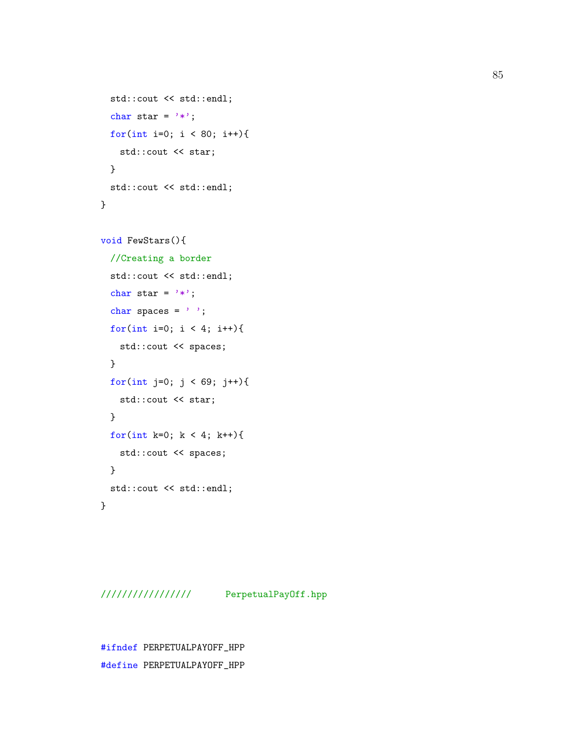```
  std::cout << std::endl;
  char star = '*';
  for(int i=0; i < 80; i++){
    std::cout << star;
  }
  std::cout << std::endl;
}

void FewStars(){
  //Creating a border
  std::cout << std::endl;
  char star = '*';
  char spaces = ' ';
  for(int i=0; i < 4; i++){
    std::cout << spaces;
  }
  for(int j=0; j < 69; j++){
    std::cout << star;
  }
  for(int k=0; k < 4; k++){
    std::cout << spaces;
  }
  std::cout << std::endl;
}




////////////////      PerpetualPayOff.hpp


#ifndef PERPETUALPAYOFF_HPP
#define PERPETUALPAYOFF_HPP
```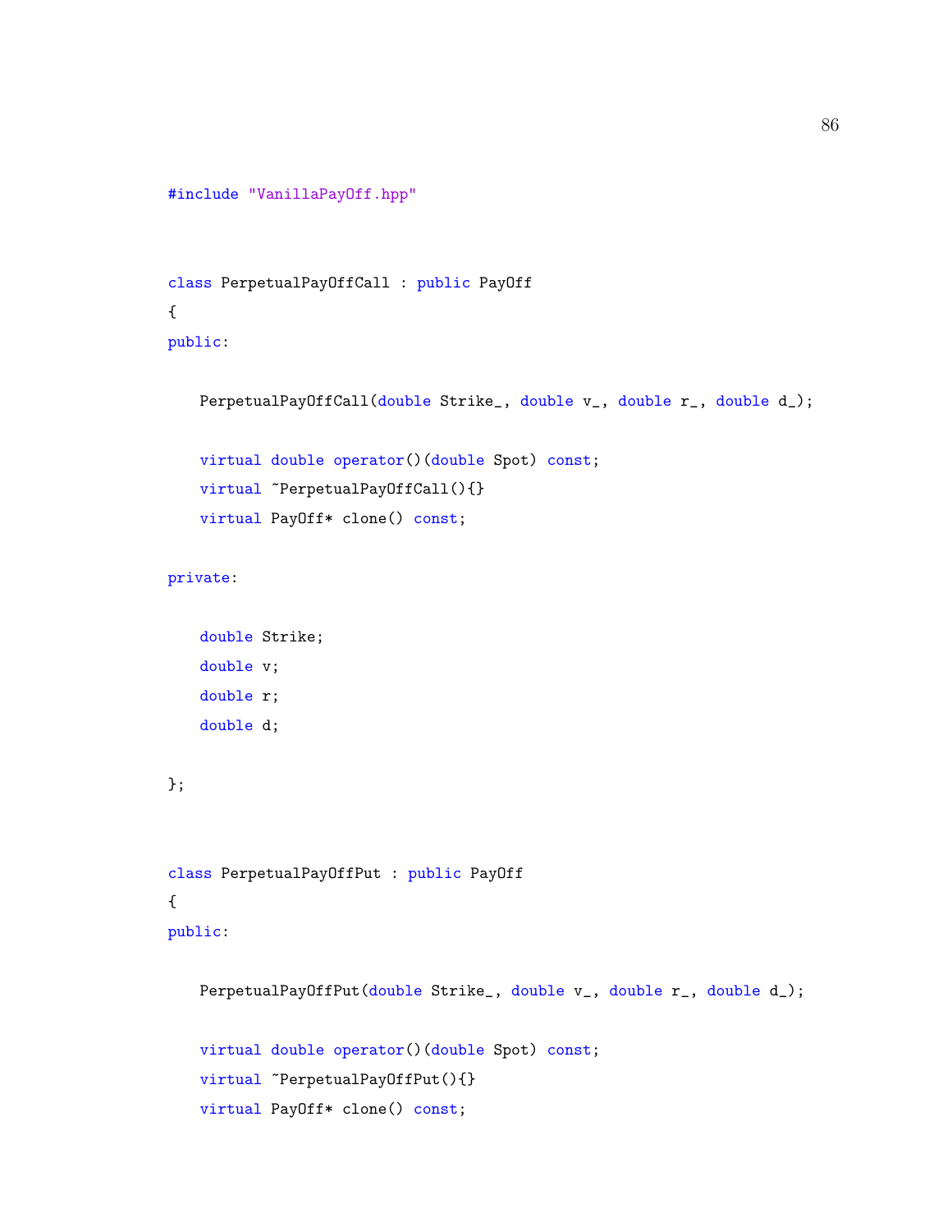```cpp
#include "VanillaPayOff.hpp"


class PerpetualPayOffCall : public PayOff
{
public:

    PerpetualPayOffCall(double Strike_, double v_, double r_, double d_);

    virtual double operator()(double Spot) const;
    virtual ~PerpetualPayOffCall(){}
    virtual PayOff* clone() const;

private:

    double Strike;
    double v;
    double r;
    double d;

};


class PerpetualPayOffPut : public PayOff
{
public:

    PerpetualPayOffPut(double Strike_, double v_, double r_, double d_);

    virtual double operator()(double Spot) const;
    virtual ~PerpetualPayOffPut(){}
    virtual PayOff* clone() const;
```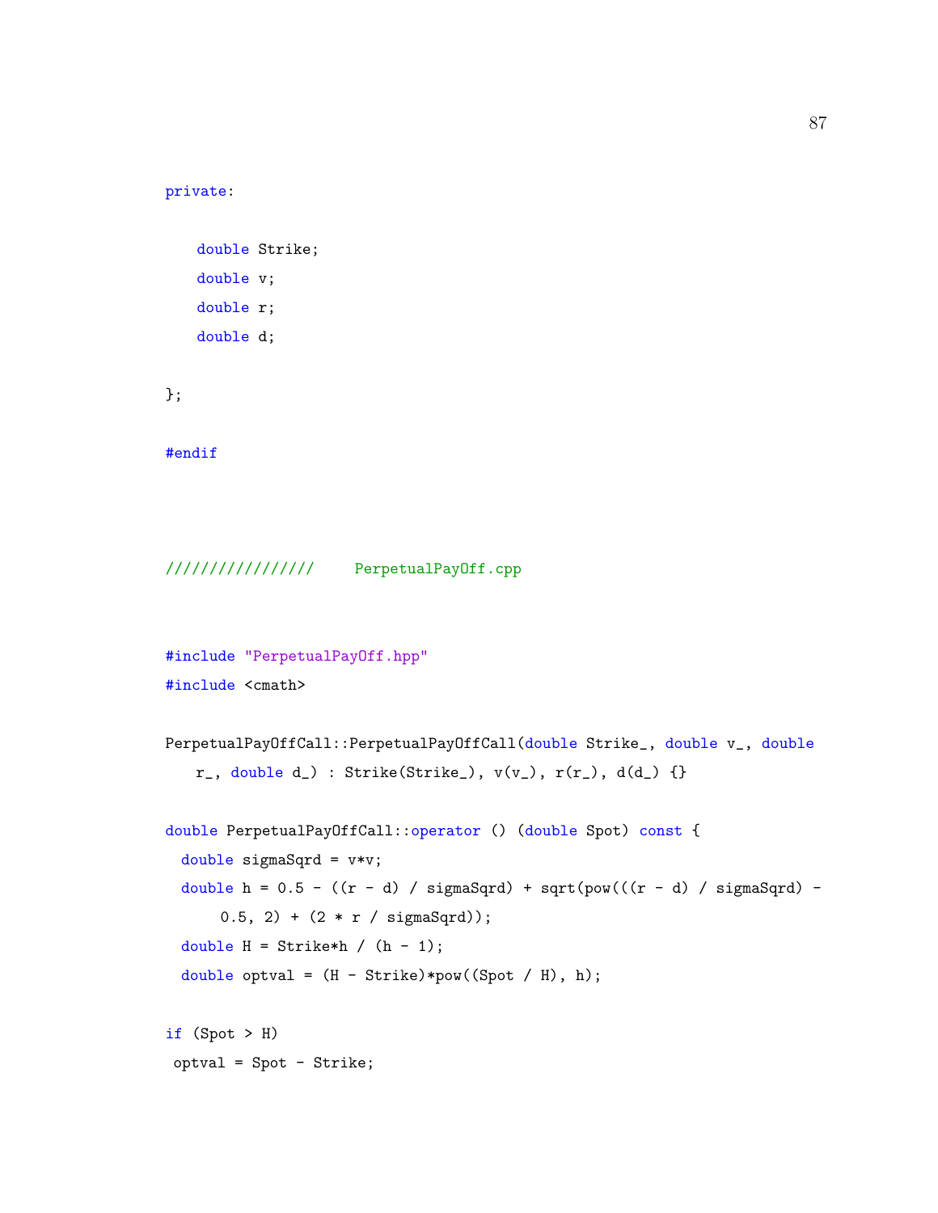```
private:

    double Strike;
    double v;
    double r;
    double d;

};

#endif
```

```
////////////////    PerpetualPayOff.cpp


#include "PerpetualPayOff.hpp"
#include <cmath>

PerpetualPayOffCall::PerpetualPayOffCall(double Strike_, double v_, double
    r_, double d_) : Strike(Strike_), v(v_), r(r_), d(d_) {}

double PerpetualPayOffCall::operator () (double Spot) const {
  double sigmaSqrd = v*v;
  double h = 0.5 - ((r - d) / sigmaSqrd) + sqrt(pow(((r - d) / sigmaSqrd) -
       0.5, 2) + (2 * r / sigmaSqrd));
  double H = Strike*h / (h - 1);
  double optval = (H - Strike)*pow((Spot / H), h);

if (Spot > H)
 optval = Spot - Strike;
```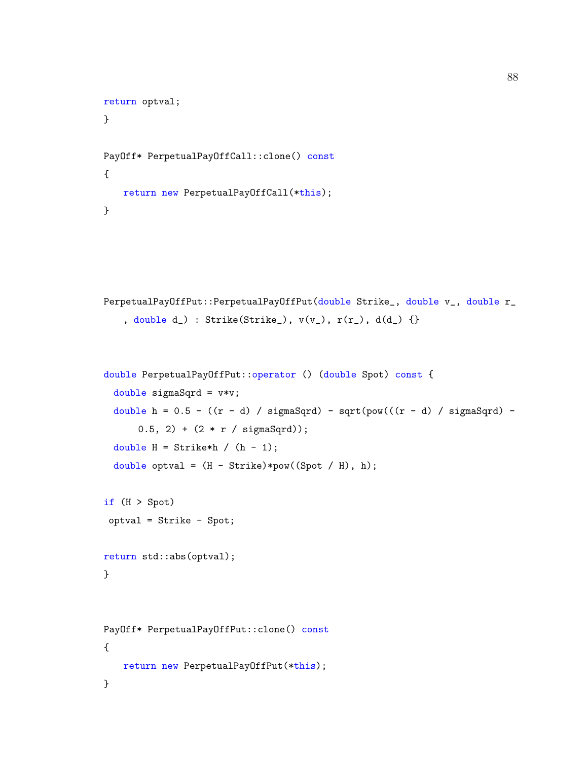```cpp
return optval;
}

PayOff* PerpetualPayOffCall::clone() const
{
    return new PerpetualPayOffCall(*this);
}




PerpetualPayOffPut::PerpetualPayOffPut(double Strike_, double v_, double r_
    , double d_) : Strike(Strike_), v(v_), r(r_), d(d_) {}


double PerpetualPayOffPut::operator () (double Spot) const {
  double sigmaSqrd = v*v;
  double h = 0.5 - ((r - d) / sigmaSqrd) - sqrt(pow(((r - d) / sigmaSqrd) -
       0.5, 2) + (2 * r / sigmaSqrd));
  double H = Strike*h / (h - 1);
  double optval = (H - Strike)*pow((Spot / H), h);

if (H > Spot)
 optval = Strike - Spot;

return std::abs(optval);
}


PayOff* PerpetualPayOffPut::clone() const
{
    return new PerpetualPayOffPut(*this);
}
```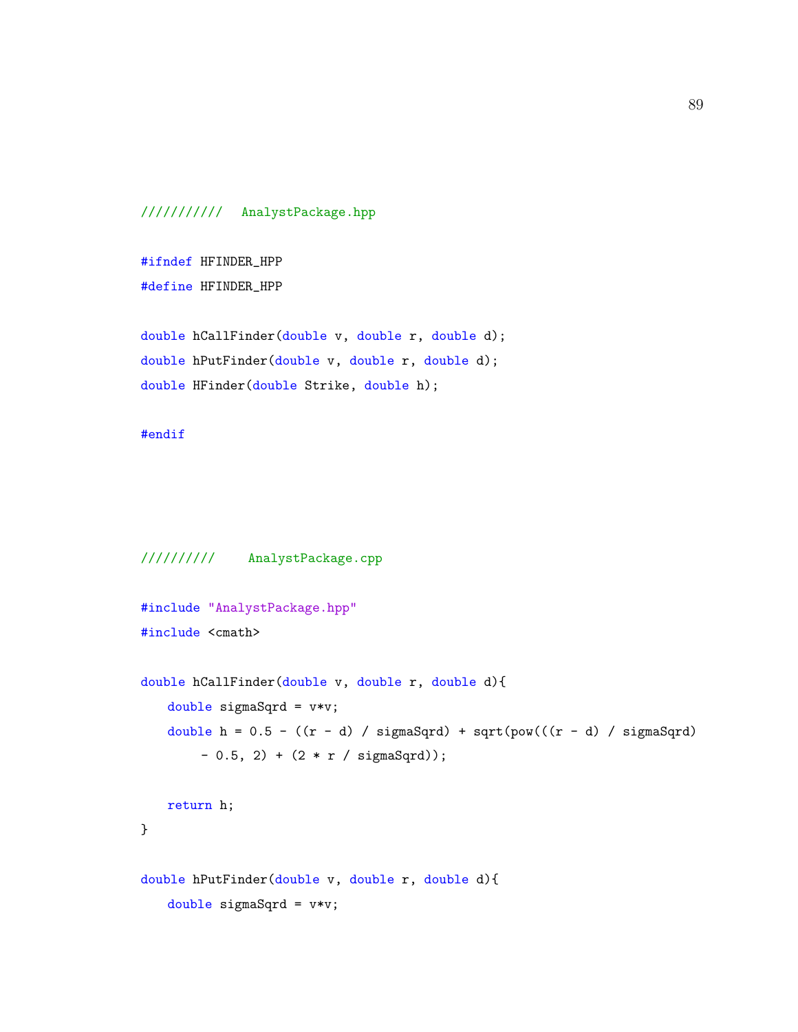```
//////////  AnalystPackage.hpp

#ifndef HFINDER_HPP
#define HFINDER_HPP

double hCallFinder(double v, double r, double d);
double hPutFinder(double v, double r, double d);
double HFinder(double Strike, double h);

#endif
```

```
/////////    AnalystPackage.cpp

#include "AnalystPackage.hpp"
#include <cmath>

double hCallFinder(double v, double r, double d){
    double sigmaSqrd = v*v;
    double h = 0.5 - ((r - d) / sigmaSqrd) + sqrt(pow(((r - d) / sigmaSqrd)
        - 0.5, 2) + (2 * r / sigmaSqrd));

    return h;
}

double hPutFinder(double v, double r, double d){
    double sigmaSqrd = v*v;
```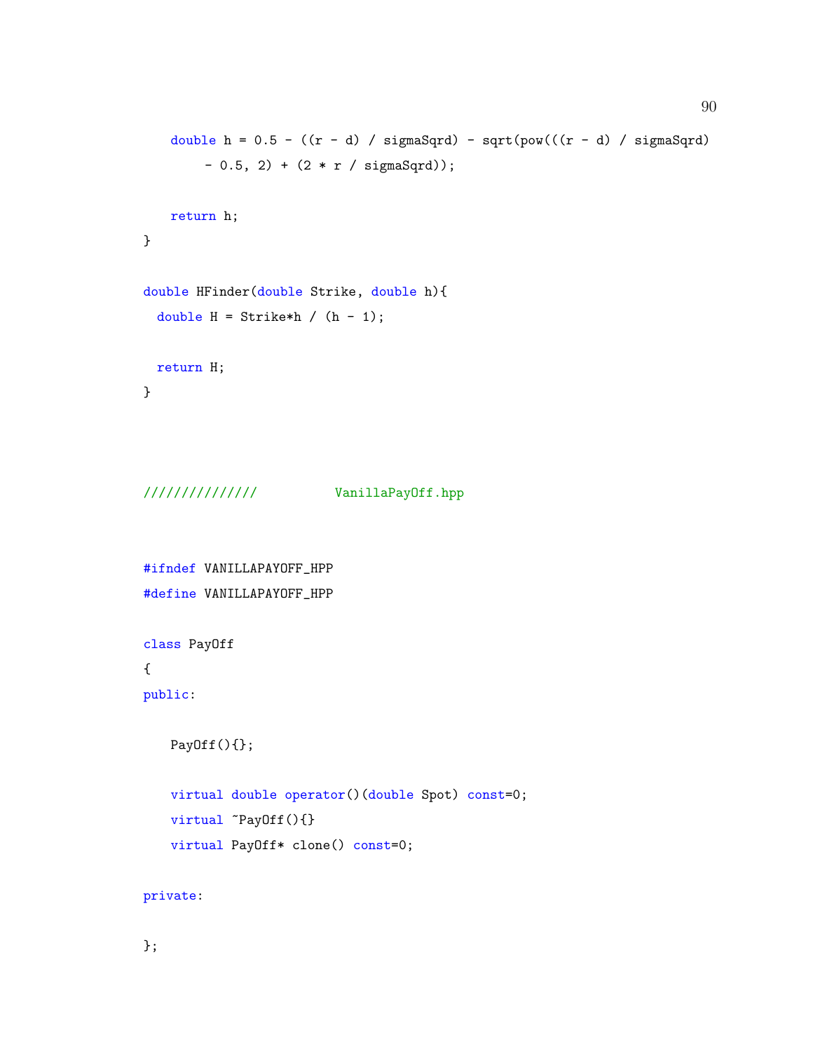```
    double h = 0.5 - ((r - d) / sigmaSqrd) - sqrt(pow(((r - d) / sigmaSqrd)
        - 0.5, 2) + (2 * r / sigmaSqrd));

    return h;
}

double HFinder(double Strike, double h){
  double H = Strike*h / (h - 1);

  return H;
}



//////////////          VanillaPayOff.hpp


#ifndef VANILLAPAYOFF_HPP
#define VANILLAPAYOFF_HPP

class PayOff
{
public:

    PayOff(){};

    virtual double operator()(double Spot) const=0;
    virtual ~PayOff(){}
    virtual PayOff* clone() const=0;

private:

};
```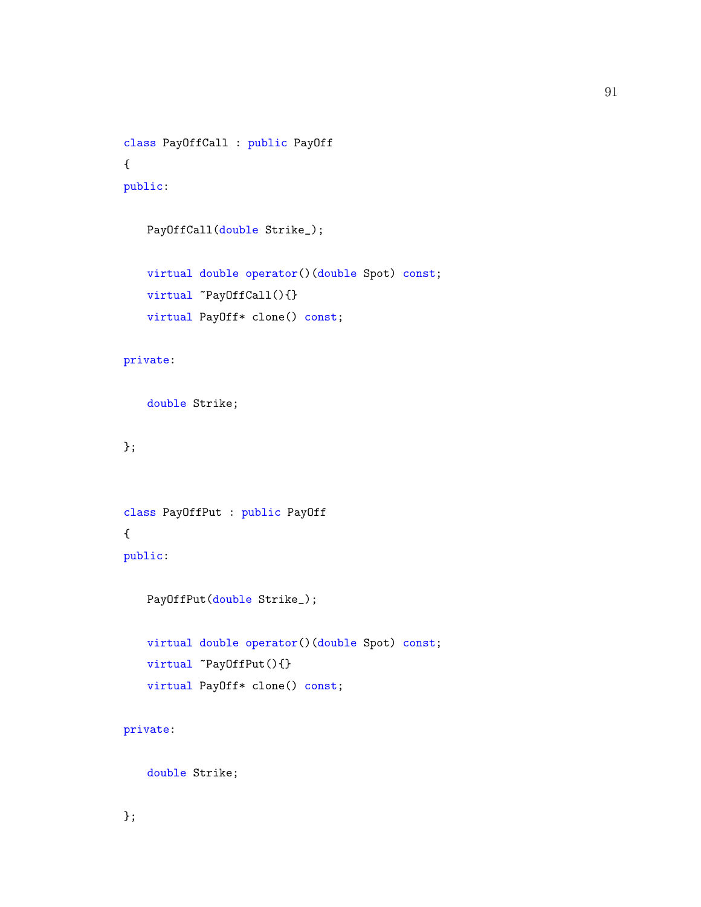```
class PayOffCall : public PayOff
{
public:

    PayOffCall(double Strike_);

    virtual double operator()(double Spot) const;
    virtual ~PayOffCall(){}
    virtual PayOff* clone() const;

private:

    double Strike;

};


class PayOffPut : public PayOff
{
public:

    PayOffPut(double Strike_);

    virtual double operator()(double Spot) const;
    virtual ~PayOffPut(){}
    virtual PayOff* clone() const;

private:

    double Strike;

};
```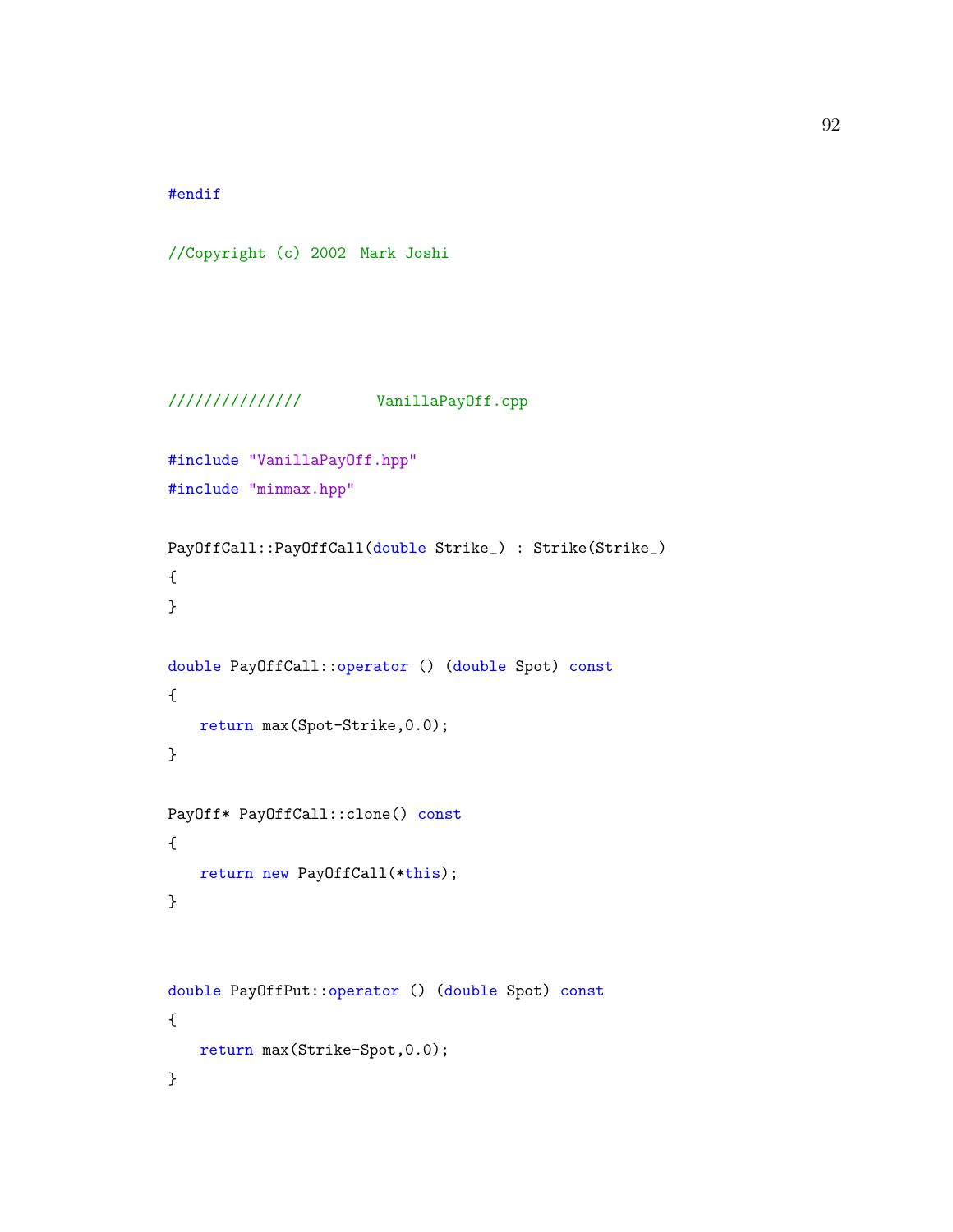```cpp
#endif

//Copyright (c) 2002  Mark Joshi




///////////////        VanillaPayOff.cpp

#include "VanillaPayOff.hpp"
#include "minmax.hpp"

PayOffCall::PayOffCall(double Strike_) : Strike(Strike_)
{
}

double PayOffCall::operator () (double Spot) const
{
    return max(Spot-Strike,0.0);
}

PayOff* PayOffCall::clone() const
{
    return new PayOffCall(*this);
}


double PayOffPut::operator () (double Spot) const
{
    return max(Strike-Spot,0.0);
}
```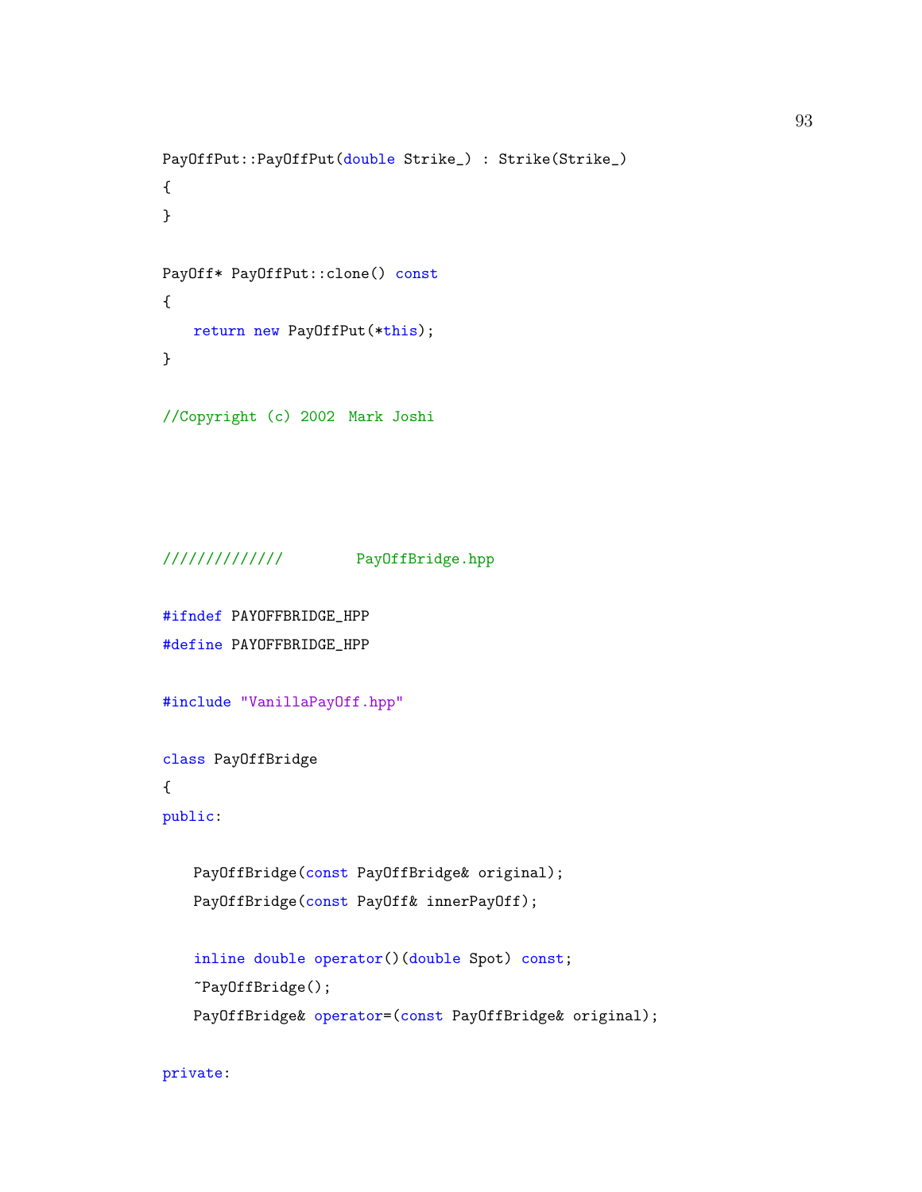```cpp
PayOffPut::PayOffPut(double Strike_) : Strike(Strike_)
{
}

PayOff* PayOffPut::clone() const
{
    return new PayOffPut(*this);
}

//Copyright (c) 2002  Mark Joshi
```

```cpp
/////////////        PayOffBridge.hpp

#ifndef PAYOFFBRIDGE_HPP
#define PAYOFFBRIDGE_HPP

#include "VanillaPayOff.hpp"

class PayOffBridge
{
public:

    PayOffBridge(const PayOffBridge& original);
    PayOffBridge(const PayOff& innerPayOff);

    inline double operator()(double Spot) const;
    ~PayOffBridge();
    PayOffBridge& operator=(const PayOffBridge& original);

private:
```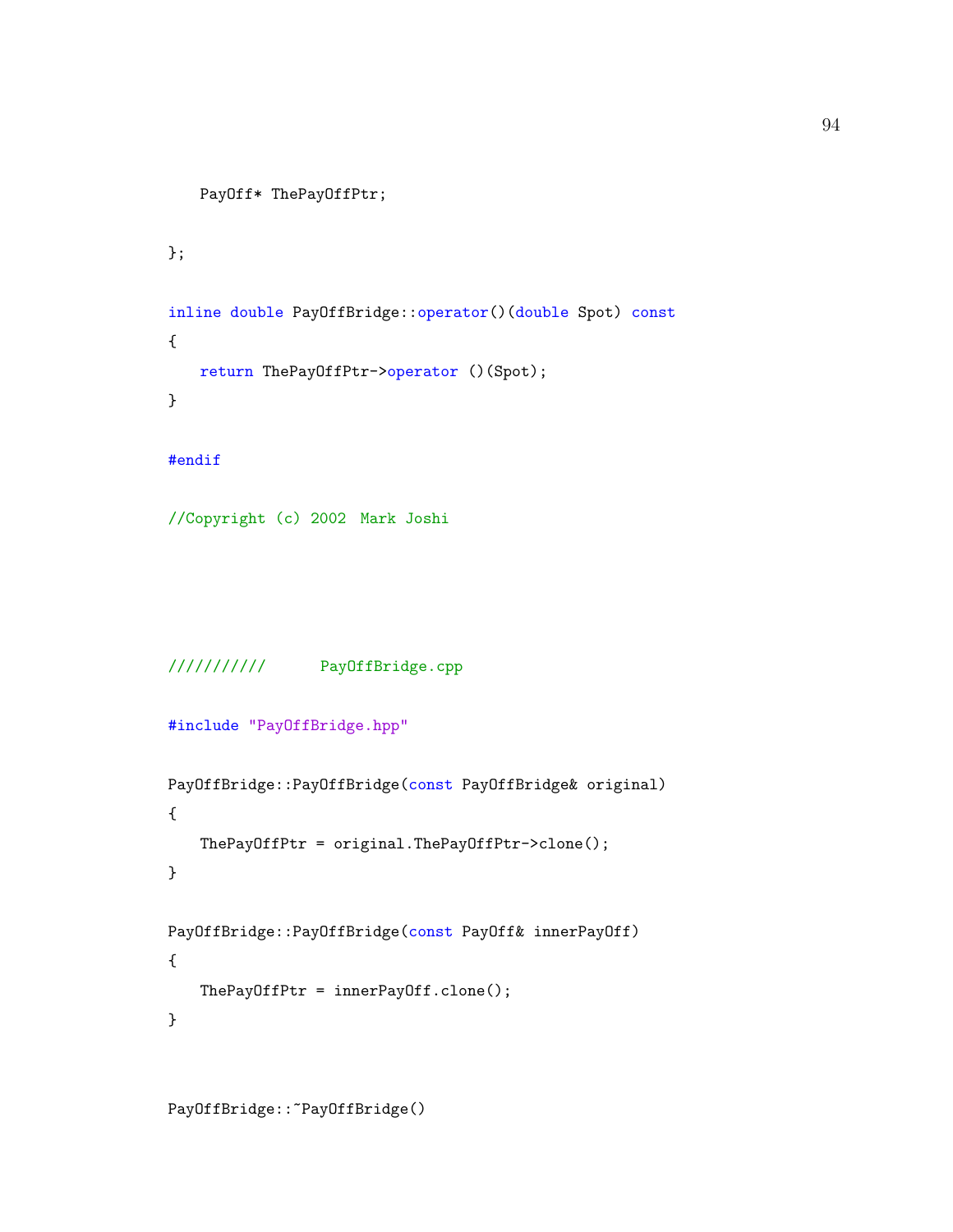```
    PayOff* ThePayOffPtr;

};

inline double PayOffBridge::operator()(double Spot) const
{
    return ThePayOffPtr->operator ()(Spot);
}

#endif

//Copyright (c) 2002  Mark Joshi
```

```
//////////      PayOffBridge.cpp

#include "PayOffBridge.hpp"

PayOffBridge::PayOffBridge(const PayOffBridge& original)
{
    ThePayOffPtr = original.ThePayOffPtr->clone();
}

PayOffBridge::PayOffBridge(const PayOff& innerPayOff)
{
    ThePayOffPtr = innerPayOff.clone();
}


PayOffBridge::~PayOffBridge()
```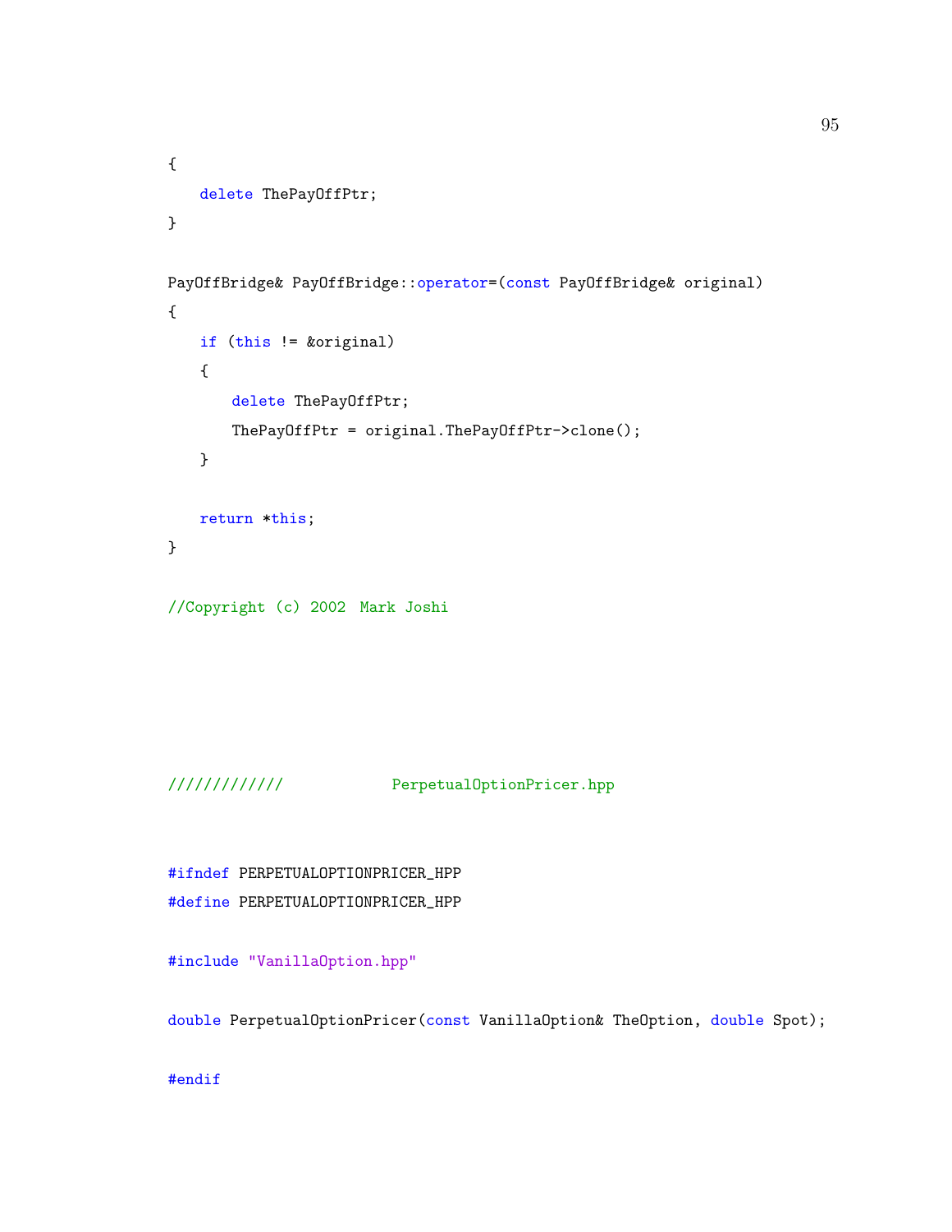```
{
    delete ThePayOffPtr;
}

PayOffBridge& PayOffBridge::operator=(const PayOffBridge& original)
{
    if (this != &original)
    {
        delete ThePayOffPtr;
        ThePayOffPtr = original.ThePayOffPtr->clone();
    }

    return *this;
}

//Copyright (c) 2002  Mark Joshi
```

```
////////////            PerpetualOptionPricer.hpp


#ifndef PERPETUALOPTIONPRICER_HPP
#define PERPETUALOPTIONPRICER_HPP

#include "VanillaOption.hpp"

double PerpetualOptionPricer(const VanillaOption& TheOption, double Spot);

#endif
```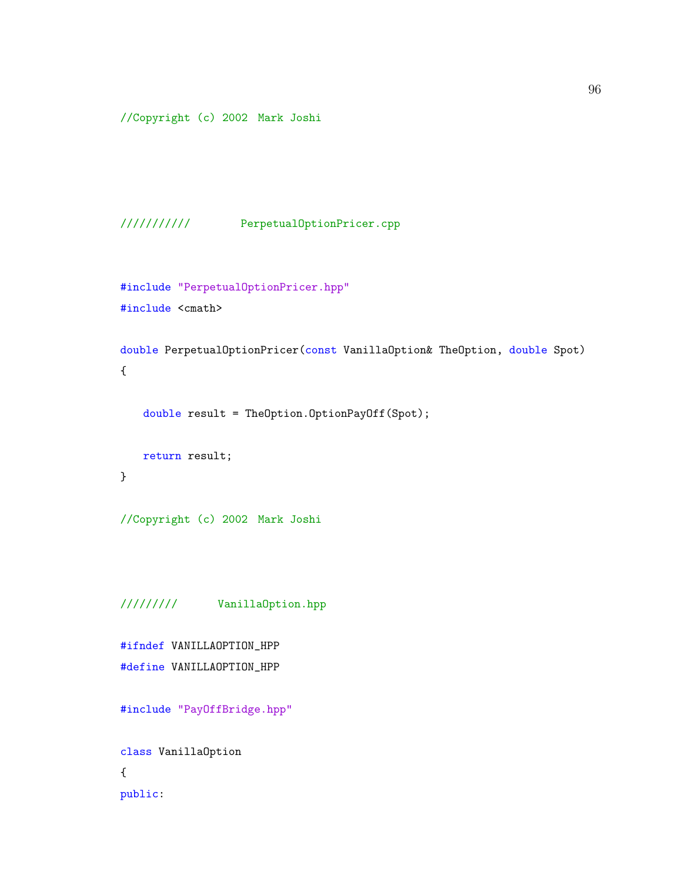```cpp
//Copyright (c) 2002  Mark Joshi



//////////       PerpetualOptionPricer.cpp


#include "PerpetualOptionPricer.hpp"
#include <cmath>

double PerpetualOptionPricer(const VanillaOption& TheOption, double Spot)
{

    double result = TheOption.OptionPayOff(Spot);

    return result;
}

//Copyright (c) 2002  Mark Joshi



////////      VanillaOption.hpp

#ifndef VANILLAOPTION_HPP
#define VANILLAOPTION_HPP

#include "PayOffBridge.hpp"

class VanillaOption
{
public:
```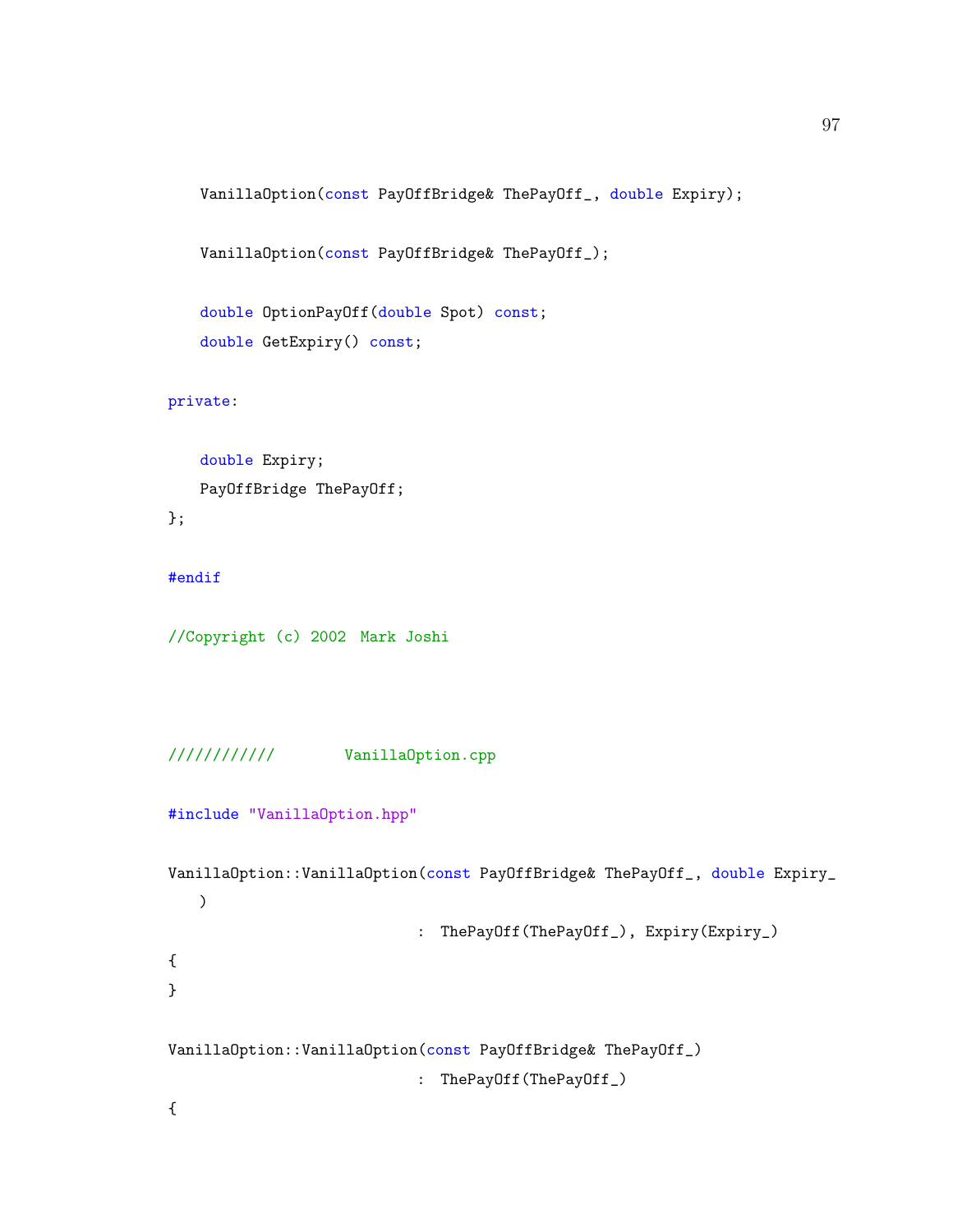```
    VanillaOption(const PayOffBridge& ThePayOff_, double Expiry);

    VanillaOption(const PayOffBridge& ThePayOff_);

    double OptionPayOff(double Spot) const;
    double GetExpiry() const;

private:

    double Expiry;
    PayOffBridge ThePayOff;
};

#endif

//Copyright (c) 2002  Mark Joshi



////////////       VanillaOption.cpp

#include "VanillaOption.hpp"

VanillaOption::VanillaOption(const PayOffBridge& ThePayOff_, double Expiry_
    )
                            :  ThePayOff(ThePayOff_), Expiry(Expiry_)
{
}

VanillaOption::VanillaOption(const PayOffBridge& ThePayOff_)
                            :  ThePayOff(ThePayOff_)
{
```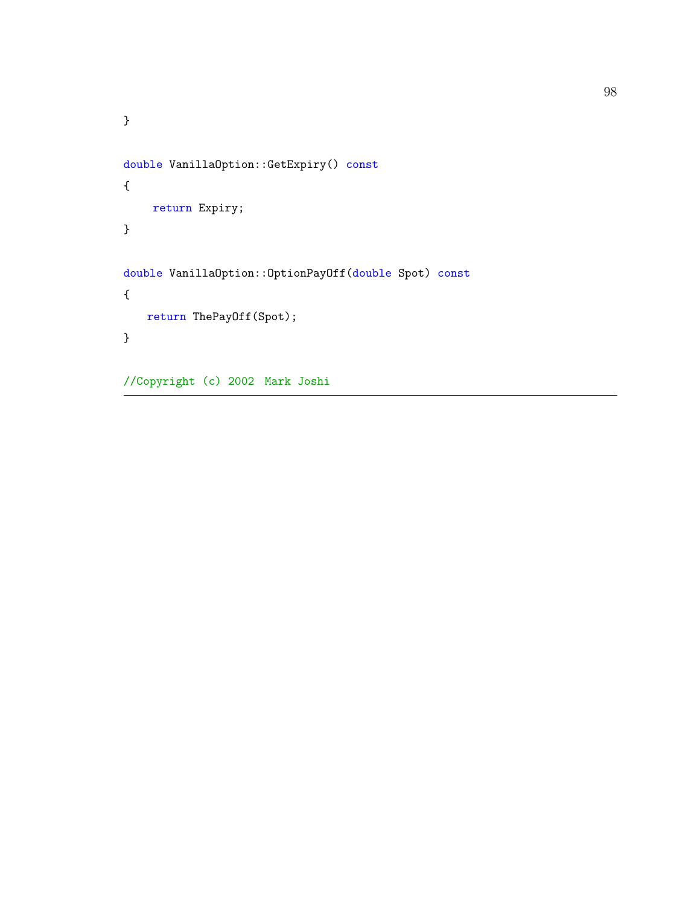```cpp
}

double VanillaOption::GetExpiry() const
{
     return Expiry;
}

double VanillaOption::OptionPayOff(double Spot) const
{
    return ThePayOff(Spot);
}

//Copyright (c) 2002  Mark Joshi
```